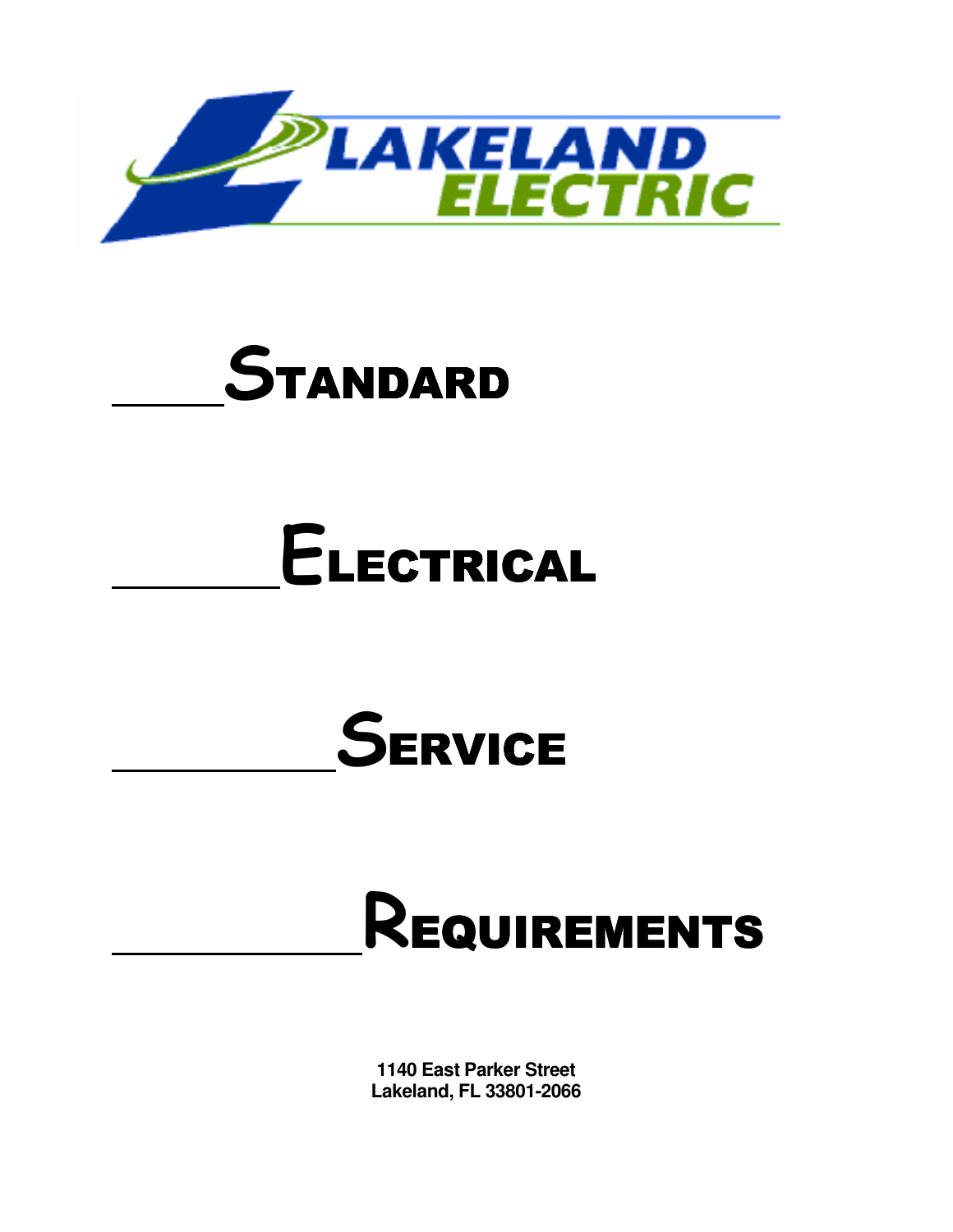LAKELAND ELECTRIC

# STANDARD

# ELECTRICAL

# SERVICE

# REQUIREMENTS

**1140 East Parker Street**
**Lakeland, FL 33801-2066**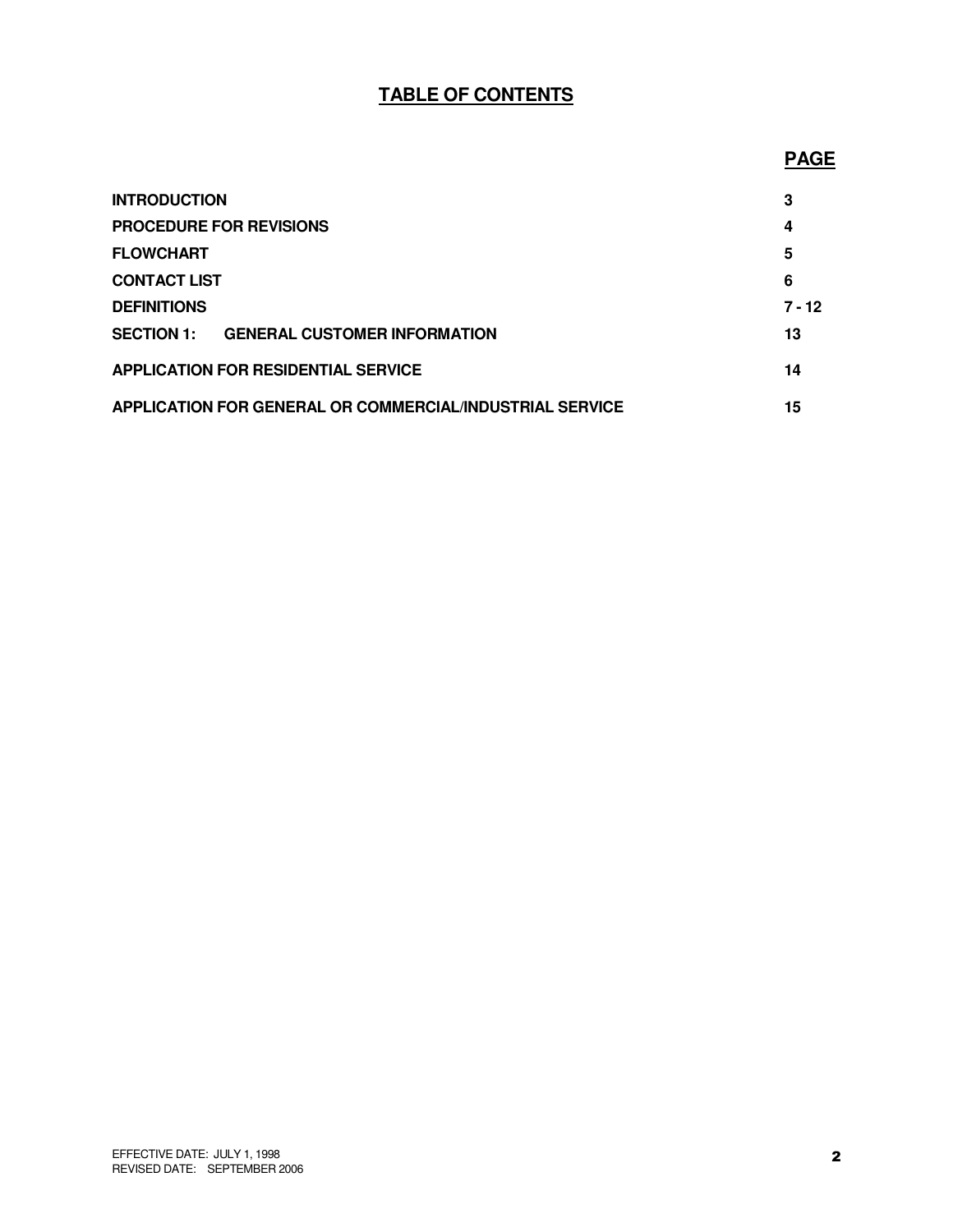# TABLE OF CONTENTS

| | PAGE |
|---|---|
| **INTRODUCTION** | **3** |
| **PROCEDURE FOR REVISIONS** | **4** |
| **FLOWCHART** | **5** |
| **CONTACT LIST** | **6** |
| **DEFINITIONS** | **7 - 12** |
| **SECTION 1: GENERAL CUSTOMER INFORMATION** | **13** |
| **APPLICATION FOR RESIDENTIAL SERVICE** | **14** |
| **APPLICATION FOR GENERAL OR COMMERCIAL/INDUSTRIAL SERVICE** | **15** |

EFFECTIVE DATE: JULY 1, 1998
REVISED DATE: SEPTEMBER 2006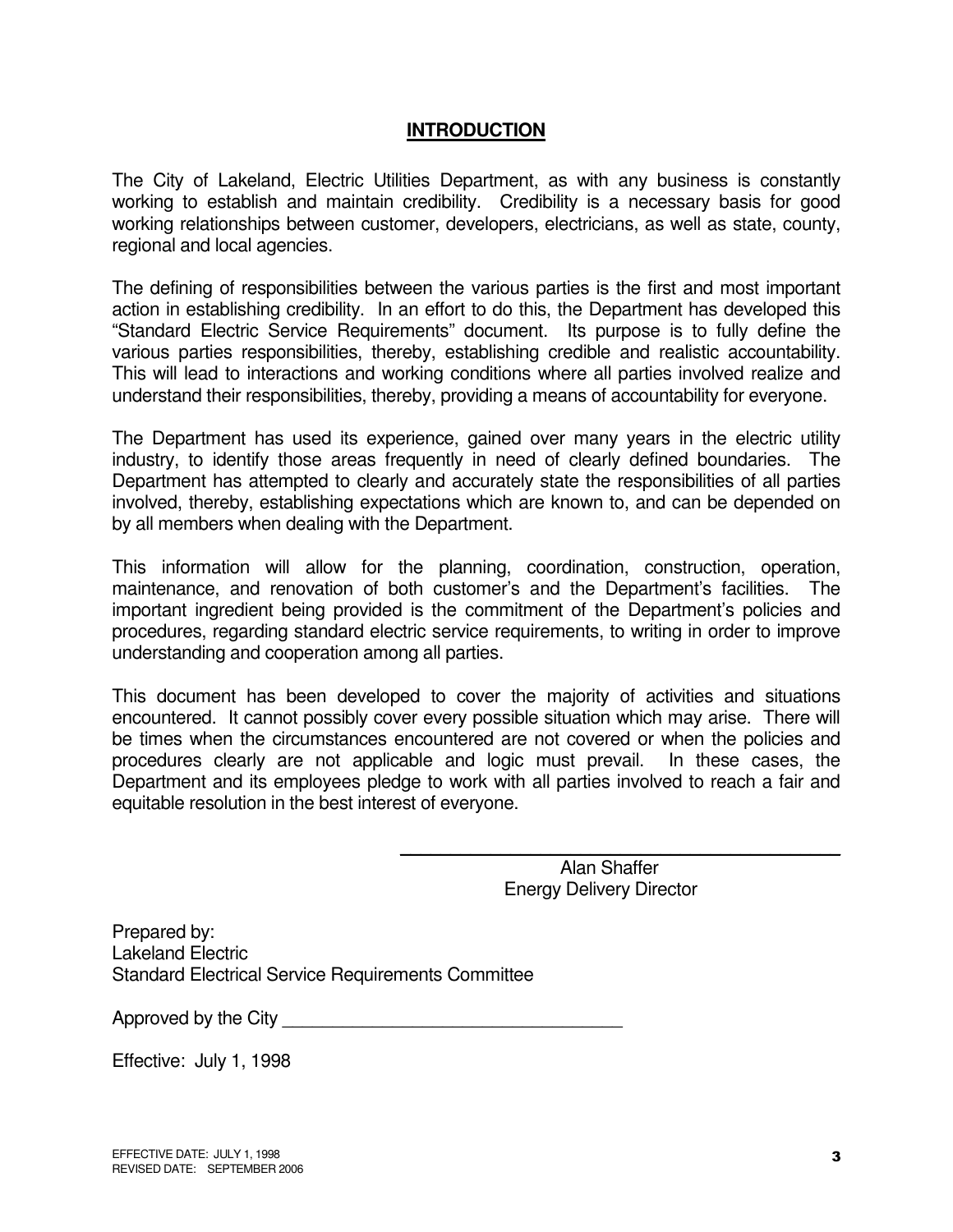# INTRODUCTION

The City of Lakeland, Electric Utilities Department, as with any business is constantly working to establish and maintain credibility. Credibility is a necessary basis for good working relationships between customer, developers, electricians, as well as state, county, regional and local agencies.

The defining of responsibilities between the various parties is the first and most important action in establishing credibility. In an effort to do this, the Department has developed this "Standard Electric Service Requirements" document. Its purpose is to fully define the various parties responsibilities, thereby, establishing credible and realistic accountability. This will lead to interactions and working conditions where all parties involved realize and understand their responsibilities, thereby, providing a means of accountability for everyone.

The Department has used its experience, gained over many years in the electric utility industry, to identify those areas frequently in need of clearly defined boundaries. The Department has attempted to clearly and accurately state the responsibilities of all parties involved, thereby, establishing expectations which are known to, and can be depended on by all members when dealing with the Department.

This information will allow for the planning, coordination, construction, operation, maintenance, and renovation of both customer's and the Department's facilities. The important ingredient being provided is the commitment of the Department's policies and procedures, regarding standard electric service requirements, to writing in order to improve understanding and cooperation among all parties.

This document has been developed to cover the majority of activities and situations encountered. It cannot possibly cover every possible situation which may arise. There will be times when the circumstances encountered are not covered or when the policies and procedures clearly are not applicable and logic must prevail. In these cases, the Department and its employees pledge to work with all parties involved to reach a fair and equitable resolution in the best interest of everyone.

\_\_\_\_\_\_\_\_\_\_\_\_\_\_\_\_\_\_\_\_\_\_\_\_\_\_\_\_\_\_\_\_\_\_\_\_\_\_\_\_
Alan Shaffer
Energy Delivery Director

Prepared by:
Lakeland Electric
Standard Electrical Service Requirements Committee

Approved by the City \_\_\_\_\_\_\_\_\_\_\_\_\_\_\_\_\_\_\_\_\_\_\_\_\_\_\_\_\_\_\_\_\_\_\_\_

Effective: July 1, 1998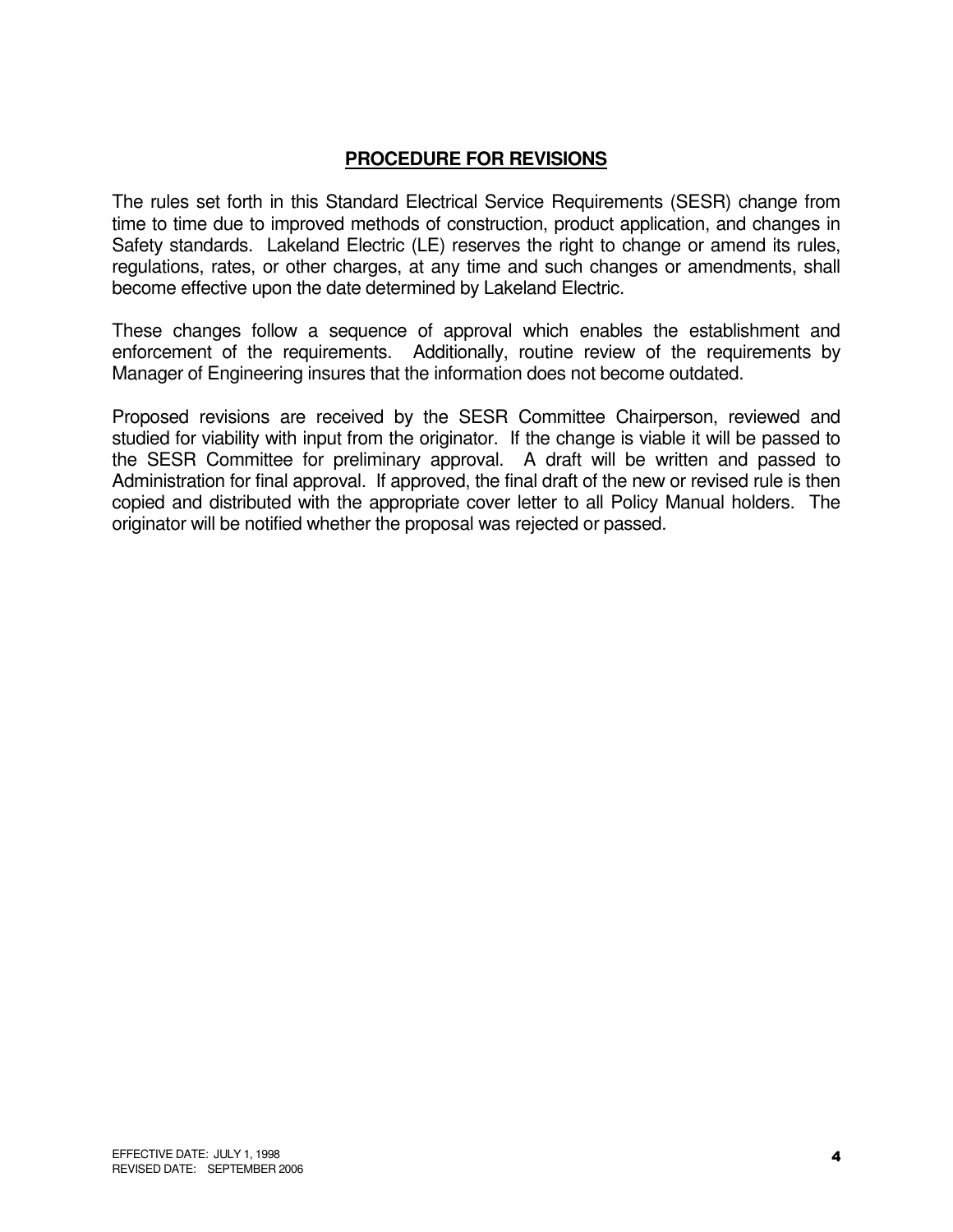## PROCEDURE FOR REVISIONS

The rules set forth in this Standard Electrical Service Requirements (SESR) change from time to time due to improved methods of construction, product application, and changes in Safety standards. Lakeland Electric (LE) reserves the right to change or amend its rules, regulations, rates, or other charges, at any time and such changes or amendments, shall become effective upon the date determined by Lakeland Electric.

These changes follow a sequence of approval which enables the establishment and enforcement of the requirements. Additionally, routine review of the requirements by Manager of Engineering insures that the information does not become outdated.

Proposed revisions are received by the SESR Committee Chairperson, reviewed and studied for viability with input from the originator. If the change is viable it will be passed to the SESR Committee for preliminary approval. A draft will be written and passed to Administration for final approval. If approved, the final draft of the new or revised rule is then copied and distributed with the appropriate cover letter to all Policy Manual holders. The originator will be notified whether the proposal was rejected or passed.

EFFECTIVE DATE: JULY 1, 1998
REVISED DATE: SEPTEMBER 2006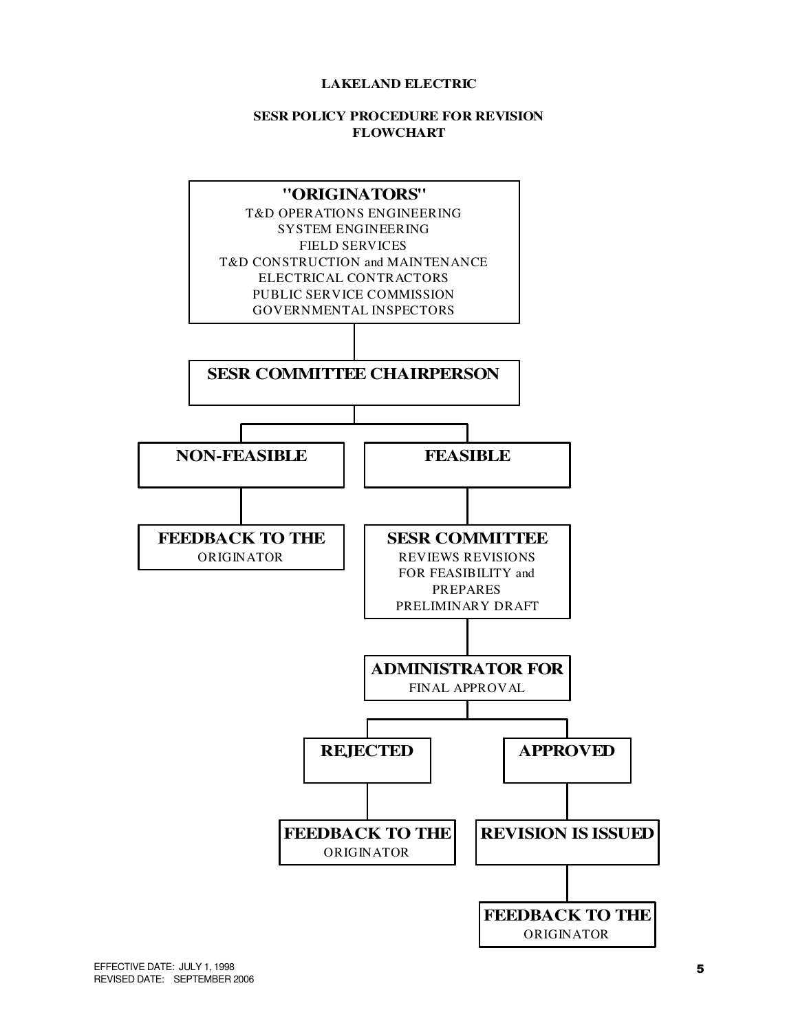**LAKELAND ELECTRIC**

**SESR POLICY PROCEDURE FOR REVISION FLOWCHART**

**"ORIGINATORS"**
T&D OPERATIONS ENGINEERING
SYSTEM ENGINEERING
FIELD SERVICES
T&D CONSTRUCTION and MAINTENANCE
ELECTRICAL CONTRACTORS
PUBLIC SERVICE COMMISSION
GOVERNMENTAL INSPECTORS

**SESR COMMITTEE CHAIRPERSON**

**NON-FEASIBLE**

**FEEDBACK TO THE** ORIGINATOR

**FEASIBLE**

**SESR COMMITTEE** REVIEWS REVISIONS FOR FEASIBILITY and PREPARES PRELIMINARY DRAFT

**ADMINISTRATOR FOR** FINAL APPROVAL

**REJECTED**

**FEEDBACK TO THE** ORIGINATOR

**APPROVED**

**REVISION IS ISSUED**

**FEEDBACK TO THE** ORIGINATOR

EFFECTIVE DATE: JULY 1, 1998
REVISED DATE: SEPTEMBER 2006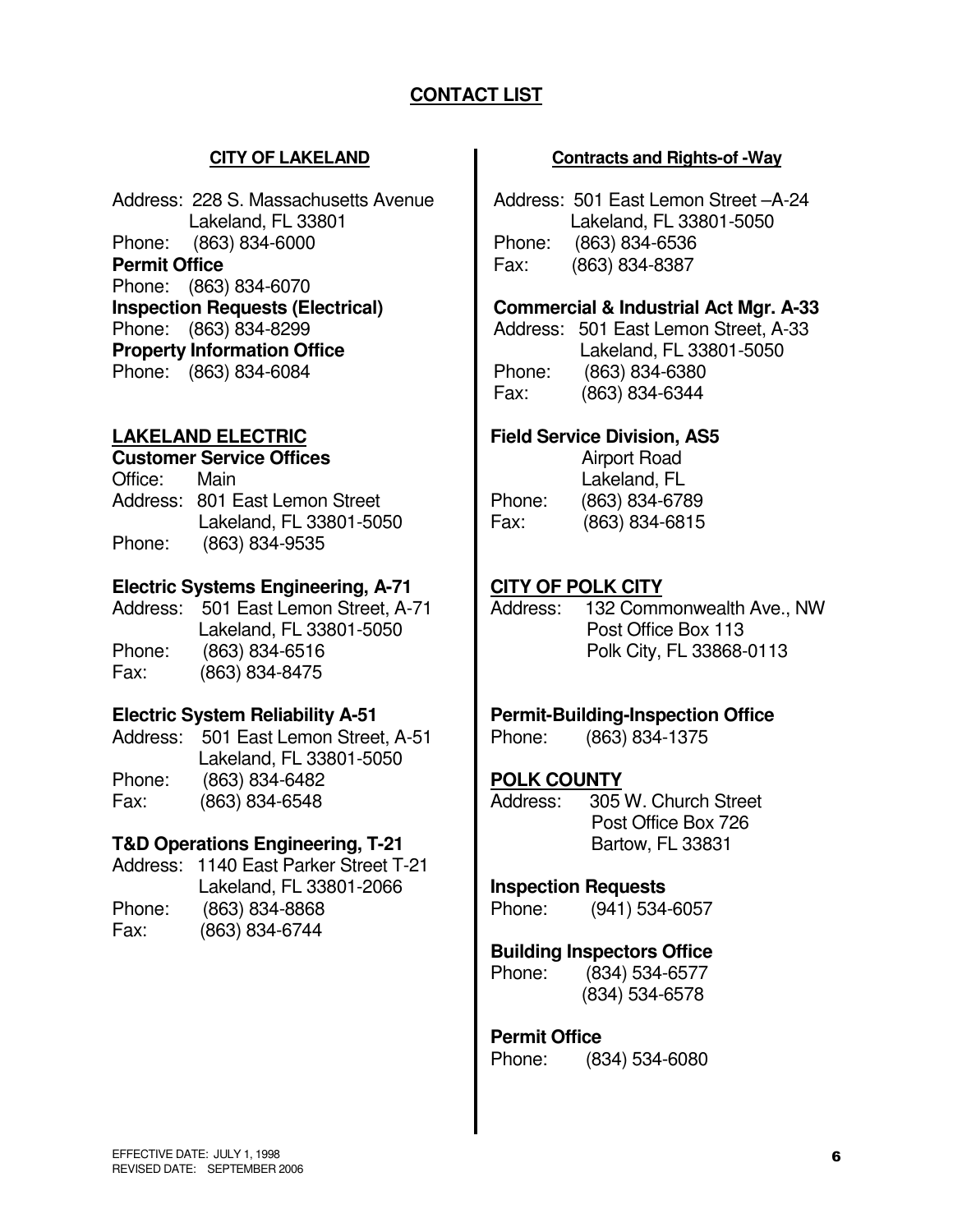# CONTACT LIST

## CITY OF LAKELAND

Address: 228 S. Massachusetts Avenue
Lakeland, FL 33801
Phone: (863) 834-6000

**Permit Office**
Phone: (863) 834-6070

**Inspection Requests (Electrical)**
Phone: (863) 834-8299

**Property Information Office**
Phone: (863) 834-6084

## LAKELAND ELECTRIC

**Customer Service Offices**
Office: Main
Address: 801 East Lemon Street
Lakeland, FL 33801-5050
Phone: (863) 834-9535

**Electric Systems Engineering, A-71**
Address: 501 East Lemon Street, A-71
Lakeland, FL 33801-5050
Phone: (863) 834-6516
Fax: (863) 834-8475

**Electric System Reliability A-51**
Address: 501 East Lemon Street, A-51
Lakeland, FL 33801-5050
Phone: (863) 834-6482
Fax: (863) 834-6548

**T&D Operations Engineering, T-21**
Address: 1140 East Parker Street T-21
Lakeland, FL 33801-2066
Phone: (863) 834-8868
Fax: (863) 834-6744

**Contracts and Rights-of -Way**
Address: 501 East Lemon Street –A-24
Lakeland, FL 33801-5050
Phone: (863) 834-6536
Fax: (863) 834-8387

**Commercial & Industrial Act Mgr. A-33**
Address: 501 East Lemon Street, A-33
Lakeland, FL 33801-5050
Phone: (863) 834-6380
Fax: (863) 834-6344

**Field Service Division, AS5**
Airport Road
Lakeland, FL
Phone: (863) 834-6789
Fax: (863) 834-6815

## CITY OF POLK CITY

Address: 132 Commonwealth Ave., NW
Post Office Box 113
Polk City, FL 33868-0113

**Permit-Building-Inspection Office**
Phone: (863) 834-1375

## POLK COUNTY

Address: 305 W. Church Street
Post Office Box 726
Bartow, FL 33831

**Inspection Requests**
Phone: (941) 534-6057

**Building Inspectors Office**
Phone: (834) 534-6577
(834) 534-6578

**Permit Office**
Phone: (834) 534-6080

EFFECTIVE DATE: JULY 1, 1998
REVISED DATE: SEPTEMBER 2006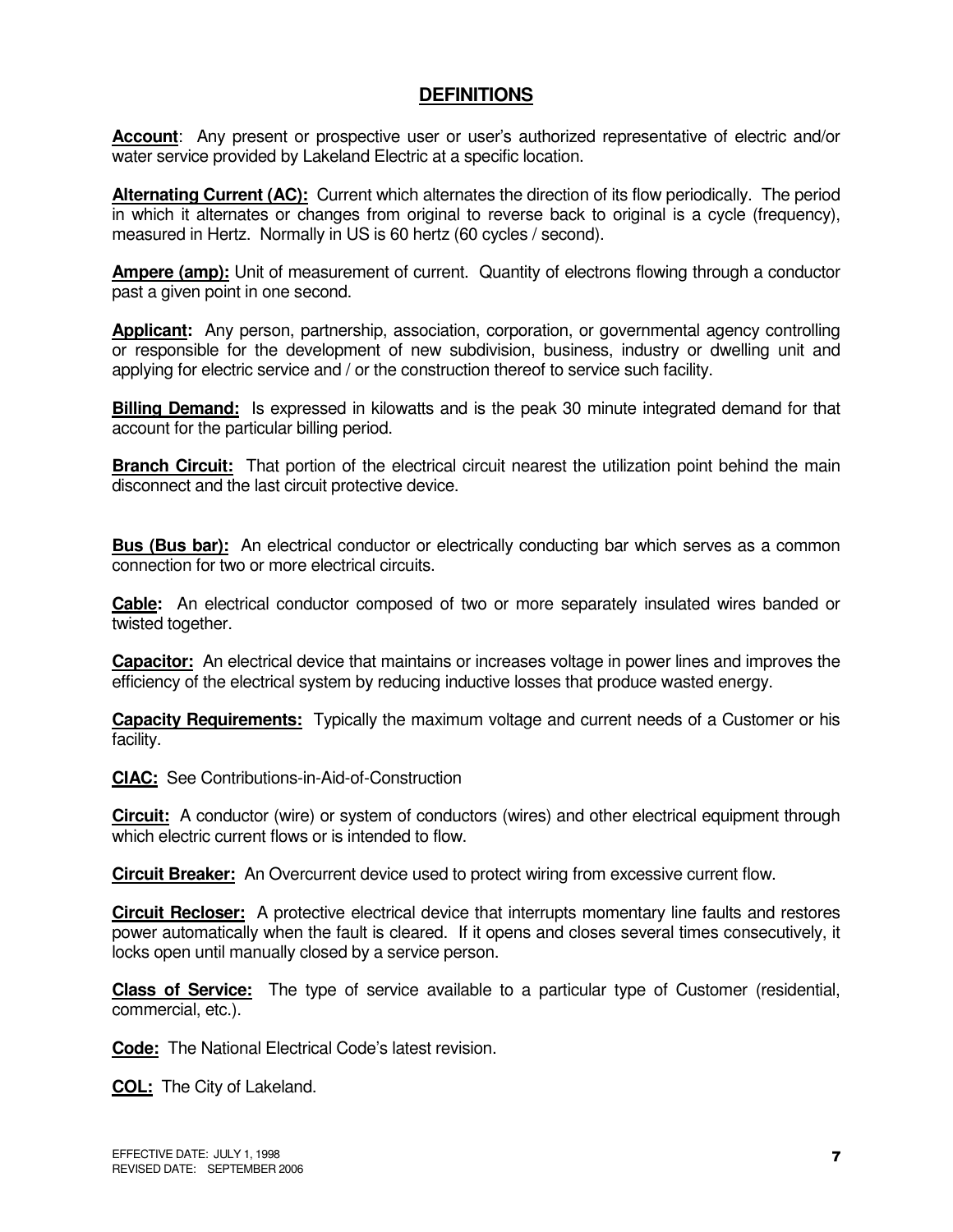## DEFINITIONS

**Account**: Any present or prospective user or user's authorized representative of electric and/or water service provided by Lakeland Electric at a specific location.

**Alternating Current (AC):** Current which alternates the direction of its flow periodically. The period in which it alternates or changes from original to reverse back to original is a cycle (frequency), measured in Hertz. Normally in US is 60 hertz (60 cycles / second).

**Ampere (amp):** Unit of measurement of current. Quantity of electrons flowing through a conductor past a given point in one second.

**Applicant:** Any person, partnership, association, corporation, or governmental agency controlling or responsible for the development of new subdivision, business, industry or dwelling unit and applying for electric service and / or the construction thereof to service such facility.

**Billing Demand:** Is expressed in kilowatts and is the peak 30 minute integrated demand for that account for the particular billing period.

**Branch Circuit:** That portion of the electrical circuit nearest the utilization point behind the main disconnect and the last circuit protective device.

**Bus (Bus bar):** An electrical conductor or electrically conducting bar which serves as a common connection for two or more electrical circuits.

**Cable:** An electrical conductor composed of two or more separately insulated wires banded or twisted together.

**Capacitor:** An electrical device that maintains or increases voltage in power lines and improves the efficiency of the electrical system by reducing inductive losses that produce wasted energy.

**Capacity Requirements:** Typically the maximum voltage and current needs of a Customer or his facility.

**CIAC:** See Contributions-in-Aid-of-Construction

**Circuit:** A conductor (wire) or system of conductors (wires) and other electrical equipment through which electric current flows or is intended to flow.

**Circuit Breaker:** An Overcurrent device used to protect wiring from excessive current flow.

**Circuit Recloser:** A protective electrical device that interrupts momentary line faults and restores power automatically when the fault is cleared. If it opens and closes several times consecutively, it locks open until manually closed by a service person.

**Class of Service:** The type of service available to a particular type of Customer (residential, commercial, etc.).

**Code:** The National Electrical Code's latest revision.

**COL:** The City of Lakeland.

EFFECTIVE DATE: JULY 1, 1998
REVISED DATE: SEPTEMBER 2006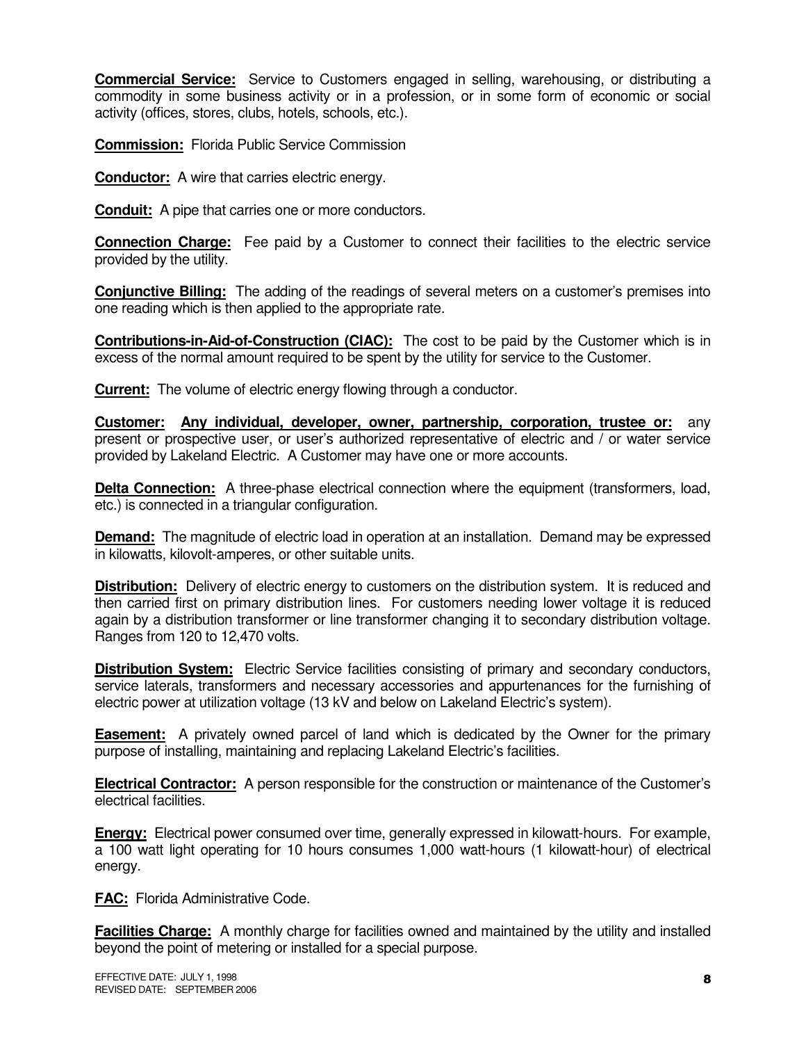**Commercial Service:** Service to Customers engaged in selling, warehousing, or distributing a commodity in some business activity or in a profession, or in some form of economic or social activity (offices, stores, clubs, hotels, schools, etc.).

**Commission:** Florida Public Service Commission

**Conductor:** A wire that carries electric energy.

**Conduit:** A pipe that carries one or more conductors.

**Connection Charge:** Fee paid by a Customer to connect their facilities to the electric service provided by the utility.

**Conjunctive Billing:** The adding of the readings of several meters on a customer's premises into one reading which is then applied to the appropriate rate.

**Contributions-in-Aid-of-Construction (CIAC):** The cost to be paid by the Customer which is in excess of the normal amount required to be spent by the utility for service to the Customer.

**Current:** The volume of electric energy flowing through a conductor.

**Customer: Any individual, developer, owner, partnership, corporation, trustee or:** any present or prospective user, or user's authorized representative of electric and / or water service provided by Lakeland Electric. A Customer may have one or more accounts.

**Delta Connection:** A three-phase electrical connection where the equipment (transformers, load, etc.) is connected in a triangular configuration.

**Demand:** The magnitude of electric load in operation at an installation. Demand may be expressed in kilowatts, kilovolt-amperes, or other suitable units.

**Distribution:** Delivery of electric energy to customers on the distribution system. It is reduced and then carried first on primary distribution lines. For customers needing lower voltage it is reduced again by a distribution transformer or line transformer changing it to secondary distribution voltage. Ranges from 120 to 12,470 volts.

**Distribution System:** Electric Service facilities consisting of primary and secondary conductors, service laterals, transformers and necessary accessories and appurtenances for the furnishing of electric power at utilization voltage (13 kV and below on Lakeland Electric's system).

**Easement:** A privately owned parcel of land which is dedicated by the Owner for the primary purpose of installing, maintaining and replacing Lakeland Electric's facilities.

**Electrical Contractor:** A person responsible for the construction or maintenance of the Customer's electrical facilities.

**Energy:** Electrical power consumed over time, generally expressed in kilowatt-hours. For example, a 100 watt light operating for 10 hours consumes 1,000 watt-hours (1 kilowatt-hour) of electrical energy.

**FAC:** Florida Administrative Code.

**Facilities Charge:** A monthly charge for facilities owned and maintained by the utility and installed beyond the point of metering or installed for a special purpose.

EFFECTIVE DATE: JULY 1, 1998
REVISED DATE: SEPTEMBER 2006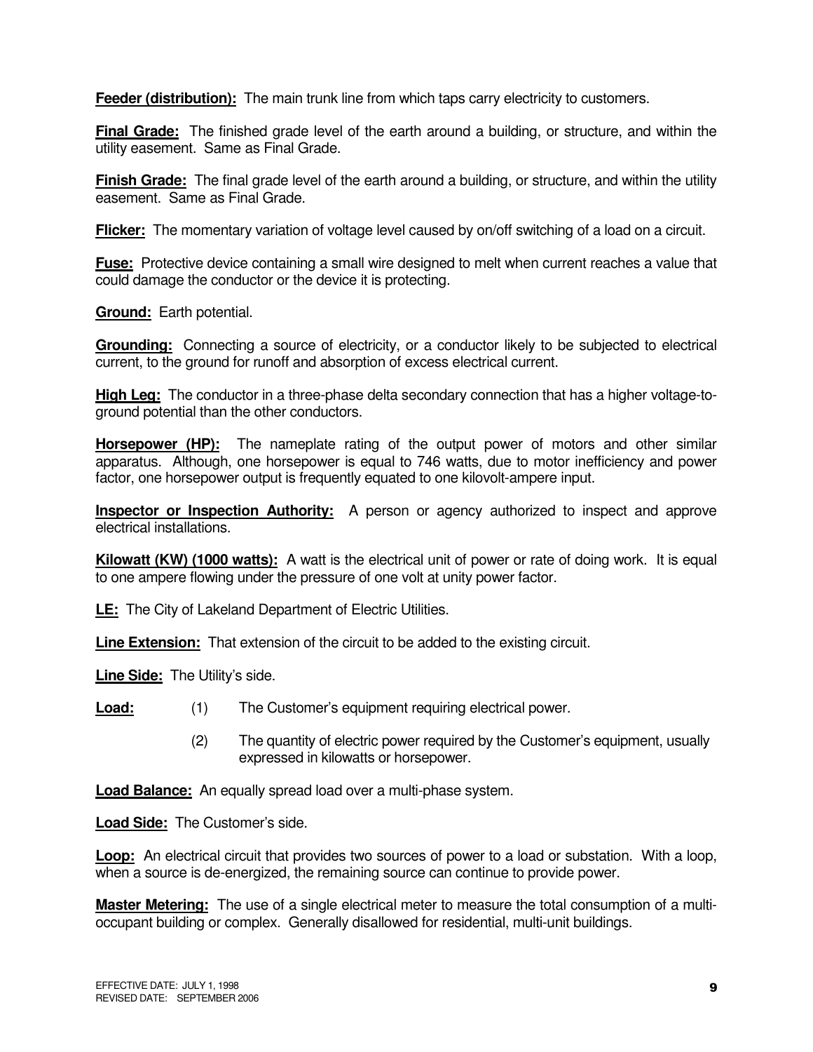**Feeder (distribution):** The main trunk line from which taps carry electricity to customers.

**Final Grade:** The finished grade level of the earth around a building, or structure, and within the utility easement. Same as Final Grade.

**Finish Grade:** The final grade level of the earth around a building, or structure, and within the utility easement. Same as Final Grade.

**Flicker:** The momentary variation of voltage level caused by on/off switching of a load on a circuit.

**Fuse:** Protective device containing a small wire designed to melt when current reaches a value that could damage the conductor or the device it is protecting.

**Ground:** Earth potential.

**Grounding:** Connecting a source of electricity, or a conductor likely to be subjected to electrical current, to the ground for runoff and absorption of excess electrical current.

**High Leg:** The conductor in a three-phase delta secondary connection that has a higher voltage-to-ground potential than the other conductors.

**Horsepower (HP):** The nameplate rating of the output power of motors and other similar apparatus. Although, one horsepower is equal to 746 watts, due to motor inefficiency and power factor, one horsepower output is frequently equated to one kilovolt-ampere input.

**Inspector or Inspection Authority:** A person or agency authorized to inspect and approve electrical installations.

**Kilowatt (KW) (1000 watts):** A watt is the electrical unit of power or rate of doing work. It is equal to one ampere flowing under the pressure of one volt at unity power factor.

**LE:** The City of Lakeland Department of Electric Utilities.

**Line Extension:** That extension of the circuit to be added to the existing circuit.

**Line Side:** The Utility's side.

**Load:**

(1) The Customer's equipment requiring electrical power.

(2) The quantity of electric power required by the Customer's equipment, usually expressed in kilowatts or horsepower.

**Load Balance:** An equally spread load over a multi-phase system.

**Load Side:** The Customer's side.

**Loop:** An electrical circuit that provides two sources of power to a load or substation. With a loop, when a source is de-energized, the remaining source can continue to provide power.

**Master Metering:** The use of a single electrical meter to measure the total consumption of a multi-occupant building or complex. Generally disallowed for residential, multi-unit buildings.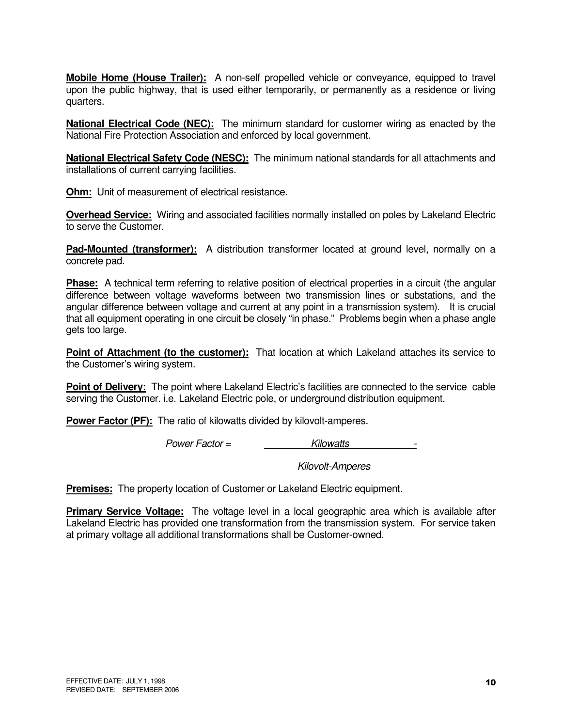**Mobile Home (House Trailer):** A non-self propelled vehicle or conveyance, equipped to travel upon the public highway, that is used either temporarily, or permanently as a residence or living quarters.

**National Electrical Code (NEC):** The minimum standard for customer wiring as enacted by the National Fire Protection Association and enforced by local government.

**National Electrical Safety Code (NESC):** The minimum national standards for all attachments and installations of current carrying facilities.

**Ohm:** Unit of measurement of electrical resistance.

**Overhead Service:** Wiring and associated facilities normally installed on poles by Lakeland Electric to serve the Customer.

**Pad-Mounted (transformer):** A distribution transformer located at ground level, normally on a concrete pad.

**Phase:** A technical term referring to relative position of electrical properties in a circuit (the angular difference between voltage waveforms between two transmission lines or substations, and the angular difference between voltage and current at any point in a transmission system). It is crucial that all equipment operating in one circuit be closely "in phase." Problems begin when a phase angle gets too large.

**Point of Attachment (to the customer):** That location at which Lakeland attaches its service to the Customer's wiring system.

**Point of Delivery:** The point where Lakeland Electric's facilities are connected to the service cable serving the Customer. i.e. Lakeland Electric pole, or underground distribution equipment.

**Power Factor (PF):** The ratio of kilowatts divided by kilovolt-amperes.

$$\text{Power Factor} = \frac{\text{Kilowatts}}{\text{Kilovolt-Amperes}}$$

**Premises:** The property location of Customer or Lakeland Electric equipment.

**Primary Service Voltage:** The voltage level in a local geographic area which is available after Lakeland Electric has provided one transformation from the transmission system. For service taken at primary voltage all additional transformations shall be Customer-owned.

EFFECTIVE DATE: JULY 1, 1998
REVISED DATE: SEPTEMBER 2006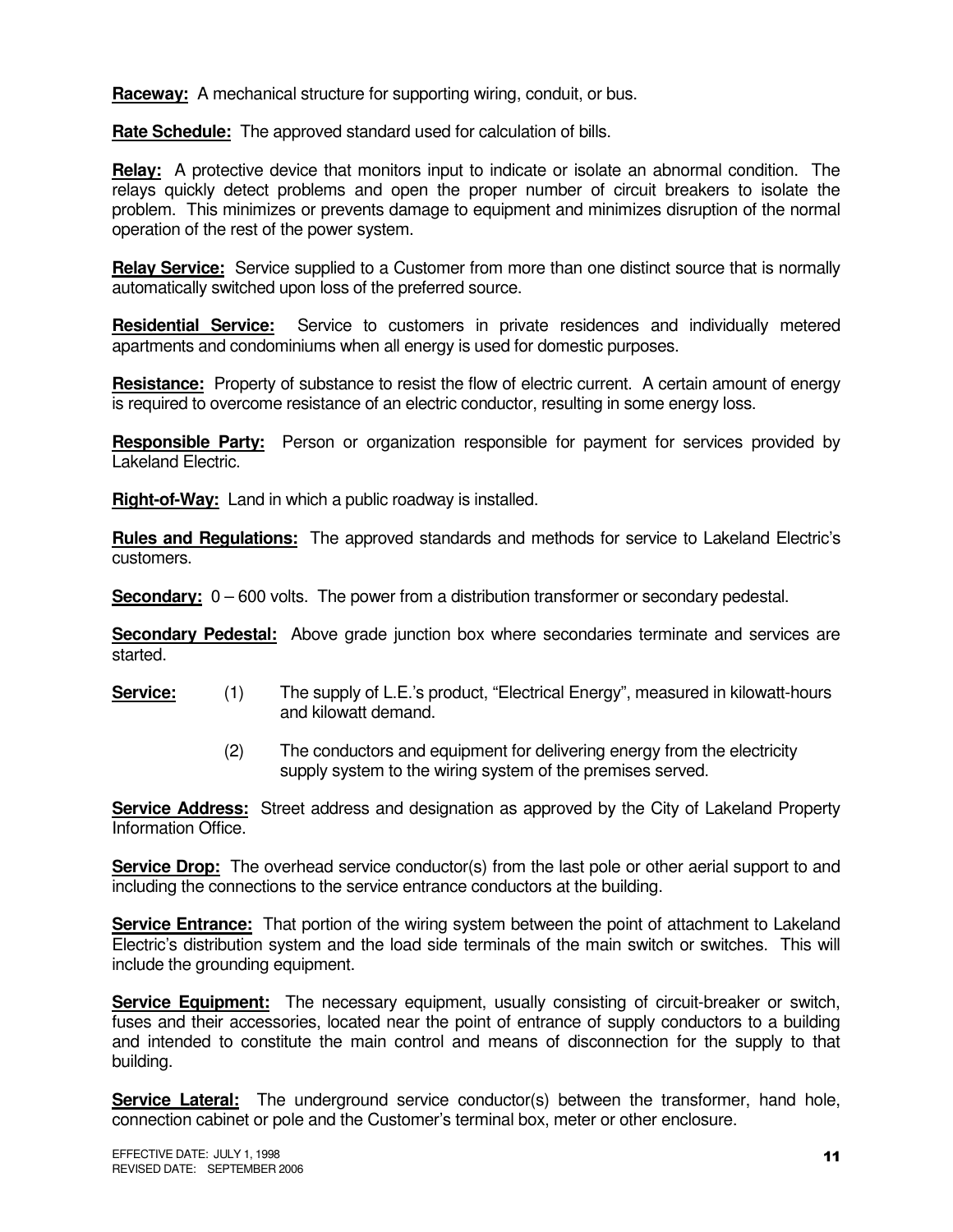**Raceway:** A mechanical structure for supporting wiring, conduit, or bus.

**Rate Schedule:** The approved standard used for calculation of bills.

**Relay:** A protective device that monitors input to indicate or isolate an abnormal condition. The relays quickly detect problems and open the proper number of circuit breakers to isolate the problem. This minimizes or prevents damage to equipment and minimizes disruption of the normal operation of the rest of the power system.

**Relay Service:** Service supplied to a Customer from more than one distinct source that is normally automatically switched upon loss of the preferred source.

**Residential Service:** Service to customers in private residences and individually metered apartments and condominiums when all energy is used for domestic purposes.

**Resistance:** Property of substance to resist the flow of electric current. A certain amount of energy is required to overcome resistance of an electric conductor, resulting in some energy loss.

**Responsible Party:** Person or organization responsible for payment for services provided by Lakeland Electric.

**Right-of-Way:** Land in which a public roadway is installed.

**Rules and Regulations:** The approved standards and methods for service to Lakeland Electric's customers.

**Secondary:** 0 – 600 volts. The power from a distribution transformer or secondary pedestal.

**Secondary Pedestal:** Above grade junction box where secondaries terminate and services are started.

**Service:**

(1) The supply of L.E.'s product, "Electrical Energy", measured in kilowatt-hours and kilowatt demand.

(2) The conductors and equipment for delivering energy from the electricity supply system to the wiring system of the premises served.

**Service Address:** Street address and designation as approved by the City of Lakeland Property Information Office.

**Service Drop:** The overhead service conductor(s) from the last pole or other aerial support to and including the connections to the service entrance conductors at the building.

**Service Entrance:** That portion of the wiring system between the point of attachment to Lakeland Electric's distribution system and the load side terminals of the main switch or switches. This will include the grounding equipment.

**Service Equipment:** The necessary equipment, usually consisting of circuit-breaker or switch, fuses and their accessories, located near the point of entrance of supply conductors to a building and intended to constitute the main control and means of disconnection for the supply to that building.

**Service Lateral:** The underground service conductor(s) between the transformer, hand hole, connection cabinet or pole and the Customer's terminal box, meter or other enclosure.

EFFECTIVE DATE: JULY 1, 1998
REVISED DATE: SEPTEMBER 2006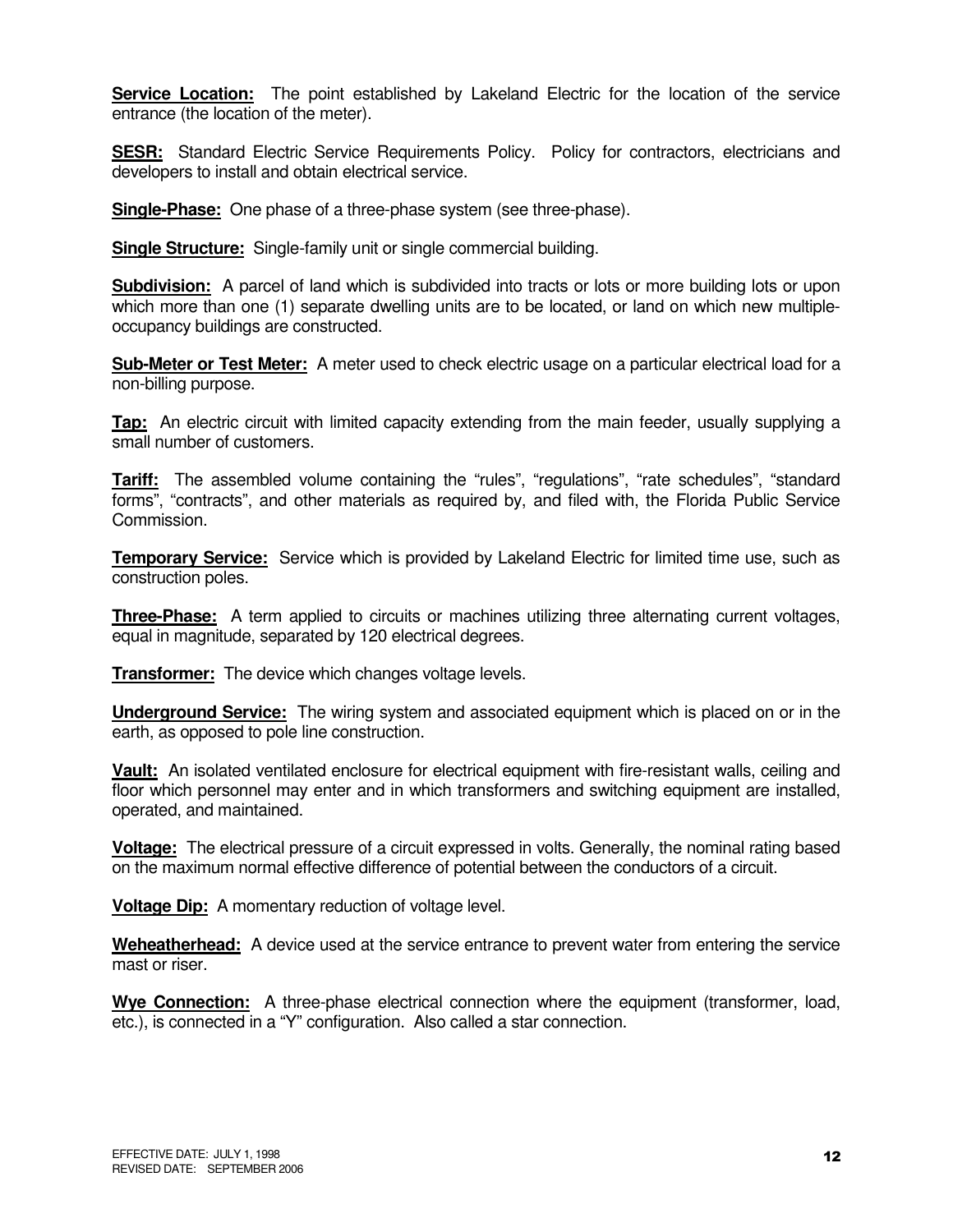**Service Location:** The point established by Lakeland Electric for the location of the service entrance (the location of the meter).

**SESR:** Standard Electric Service Requirements Policy. Policy for contractors, electricians and developers to install and obtain electrical service.

**Single-Phase:** One phase of a three-phase system (see three-phase).

**Single Structure:** Single-family unit or single commercial building.

**Subdivision:** A parcel of land which is subdivided into tracts or lots or more building lots or upon which more than one (1) separate dwelling units are to be located, or land on which new multiple-occupancy buildings are constructed.

**Sub-Meter or Test Meter:** A meter used to check electric usage on a particular electrical load for a non-billing purpose.

**Tap:** An electric circuit with limited capacity extending from the main feeder, usually supplying a small number of customers.

**Tariff:** The assembled volume containing the "rules", "regulations", "rate schedules", "standard forms", "contracts", and other materials as required by, and filed with, the Florida Public Service Commission.

**Temporary Service:** Service which is provided by Lakeland Electric for limited time use, such as construction poles.

**Three-Phase:** A term applied to circuits or machines utilizing three alternating current voltages, equal in magnitude, separated by 120 electrical degrees.

**Transformer:** The device which changes voltage levels.

**Underground Service:** The wiring system and associated equipment which is placed on or in the earth, as opposed to pole line construction.

**Vault:** An isolated ventilated enclosure for electrical equipment with fire-resistant walls, ceiling and floor which personnel may enter and in which transformers and switching equipment are installed, operated, and maintained.

**Voltage:** The electrical pressure of a circuit expressed in volts. Generally, the nominal rating based on the maximum normal effective difference of potential between the conductors of a circuit.

**Voltage Dip:** A momentary reduction of voltage level.

**Weheatherhead:** A device used at the service entrance to prevent water from entering the service mast or riser.

**Wye Connection:** A three-phase electrical connection where the equipment (transformer, load, etc.), is connected in a "Y" configuration. Also called a star connection.

EFFECTIVE DATE: JULY 1, 1998
REVISED DATE: SEPTEMBER 2006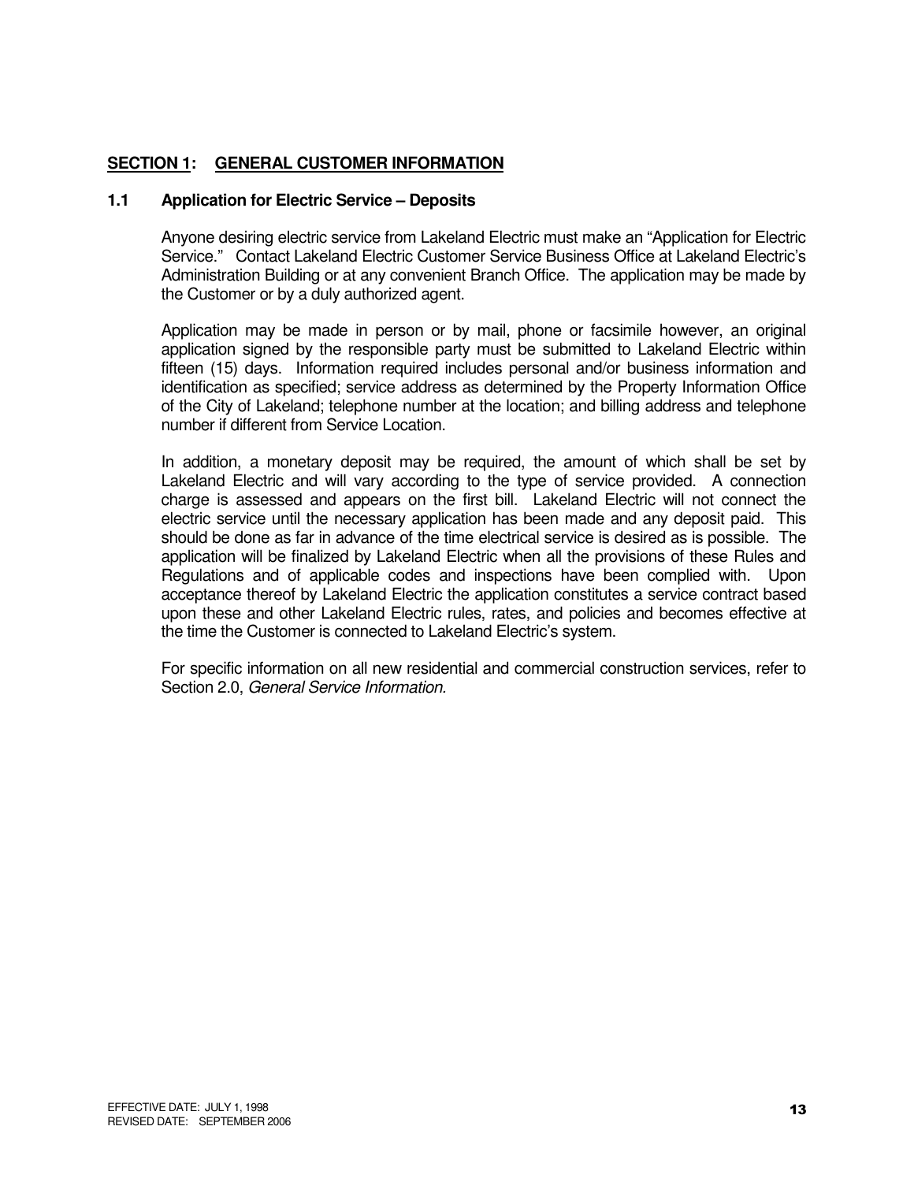## SECTION 1: GENERAL CUSTOMER INFORMATION

### 1.1 Application for Electric Service – Deposits

Anyone desiring electric service from Lakeland Electric must make an "Application for Electric Service." Contact Lakeland Electric Customer Service Business Office at Lakeland Electric's Administration Building or at any convenient Branch Office. The application may be made by the Customer or by a duly authorized agent.

Application may be made in person or by mail, phone or facsimile however, an original application signed by the responsible party must be submitted to Lakeland Electric within fifteen (15) days. Information required includes personal and/or business information and identification as specified; service address as determined by the Property Information Office of the City of Lakeland; telephone number at the location; and billing address and telephone number if different from Service Location.

In addition, a monetary deposit may be required, the amount of which shall be set by Lakeland Electric and will vary according to the type of service provided. A connection charge is assessed and appears on the first bill. Lakeland Electric will not connect the electric service until the necessary application has been made and any deposit paid. This should be done as far in advance of the time electrical service is desired as is possible. The application will be finalized by Lakeland Electric when all the provisions of these Rules and Regulations and of applicable codes and inspections have been complied with. Upon acceptance thereof by Lakeland Electric the application constitutes a service contract based upon these and other Lakeland Electric rules, rates, and policies and becomes effective at the time the Customer is connected to Lakeland Electric's system.

For specific information on all new residential and commercial construction services, refer to Section 2.0, *General Service Information*.

EFFECTIVE DATE: JULY 1, 1998
REVISED DATE: SEPTEMBER 2006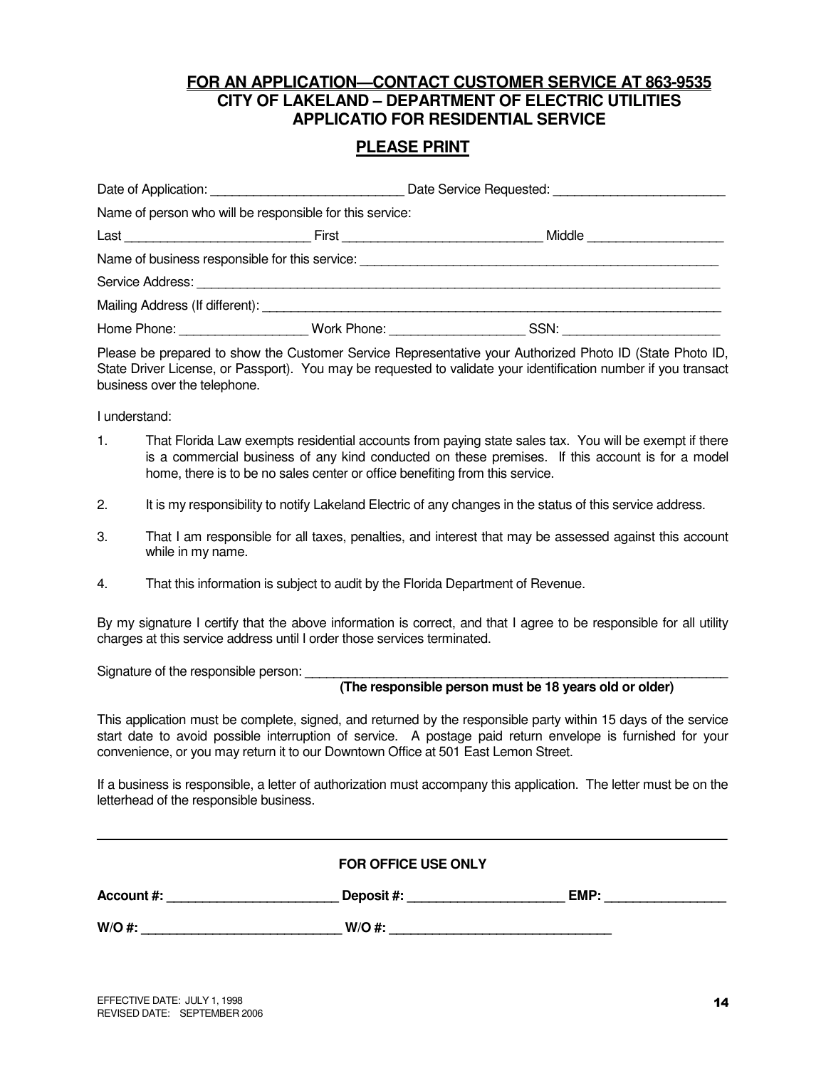**FOR AN APPLICATION—CONTACT CUSTOMER SERVICE AT 863-9535**

**CITY OF LAKELAND – DEPARTMENT OF ELECTRIC UTILITIES**

**APPLICATIO FOR RESIDENTIAL SERVICE**

**PLEASE PRINT**

Date of Application: ___________________________ Date Service Requested: ________________________

Name of person who will be responsible for this service:

Last _________________________ First ____________________________ Middle ___________________

Name of business responsible for this service: ____________________________________________________

Service Address: _____________________________________________________________________________

Mailing Address (If different): _________________________________________________________________

Home Phone: __________________ Work Phone: ___________________ SSN: ______________________

Please be prepared to show the Customer Service Representative your Authorized Photo ID (State Photo ID, State Driver License, or Passport). You may be requested to validate your identification number if you transact business over the telephone.

I understand:

1. That Florida Law exempts residential accounts from paying state sales tax. You will be exempt if there is a commercial business of any kind conducted on these premises. If this account is for a model home, there is to be no sales center or office benefiting from this service.
2. It is my responsibility to notify Lakeland Electric of any changes in the status of this service address.
3. That I am responsible for all taxes, penalties, and interest that may be assessed against this account while in my name.
4. That this information is subject to audit by the Florida Department of Revenue.

By my signature I certify that the above information is correct, and that I agree to be responsible for all utility charges at this service address until I order those services terminated.

Signature of the responsible person: ______________________________________________________________

**(The responsible person must be 18 years old or older)**

This application must be complete, signed, and returned by the responsible party within 15 days of the service start date to avoid possible interruption of service. A postage paid return envelope is furnished for your convenience, or you may return it to our Downtown Office at 501 East Lemon Street.

If a business is responsible, a letter of authorization must accompany this application. The letter must be on the letterhead of the responsible business.

---

**FOR OFFICE USE ONLY**

**Account #:** ________________________ **Deposit #:** ______________________ **EMP:** _________________

**W/O #:** ____________________________ **W/O #:** ________________________________

EFFECTIVE DATE: JULY 1, 1998
REVISED DATE: SEPTEMBER 2006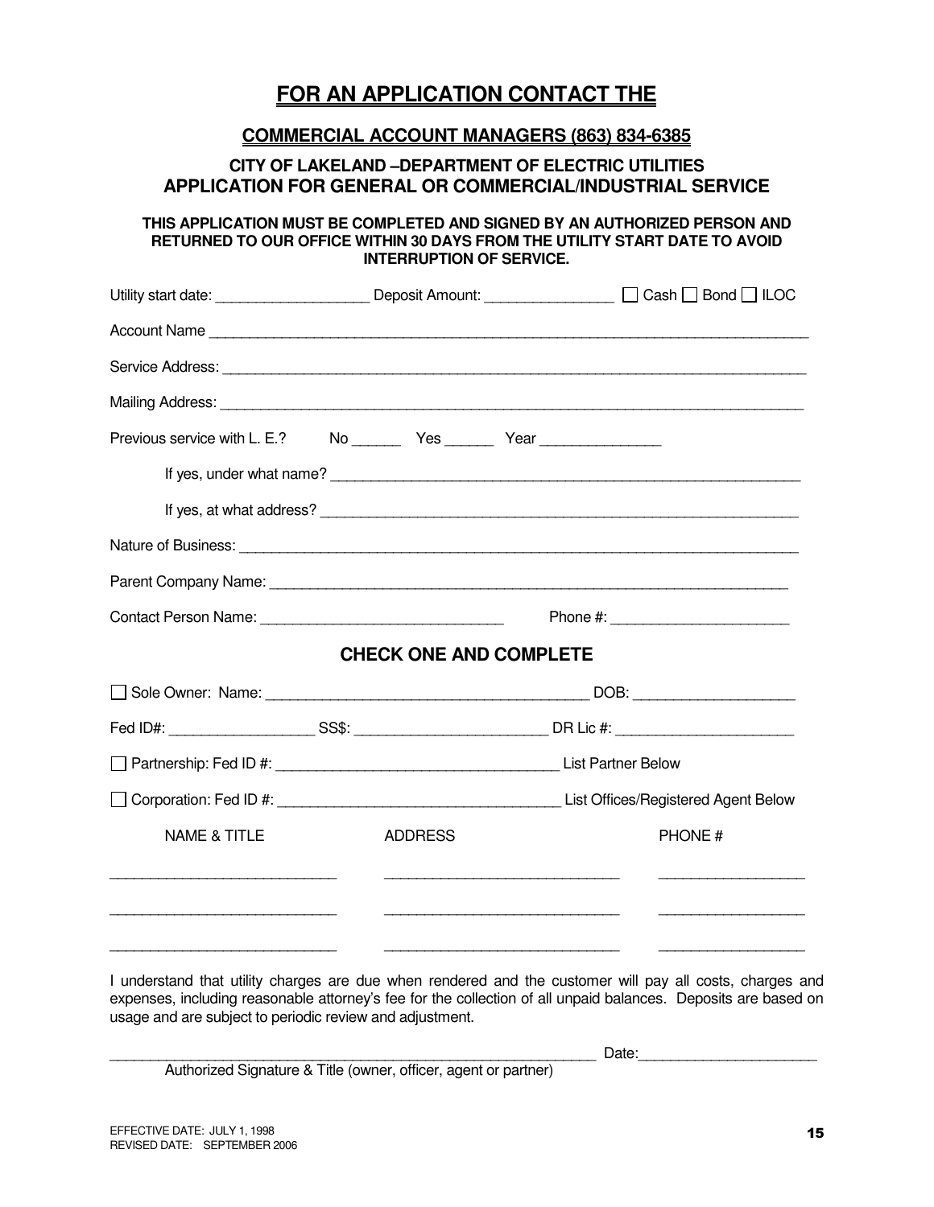# FOR AN APPLICATION CONTACT THE

## COMMERCIAL ACCOUNT MANAGERS (863) 834-6385

### CITY OF LAKELAND –DEPARTMENT OF ELECTRIC UTILITIES
### APPLICATION FOR GENERAL OR COMMERCIAL/INDUSTRIAL SERVICE

**THIS APPLICATION MUST BE COMPLETED AND SIGNED BY AN AUTHORIZED PERSON AND RETURNED TO OUR OFFICE WITHIN 30 DAYS FROM THE UTILITY START DATE TO AVOID INTERRUPTION OF SERVICE.**

Utility start date: ___________________ Deposit Amount: ________________ ☐ Cash ☐ Bond ☐ ILOC

Account Name ______________________________________________________________________________

Service Address: ___________________________________________________________________________

Mailing Address: ___________________________________________________________________________

Previous service with L. E.? No ______ Yes ______ Year _______________

If yes, under what name? ____________________________________________________________

If yes, at what address? ____________________________________________________________

Nature of Business: ________________________________________________________________________

Parent Company Name: ______________________________________________________________________

Contact Person Name: ______________________________ Phone #: ______________________

## CHECK ONE AND COMPLETE

☐ Sole Owner: Name: ________________________________________ DOB: ____________________

Fed ID#: __________________ SS$: ________________________ DR Lic #: ______________________

☐ Partnership: Fed ID #: ___________________________________ List Partner Below

☐ Corporation: Fed ID #: ___________________________________ List Offices/Registered Agent Below

| NAME & TITLE | ADDRESS | PHONE # |
|---|---|---|
| ____________________________ | ______________________________ | __________________ |
| ____________________________ | ______________________________ | __________________ |
| ____________________________ | ______________________________ | __________________ |

I understand that utility charges are due when rendered and the customer will pay all costs, charges and expenses, including reasonable attorney's fee for the collection of all unpaid balances. Deposits are based on usage and are subject to periodic review and adjustment.

______________________________________________________________ Date:______________________

Authorized Signature & Title (owner, officer, agent or partner)

EFFECTIVE DATE: JULY 1, 1998
REVISED DATE: SEPTEMBER 2006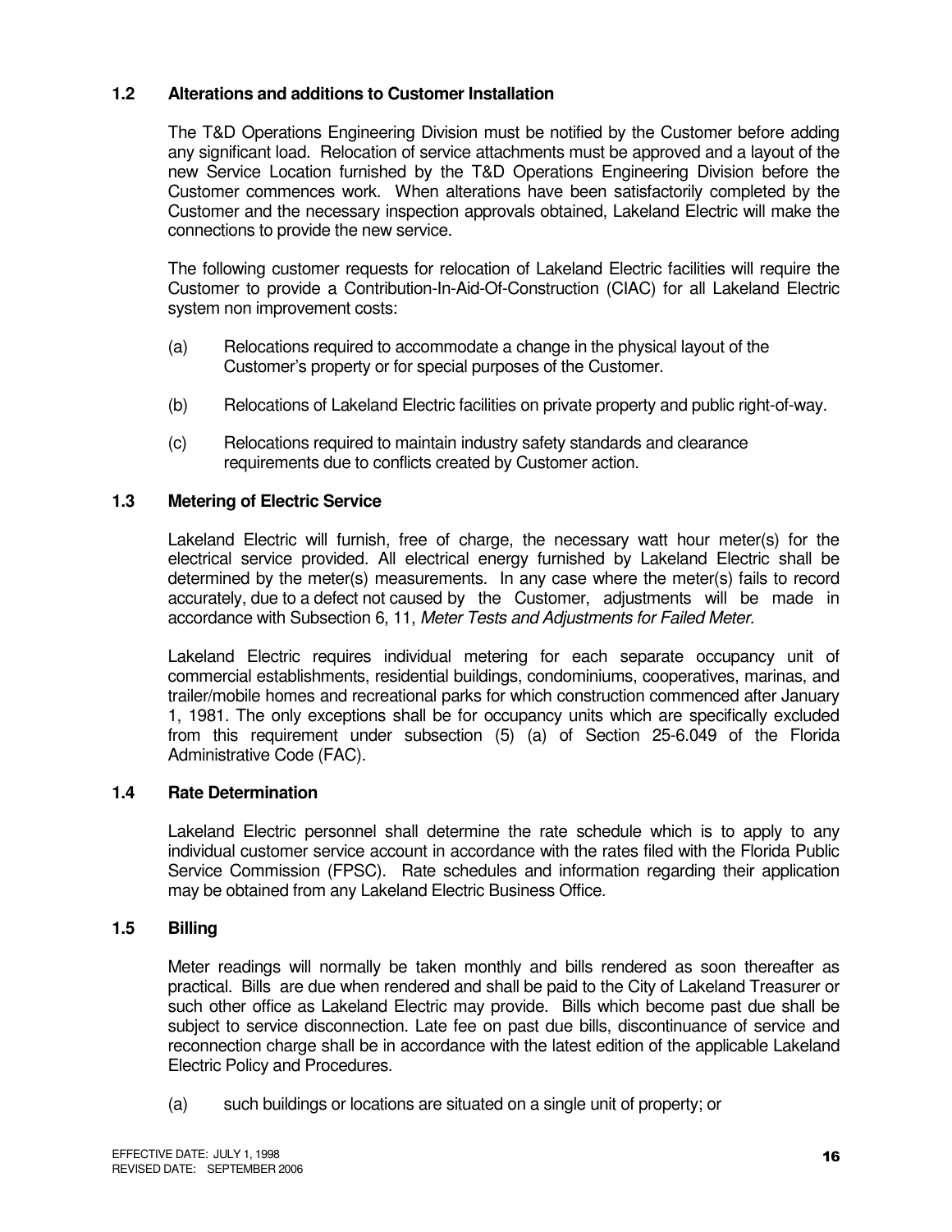### 1.2 Alterations and additions to Customer Installation

The T&D Operations Engineering Division must be notified by the Customer before adding any significant load. Relocation of service attachments must be approved and a layout of the new Service Location furnished by the T&D Operations Engineering Division before the Customer commences work. When alterations have been satisfactorily completed by the Customer and the necessary inspection approvals obtained, Lakeland Electric will make the connections to provide the new service.

The following customer requests for relocation of Lakeland Electric facilities will require the Customer to provide a Contribution-In-Aid-Of-Construction (CIAC) for all Lakeland Electric system non improvement costs:

(a) Relocations required to accommodate a change in the physical layout of the Customer's property or for special purposes of the Customer.

(b) Relocations of Lakeland Electric facilities on private property and public right-of-way.

(c) Relocations required to maintain industry safety standards and clearance requirements due to conflicts created by Customer action.

### 1.3 Metering of Electric Service

Lakeland Electric will furnish, free of charge, the necessary watt hour meter(s) for the electrical service provided. All electrical energy furnished by Lakeland Electric shall be determined by the meter(s) measurements. In any case where the meter(s) fails to record accurately, due to a defect not caused by the Customer, adjustments will be made in accordance with Subsection 6, 11, *Meter Tests and Adjustments for Failed Meter.*

Lakeland Electric requires individual metering for each separate occupancy unit of commercial establishments, residential buildings, condominiums, cooperatives, marinas, and trailer/mobile homes and recreational parks for which construction commenced after January 1, 1981. The only exceptions shall be for occupancy units which are specifically excluded from this requirement under subsection (5) (a) of Section 25-6.049 of the Florida Administrative Code (FAC).

### 1.4 Rate Determination

Lakeland Electric personnel shall determine the rate schedule which is to apply to any individual customer service account in accordance with the rates filed with the Florida Public Service Commission (FPSC). Rate schedules and information regarding their application may be obtained from any Lakeland Electric Business Office.

### 1.5 Billing

Meter readings will normally be taken monthly and bills rendered as soon thereafter as practical. Bills are due when rendered and shall be paid to the City of Lakeland Treasurer or such other office as Lakeland Electric may provide. Bills which become past due shall be subject to service disconnection. Late fee on past due bills, discontinuance of service and reconnection charge shall be in accordance with the latest edition of the applicable Lakeland Electric Policy and Procedures.

(a) such buildings or locations are situated on a single unit of property; or

EFFECTIVE DATE: JULY 1, 1998
REVISED DATE: SEPTEMBER 2006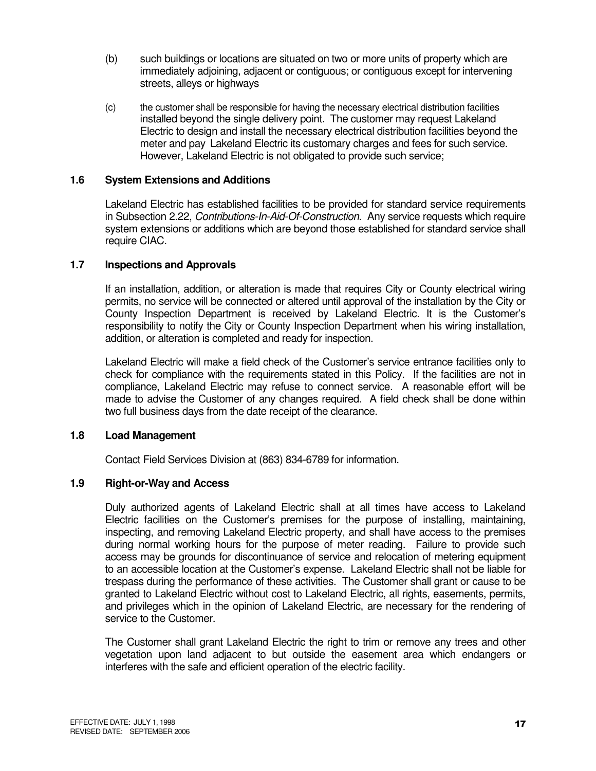(b) such buildings or locations are situated on two or more units of property which are immediately adjoining, adjacent or contiguous; or contiguous except for intervening streets, alleys or highways

(c) the customer shall be responsible for having the necessary electrical distribution facilities installed beyond the single delivery point. The customer may request Lakeland Electric to design and install the necessary electrical distribution facilities beyond the meter and pay Lakeland Electric its customary charges and fees for such service. However, Lakeland Electric is not obligated to provide such service;

### 1.6 System Extensions and Additions

Lakeland Electric has established facilities to be provided for standard service requirements in Subsection 2.22, *Contributions-In-Aid-Of-Construction*. Any service requests which require system extensions or additions which are beyond those established for standard service shall require CIAC.

### 1.7 Inspections and Approvals

If an installation, addition, or alteration is made that requires City or County electrical wiring permits, no service will be connected or altered until approval of the installation by the City or County Inspection Department is received by Lakeland Electric. It is the Customer's responsibility to notify the City or County Inspection Department when his wiring installation, addition, or alteration is completed and ready for inspection.

Lakeland Electric will make a field check of the Customer's service entrance facilities only to check for compliance with the requirements stated in this Policy. If the facilities are not in compliance, Lakeland Electric may refuse to connect service. A reasonable effort will be made to advise the Customer of any changes required. A field check shall be done within two full business days from the date receipt of the clearance.

### 1.8 Load Management

Contact Field Services Division at (863) 834-6789 for information.

### 1.9 Right-or-Way and Access

Duly authorized agents of Lakeland Electric shall at all times have access to Lakeland Electric facilities on the Customer's premises for the purpose of installing, maintaining, inspecting, and removing Lakeland Electric property, and shall have access to the premises during normal working hours for the purpose of meter reading. Failure to provide such access may be grounds for discontinuance of service and relocation of metering equipment to an accessible location at the Customer's expense. Lakeland Electric shall not be liable for trespass during the performance of these activities. The Customer shall grant or cause to be granted to Lakeland Electric without cost to Lakeland Electric, all rights, easements, permits, and privileges which in the opinion of Lakeland Electric, are necessary for the rendering of service to the Customer.

The Customer shall grant Lakeland Electric the right to trim or remove any trees and other vegetation upon land adjacent to but outside the easement area which endangers or interferes with the safe and efficient operation of the electric facility.

EFFECTIVE DATE: JULY 1, 1998
REVISED DATE: SEPTEMBER 2006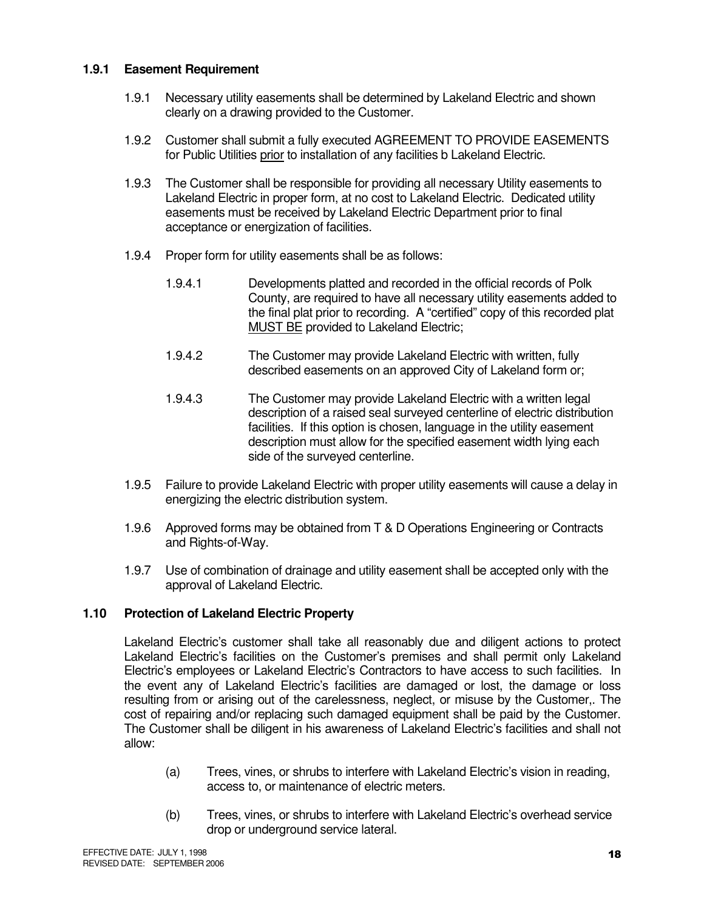### 1.9.1 Easement Requirement

1.9.1 Necessary utility easements shall be determined by Lakeland Electric and shown clearly on a drawing provided to the Customer.

1.9.2 Customer shall submit a fully executed AGREEMENT TO PROVIDE EASEMENTS for Public Utilities prior to installation of any facilities b Lakeland Electric.

1.9.3 The Customer shall be responsible for providing all necessary Utility easements to Lakeland Electric in proper form, at no cost to Lakeland Electric. Dedicated utility easements must be received by Lakeland Electric Department prior to final acceptance or energization of facilities.

1.9.4 Proper form for utility easements shall be as follows:

1.9.4.1 Developments platted and recorded in the official records of Polk County, are required to have all necessary utility easements added to the final plat prior to recording. A "certified" copy of this recorded plat MUST BE provided to Lakeland Electric;

1.9.4.2 The Customer may provide Lakeland Electric with written, fully described easements on an approved City of Lakeland form or;

1.9.4.3 The Customer may provide Lakeland Electric with a written legal description of a raised seal surveyed centerline of electric distribution facilities. If this option is chosen, language in the utility easement description must allow for the specified easement width lying each side of the surveyed centerline.

1.9.5 Failure to provide Lakeland Electric with proper utility easements will cause a delay in energizing the electric distribution system.

1.9.6 Approved forms may be obtained from T & D Operations Engineering or Contracts and Rights-of-Way.

1.9.7 Use of combination of drainage and utility easement shall be accepted only with the approval of Lakeland Electric.

### 1.10 Protection of Lakeland Electric Property

Lakeland Electric's customer shall take all reasonably due and diligent actions to protect Lakeland Electric's facilities on the Customer's premises and shall permit only Lakeland Electric's employees or Lakeland Electric's Contractors to have access to such facilities. In the event any of Lakeland Electric's facilities are damaged or lost, the damage or loss resulting from or arising out of the carelessness, neglect, or misuse by the Customer,. The cost of repairing and/or replacing such damaged equipment shall be paid by the Customer. The Customer shall be diligent in his awareness of Lakeland Electric's facilities and shall not allow:

(a) Trees, vines, or shrubs to interfere with Lakeland Electric's vision in reading, access to, or maintenance of electric meters.

(b) Trees, vines, or shrubs to interfere with Lakeland Electric's overhead service drop or underground service lateral.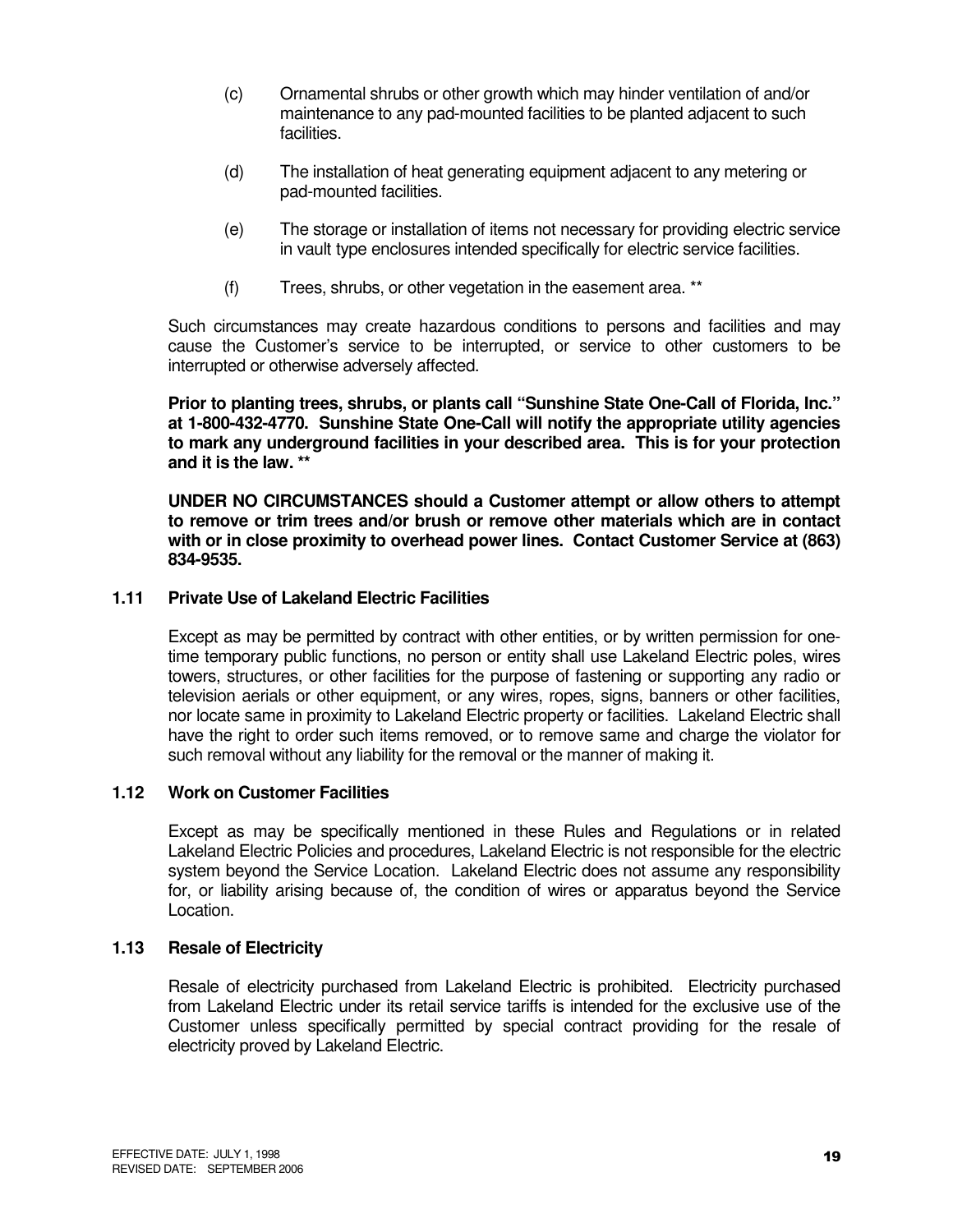(c) Ornamental shrubs or other growth which may hinder ventilation of and/or maintenance to any pad-mounted facilities to be planted adjacent to such facilities.

(d) The installation of heat generating equipment adjacent to any metering or pad-mounted facilities.

(e) The storage or installation of items not necessary for providing electric service in vault type enclosures intended specifically for electric service facilities.

(f) Trees, shrubs, or other vegetation in the easement area. **

Such circumstances may create hazardous conditions to persons and facilities and may cause the Customer's service to be interrupted, or service to other customers to be interrupted or otherwise adversely affected.

**Prior to planting trees, shrubs, or plants call "Sunshine State One-Call of Florida, Inc." at 1-800-432-4770. Sunshine State One-Call will notify the appropriate utility agencies to mark any underground facilities in your described area. This is for your protection and it is the law. ****

**UNDER NO CIRCUMSTANCES should a Customer attempt or allow others to attempt to remove or trim trees and/or brush or remove other materials which are in contact with or in close proximity to overhead power lines. Contact Customer Service at (863) 834-9535.**

### 1.11 Private Use of Lakeland Electric Facilities

Except as may be permitted by contract with other entities, or by written permission for one-time temporary public functions, no person or entity shall use Lakeland Electric poles, wires towers, structures, or other facilities for the purpose of fastening or supporting any radio or television aerials or other equipment, or any wires, ropes, signs, banners or other facilities, nor locate same in proximity to Lakeland Electric property or facilities. Lakeland Electric shall have the right to order such items removed, or to remove same and charge the violator for such removal without any liability for the removal or the manner of making it.

### 1.12 Work on Customer Facilities

Except as may be specifically mentioned in these Rules and Regulations or in related Lakeland Electric Policies and procedures, Lakeland Electric is not responsible for the electric system beyond the Service Location. Lakeland Electric does not assume any responsibility for, or liability arising because of, the condition of wires or apparatus beyond the Service Location.

### 1.13 Resale of Electricity

Resale of electricity purchased from Lakeland Electric is prohibited. Electricity purchased from Lakeland Electric under its retail service tariffs is intended for the exclusive use of the Customer unless specifically permitted by special contract providing for the resale of electricity proved by Lakeland Electric.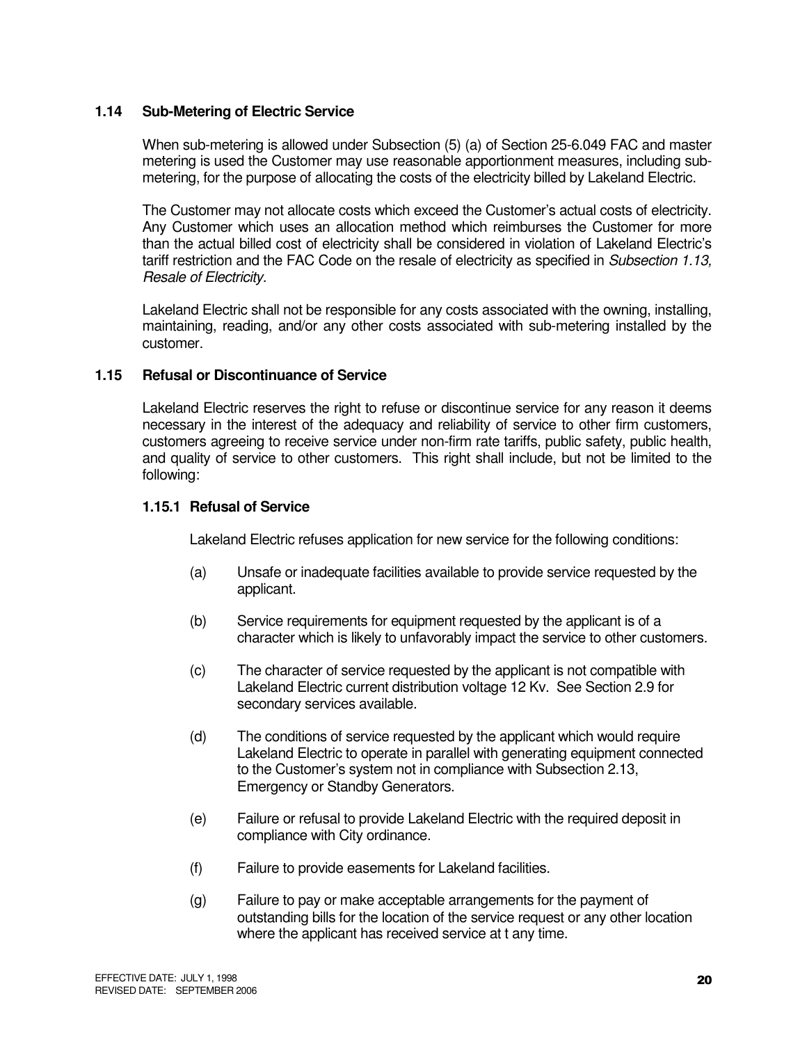### 1.14 Sub-Metering of Electric Service

When sub-metering is allowed under Subsection (5) (a) of Section 25-6.049 FAC and master metering is used the Customer may use reasonable apportionment measures, including sub-metering, for the purpose of allocating the costs of the electricity billed by Lakeland Electric.

The Customer may not allocate costs which exceed the Customer's actual costs of electricity. Any Customer which uses an allocation method which reimburses the Customer for more than the actual billed cost of electricity shall be considered in violation of Lakeland Electric's tariff restriction and the FAC Code on the resale of electricity as specified in *Subsection 1.13, Resale of Electricity.*

Lakeland Electric shall not be responsible for any costs associated with the owning, installing, maintaining, reading, and/or any other costs associated with sub-metering installed by the customer.

### 1.15 Refusal or Discontinuance of Service

Lakeland Electric reserves the right to refuse or discontinue service for any reason it deems necessary in the interest of the adequacy and reliability of service to other firm customers, customers agreeing to receive service under non-firm rate tariffs, public safety, public health, and quality of service to other customers. This right shall include, but not be limited to the following:

#### 1.15.1 Refusal of Service

Lakeland Electric refuses application for new service for the following conditions:

(a) Unsafe or inadequate facilities available to provide service requested by the applicant.

(b) Service requirements for equipment requested by the applicant is of a character which is likely to unfavorably impact the service to other customers.

(c) The character of service requested by the applicant is not compatible with Lakeland Electric current distribution voltage 12 Kv. See Section 2.9 for secondary services available.

(d) The conditions of service requested by the applicant which would require Lakeland Electric to operate in parallel with generating equipment connected to the Customer's system not in compliance with Subsection 2.13, Emergency or Standby Generators.

(e) Failure or refusal to provide Lakeland Electric with the required deposit in compliance with City ordinance.

(f) Failure to provide easements for Lakeland facilities.

(g) Failure to pay or make acceptable arrangements for the payment of outstanding bills for the location of the service request or any other location where the applicant has received service at t any time.

EFFECTIVE DATE: JULY 1, 1998
REVISED DATE: SEPTEMBER 2006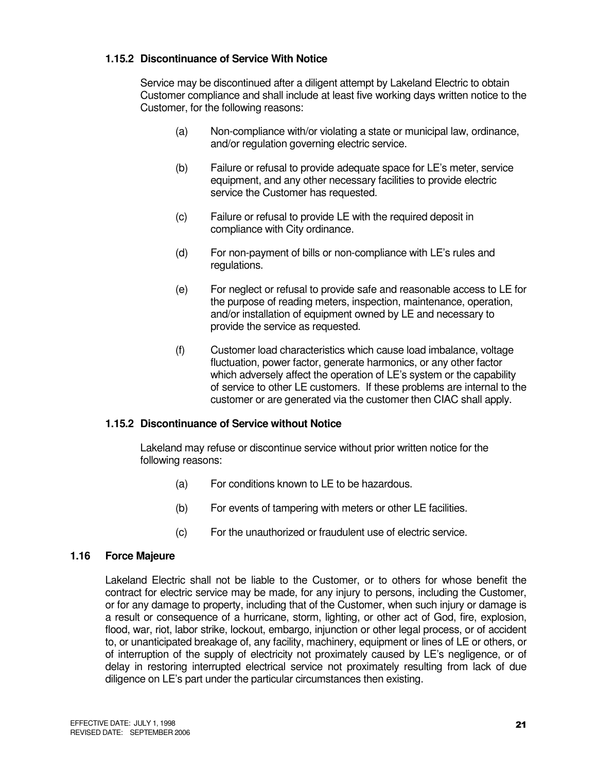### 1.15.2 Discontinuance of Service With Notice

Service may be discontinued after a diligent attempt by Lakeland Electric to obtain Customer compliance and shall include at least five working days written notice to the Customer, for the following reasons:

(a) Non-compliance with/or violating a state or municipal law, ordinance, and/or regulation governing electric service.

(b) Failure or refusal to provide adequate space for LE's meter, service equipment, and any other necessary facilities to provide electric service the Customer has requested.

(c) Failure or refusal to provide LE with the required deposit in compliance with City ordinance.

(d) For non-payment of bills or non-compliance with LE's rules and regulations.

(e) For neglect or refusal to provide safe and reasonable access to LE for the purpose of reading meters, inspection, maintenance, operation, and/or installation of equipment owned by LE and necessary to provide the service as requested.

(f) Customer load characteristics which cause load imbalance, voltage fluctuation, power factor, generate harmonics, or any other factor which adversely affect the operation of LE's system or the capability of service to other LE customers. If these problems are internal to the customer or are generated via the customer then CIAC shall apply.

### 1.15.2 Discontinuance of Service without Notice

Lakeland may refuse or discontinue service without prior written notice for the following reasons:

(a) For conditions known to LE to be hazardous.

(b) For events of tampering with meters or other LE facilities.

(c) For the unauthorized or fraudulent use of electric service.

## 1.16 Force Majeure

Lakeland Electric shall not be liable to the Customer, or to others for whose benefit the contract for electric service may be made, for any injury to persons, including the Customer, or for any damage to property, including that of the Customer, when such injury or damage is a result or consequence of a hurricane, storm, lighting, or other act of God, fire, explosion, flood, war, riot, labor strike, lockout, embargo, injunction or other legal process, or of accident to, or unanticipated breakage of, any facility, machinery, equipment or lines of LE or others, or of interruption of the supply of electricity not proximately caused by LE's negligence, or of delay in restoring interrupted electrical service not proximately resulting from lack of due diligence on LE's part under the particular circumstances then existing.

EFFECTIVE DATE: JULY 1, 1998
REVISED DATE: SEPTEMBER 2006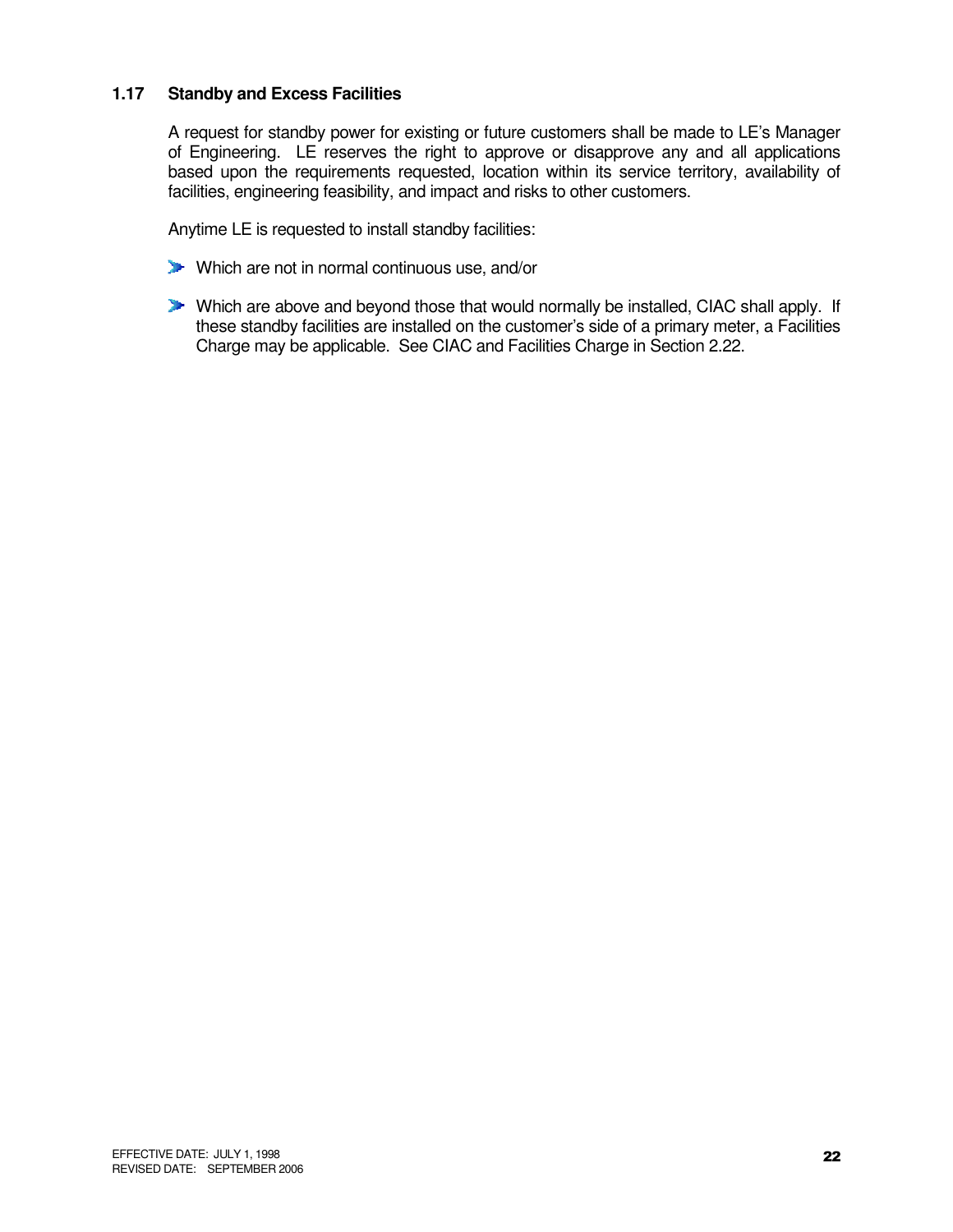### 1.17 Standby and Excess Facilities

A request for standby power for existing or future customers shall be made to LE's Manager of Engineering. LE reserves the right to approve or disapprove any and all applications based upon the requirements requested, location within its service territory, availability of facilities, engineering feasibility, and impact and risks to other customers.

Anytime LE is requested to install standby facilities:

- Which are not in normal continuous use, and/or
- Which are above and beyond those that would normally be installed, CIAC shall apply. If these standby facilities are installed on the customer's side of a primary meter, a Facilities Charge may be applicable. See CIAC and Facilities Charge in Section 2.22.

EFFECTIVE DATE: JULY 1, 1998
REVISED DATE: SEPTEMBER 2006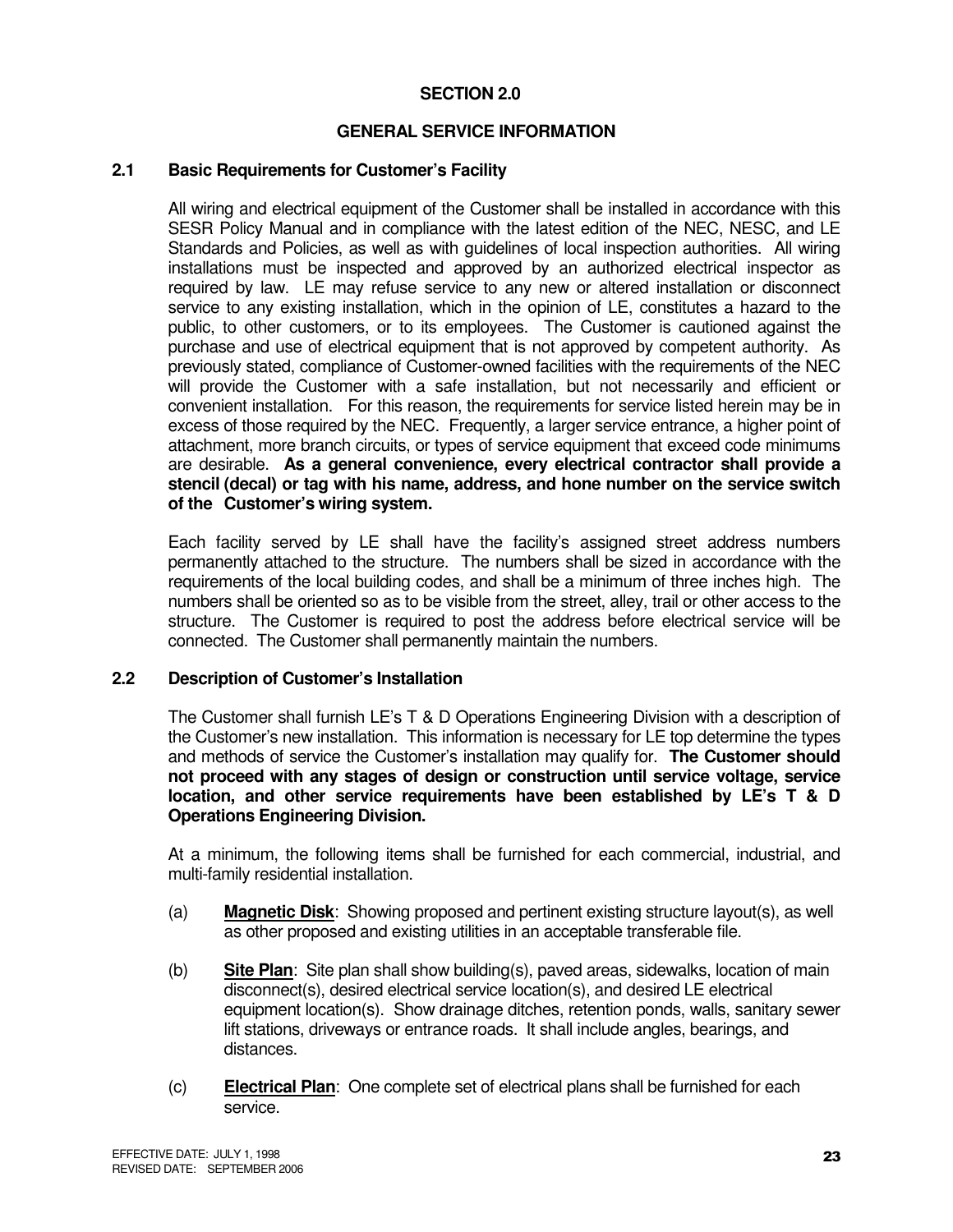# SECTION 2.0

## GENERAL SERVICE INFORMATION

### 2.1 Basic Requirements for Customer's Facility

All wiring and electrical equipment of the Customer shall be installed in accordance with this SESR Policy Manual and in compliance with the latest edition of the NEC, NESC, and LE Standards and Policies, as well as with guidelines of local inspection authorities. All wiring installations must be inspected and approved by an authorized electrical inspector as required by law. LE may refuse service to any new or altered installation or disconnect service to any existing installation, which in the opinion of LE, constitutes a hazard to the public, to other customers, or to its employees. The Customer is cautioned against the purchase and use of electrical equipment that is not approved by competent authority. As previously stated, compliance of Customer-owned facilities with the requirements of the NEC will provide the Customer with a safe installation, but not necessarily and efficient or convenient installation. For this reason, the requirements for service listed herein may be in excess of those required by the NEC. Frequently, a larger service entrance, a higher point of attachment, more branch circuits, or types of service equipment that exceed code minimums are desirable. **As a general convenience, every electrical contractor shall provide a stencil (decal) or tag with his name, address, and hone number on the service switch of the Customer's wiring system.**

Each facility served by LE shall have the facility's assigned street address numbers permanently attached to the structure. The numbers shall be sized in accordance with the requirements of the local building codes, and shall be a minimum of three inches high. The numbers shall be oriented so as to be visible from the street, alley, trail or other access to the structure. The Customer is required to post the address before electrical service will be connected. The Customer shall permanently maintain the numbers.

### 2.2 Description of Customer's Installation

The Customer shall furnish LE's T & D Operations Engineering Division with a description of the Customer's new installation. This information is necessary for LE top determine the types and methods of service the Customer's installation may qualify for. **The Customer should not proceed with any stages of design or construction until service voltage, service location, and other service requirements have been established by LE's T & D Operations Engineering Division.**

At a minimum, the following items shall be furnished for each commercial, industrial, and multi-family residential installation.

(a) **Magnetic Disk**: Showing proposed and pertinent existing structure layout(s), as well as other proposed and existing utilities in an acceptable transferable file.

(b) **Site Plan**: Site plan shall show building(s), paved areas, sidewalks, location of main disconnect(s), desired electrical service location(s), and desired LE electrical equipment location(s). Show drainage ditches, retention ponds, walls, sanitary sewer lift stations, driveways or entrance roads. It shall include angles, bearings, and distances.

(c) **Electrical Plan**: One complete set of electrical plans shall be furnished for each service.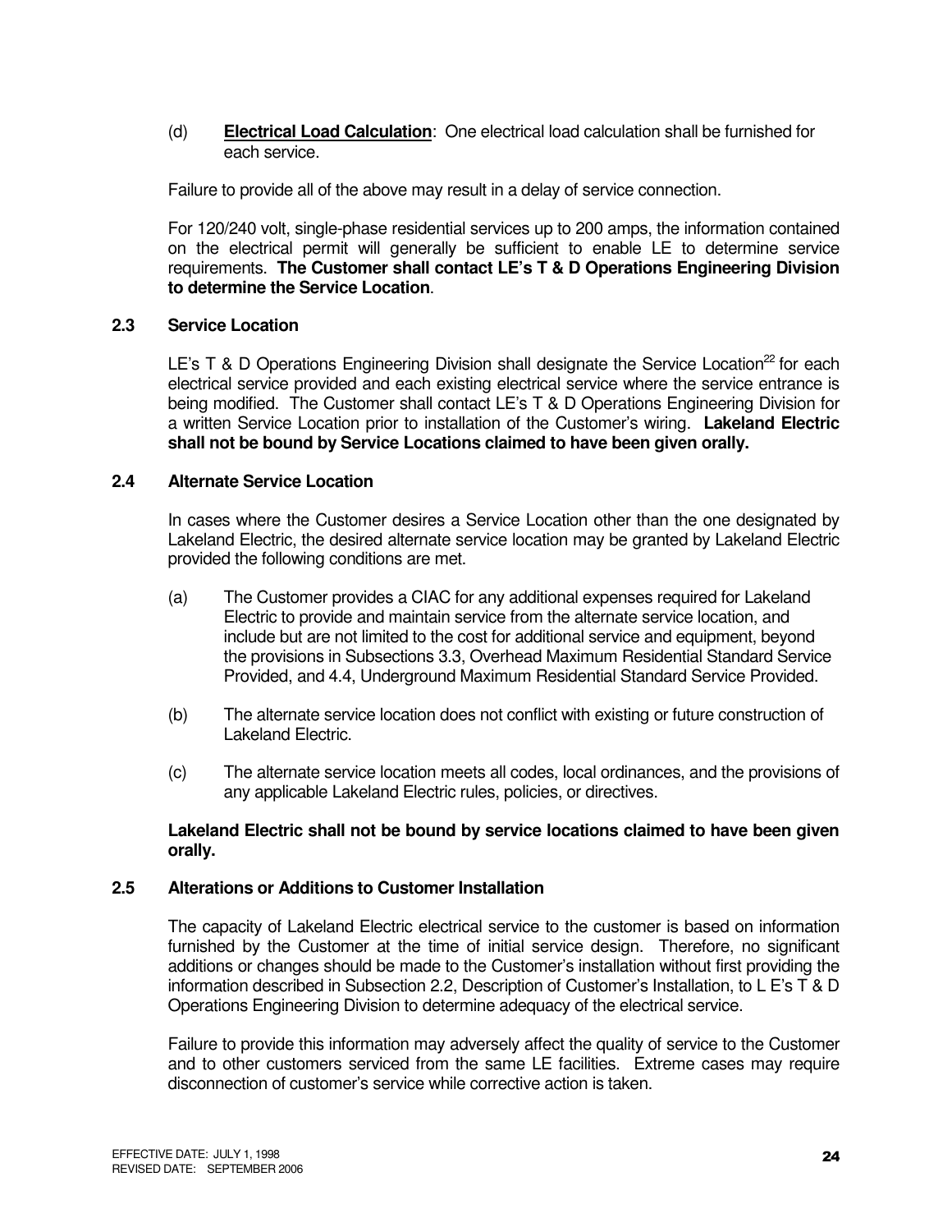(d) **<u>Electrical Load Calculation</u>**: One electrical load calculation shall be furnished for each service.

Failure to provide all of the above may result in a delay of service connection.

For 120/240 volt, single-phase residential services up to 200 amps, the information contained on the electrical permit will generally be sufficient to enable LE to determine service requirements. **The Customer shall contact LE's T & D Operations Engineering Division to determine the Service Location**.

### 2.3 Service Location

LE's T & D Operations Engineering Division shall designate the Service Location[22] for each electrical service provided and each existing electrical service where the service entrance is being modified. The Customer shall contact LE's T & D Operations Engineering Division for a written Service Location prior to installation of the Customer's wiring. **Lakeland Electric shall not be bound by Service Locations claimed to have been given orally.**

### 2.4 Alternate Service Location

In cases where the Customer desires a Service Location other than the one designated by Lakeland Electric, the desired alternate service location may be granted by Lakeland Electric provided the following conditions are met.

(a) The Customer provides a CIAC for any additional expenses required for Lakeland Electric to provide and maintain service from the alternate service location, and include but are not limited to the cost for additional service and equipment, beyond the provisions in Subsections 3.3, Overhead Maximum Residential Standard Service Provided, and 4.4, Underground Maximum Residential Standard Service Provided.

(b) The alternate service location does not conflict with existing or future construction of Lakeland Electric.

(c) The alternate service location meets all codes, local ordinances, and the provisions of any applicable Lakeland Electric rules, policies, or directives.

**Lakeland Electric shall not be bound by service locations claimed to have been given orally.**

### 2.5 Alterations or Additions to Customer Installation

The capacity of Lakeland Electric electrical service to the customer is based on information furnished by the Customer at the time of initial service design. Therefore, no significant additions or changes should be made to the Customer's installation without first providing the information described in Subsection 2.2, Description of Customer's Installation, to L E's T & D Operations Engineering Division to determine adequacy of the electrical service.

Failure to provide this information may adversely affect the quality of service to the Customer and to other customers serviced from the same LE facilities. Extreme cases may require disconnection of customer's service while corrective action is taken.

EFFECTIVE DATE: JULY 1, 1998
REVISED DATE: SEPTEMBER 2006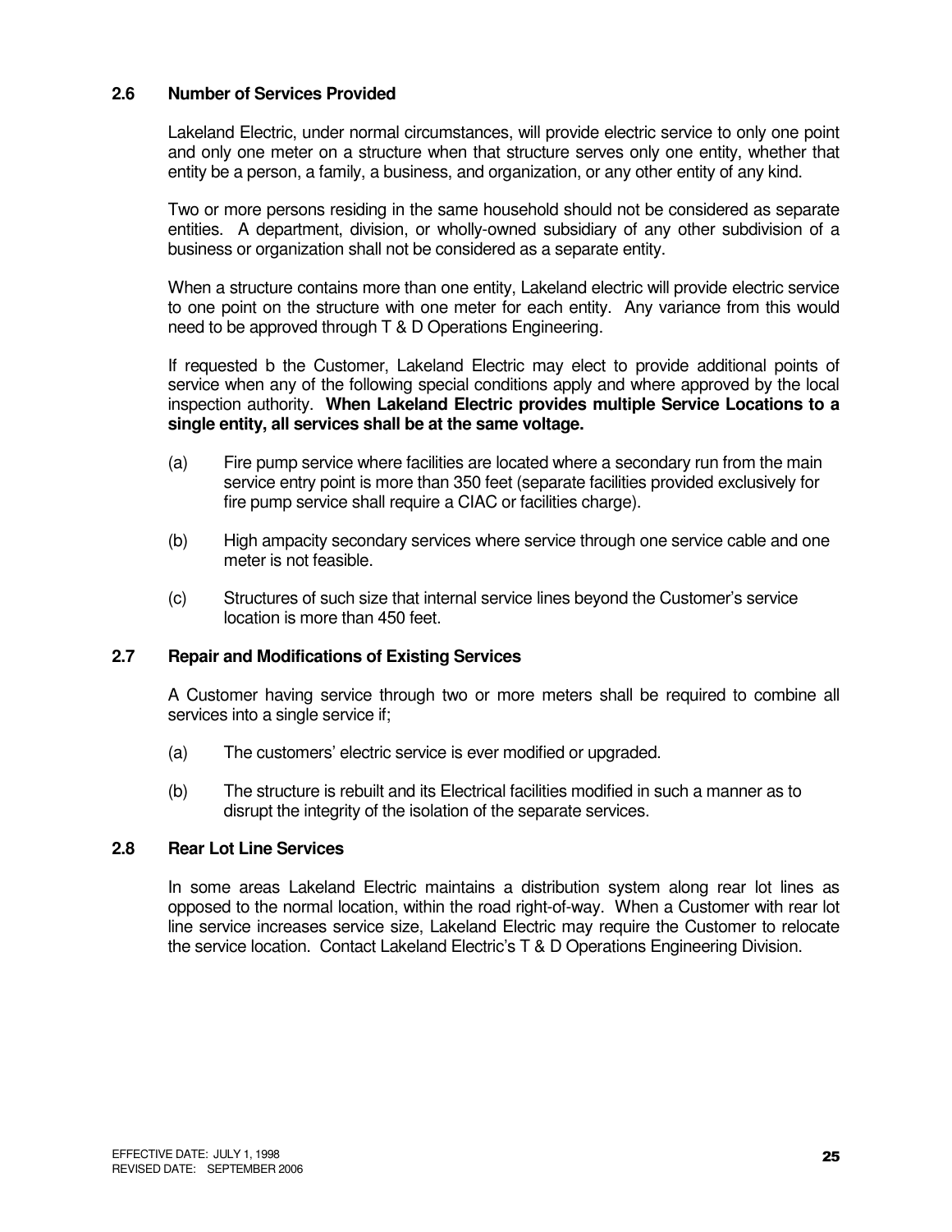### 2.6 Number of Services Provided

Lakeland Electric, under normal circumstances, will provide electric service to only one point and only one meter on a structure when that structure serves only one entity, whether that entity be a person, a family, a business, and organization, or any other entity of any kind.

Two or more persons residing in the same household should not be considered as separate entities. A department, division, or wholly-owned subsidiary of any other subdivision of a business or organization shall not be considered as a separate entity.

When a structure contains more than one entity, Lakeland electric will provide electric service to one point on the structure with one meter for each entity. Any variance from this would need to be approved through T & D Operations Engineering.

If requested b the Customer, Lakeland Electric may elect to provide additional points of service when any of the following special conditions apply and where approved by the local inspection authority. **When Lakeland Electric provides multiple Service Locations to a single entity, all services shall be at the same voltage.**

(a) Fire pump service where facilities are located where a secondary run from the main service entry point is more than 350 feet (separate facilities provided exclusively for fire pump service shall require a CIAC or facilities charge).

(b) High ampacity secondary services where service through one service cable and one meter is not feasible.

(c) Structures of such size that internal service lines beyond the Customer's service location is more than 450 feet.

### 2.7 Repair and Modifications of Existing Services

A Customer having service through two or more meters shall be required to combine all services into a single service if;

(a) The customers' electric service is ever modified or upgraded.

(b) The structure is rebuilt and its Electrical facilities modified in such a manner as to disrupt the integrity of the isolation of the separate services.

### 2.8 Rear Lot Line Services

In some areas Lakeland Electric maintains a distribution system along rear lot lines as opposed to the normal location, within the road right-of-way. When a Customer with rear lot line service increases service size, Lakeland Electric may require the Customer to relocate the service location. Contact Lakeland Electric's T & D Operations Engineering Division.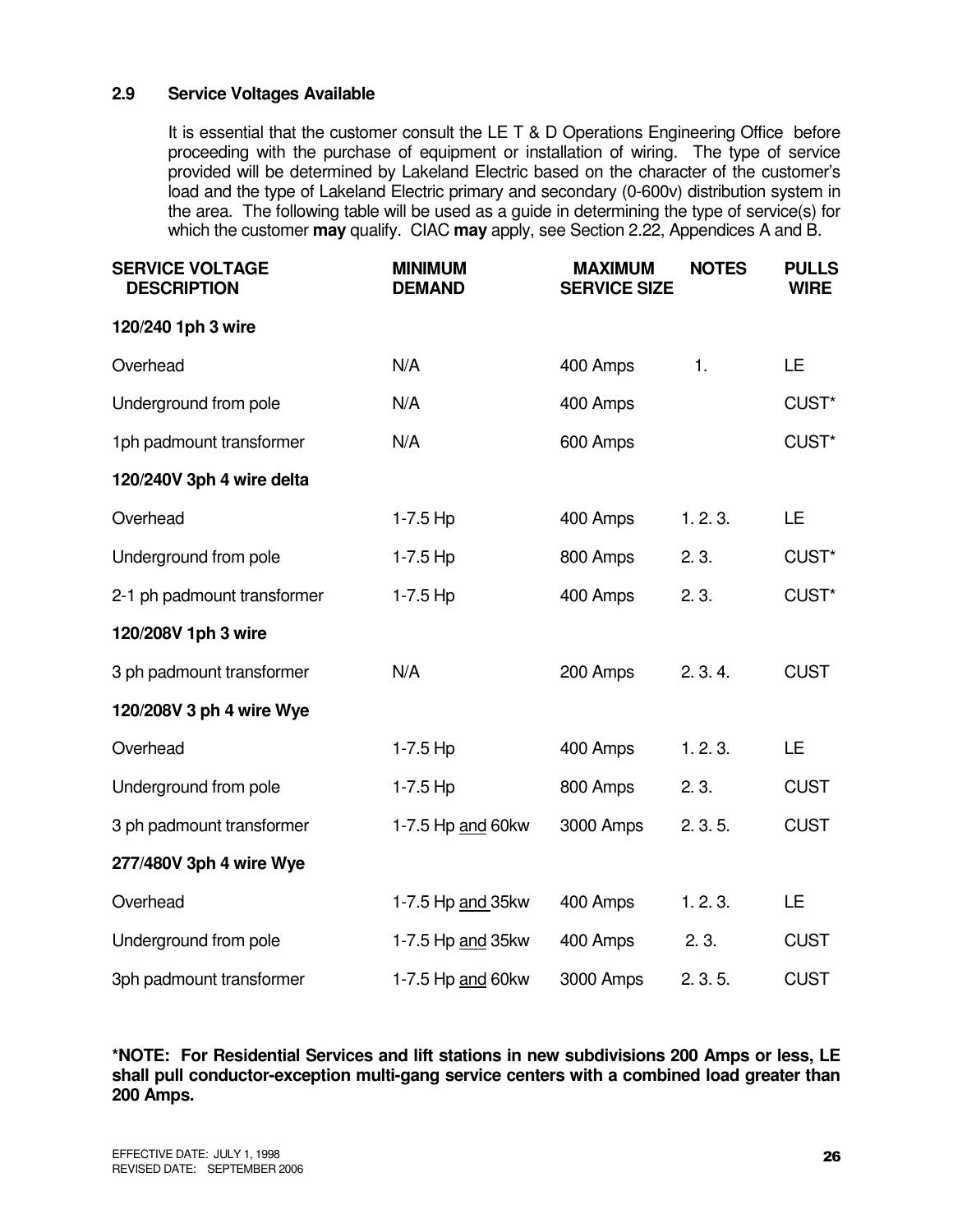## 2.9 Service Voltages Available

It is essential that the customer consult the LE T & D Operations Engineering Office before proceeding with the purchase of equipment or installation of wiring. The type of service provided will be determined by Lakeland Electric based on the character of the customer's load and the type of Lakeland Electric primary and secondary (0-600v) distribution system in the area. The following table will be used as a guide in determining the type of service(s) for which the customer **may** qualify. CIAC **may** apply, see Section 2.22, Appendices A and B.

| SERVICE VOLTAGE DESCRIPTION | MINIMUM DEMAND | MAXIMUM SERVICE SIZE | NOTES | PULLS WIRE |
|---|---|---|---|---|
| **120/240 1ph 3 wire** | | | | |
| Overhead | N/A | 400 Amps | 1. | LE |
| Underground from pole | N/A | 400 Amps | | CUST* |
| 1ph padmount transformer | N/A | 600 Amps | | CUST* |
| **120/240V 3ph 4 wire delta** | | | | |
| Overhead | 1-7.5 Hp | 400 Amps | 1. 2. 3. | LE |
| Underground from pole | 1-7.5 Hp | 800 Amps | 2. 3. | CUST* |
| 2-1 ph padmount transformer | 1-7.5 Hp | 400 Amps | 2. 3. | CUST* |
| **120/208V 1ph 3 wire** | | | | |
| 3 ph padmount transformer | N/A | 200 Amps | 2. 3. 4. | CUST |
| **120/208V 3 ph 4 wire Wye** | | | | |
| Overhead | 1-7.5 Hp | 400 Amps | 1. 2. 3. | LE |
| Underground from pole | 1-7.5 Hp | 800 Amps | 2. 3. | CUST |
| 3 ph padmount transformer | 1-7.5 Hp and 60kw | 3000 Amps | 2. 3. 5. | CUST |
| **277/480V 3ph 4 wire Wye** | | | | |
| Overhead | 1-7.5 Hp and 35kw | 400 Amps | 1. 2. 3. | LE |
| Underground from pole | 1-7.5 Hp and 35kw | 400 Amps | 2. 3. | CUST |
| 3ph padmount transformer | 1-7.5 Hp and 60kw | 3000 Amps | 2. 3. 5. | CUST |

**\*NOTE: For Residential Services and lift stations in new subdivisions 200 Amps or less, LE shall pull conductor-exception multi-gang service centers with a combined load greater than 200 Amps.**

EFFECTIVE DATE: JULY 1, 1998
REVISED DATE: SEPTEMBER 2006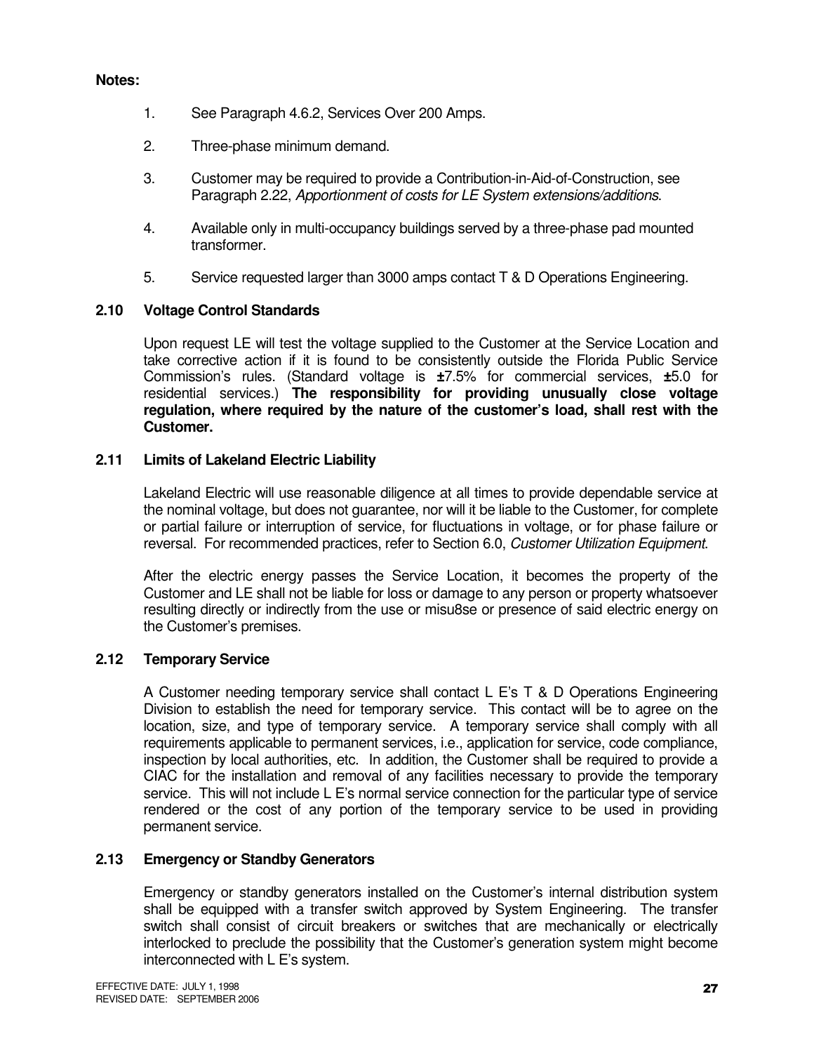**Notes:**

1. See Paragraph 4.6.2, Services Over 200 Amps.
2. Three-phase minimum demand.
3. Customer may be required to provide a Contribution-in-Aid-of-Construction, see Paragraph 2.22, *Apportionment of costs for LE System extensions/additions*.
4. Available only in multi-occupancy buildings served by a three-phase pad mounted transformer.
5. Service requested larger than 3000 amps contact T & D Operations Engineering.

## 2.10 Voltage Control Standards

Upon request LE will test the voltage supplied to the Customer at the Service Location and take corrective action if it is found to be consistently outside the Florida Public Service Commission's rules. (Standard voltage is **±**7.5% for commercial services, **±**5.0 for residential services.) **The responsibility for providing unusually close voltage regulation, where required by the nature of the customer's load, shall rest with the Customer.**

## 2.11 Limits of Lakeland Electric Liability

Lakeland Electric will use reasonable diligence at all times to provide dependable service at the nominal voltage, but does not guarantee, nor will it be liable to the Customer, for complete or partial failure or interruption of service, for fluctuations in voltage, or for phase failure or reversal. For recommended practices, refer to Section 6.0, *Customer Utilization Equipment*.

After the electric energy passes the Service Location, it becomes the property of the Customer and LE shall not be liable for loss or damage to any person or property whatsoever resulting directly or indirectly from the use or misu8se or presence of said electric energy on the Customer's premises.

## 2.12 Temporary Service

A Customer needing temporary service shall contact L E's T & D Operations Engineering Division to establish the need for temporary service. This contact will be to agree on the location, size, and type of temporary service. A temporary service shall comply with all requirements applicable to permanent services, i.e., application for service, code compliance, inspection by local authorities, etc. In addition, the Customer shall be required to provide a CIAC for the installation and removal of any facilities necessary to provide the temporary service. This will not include L E's normal service connection for the particular type of service rendered or the cost of any portion of the temporary service to be used in providing permanent service.

## 2.13 Emergency or Standby Generators

Emergency or standby generators installed on the Customer's internal distribution system shall be equipped with a transfer switch approved by System Engineering. The transfer switch shall consist of circuit breakers or switches that are mechanically or electrically interlocked to preclude the possibility that the Customer's generation system might become interconnected with L E's system.

EFFECTIVE DATE: JULY 1, 1998
REVISED DATE: SEPTEMBER 2006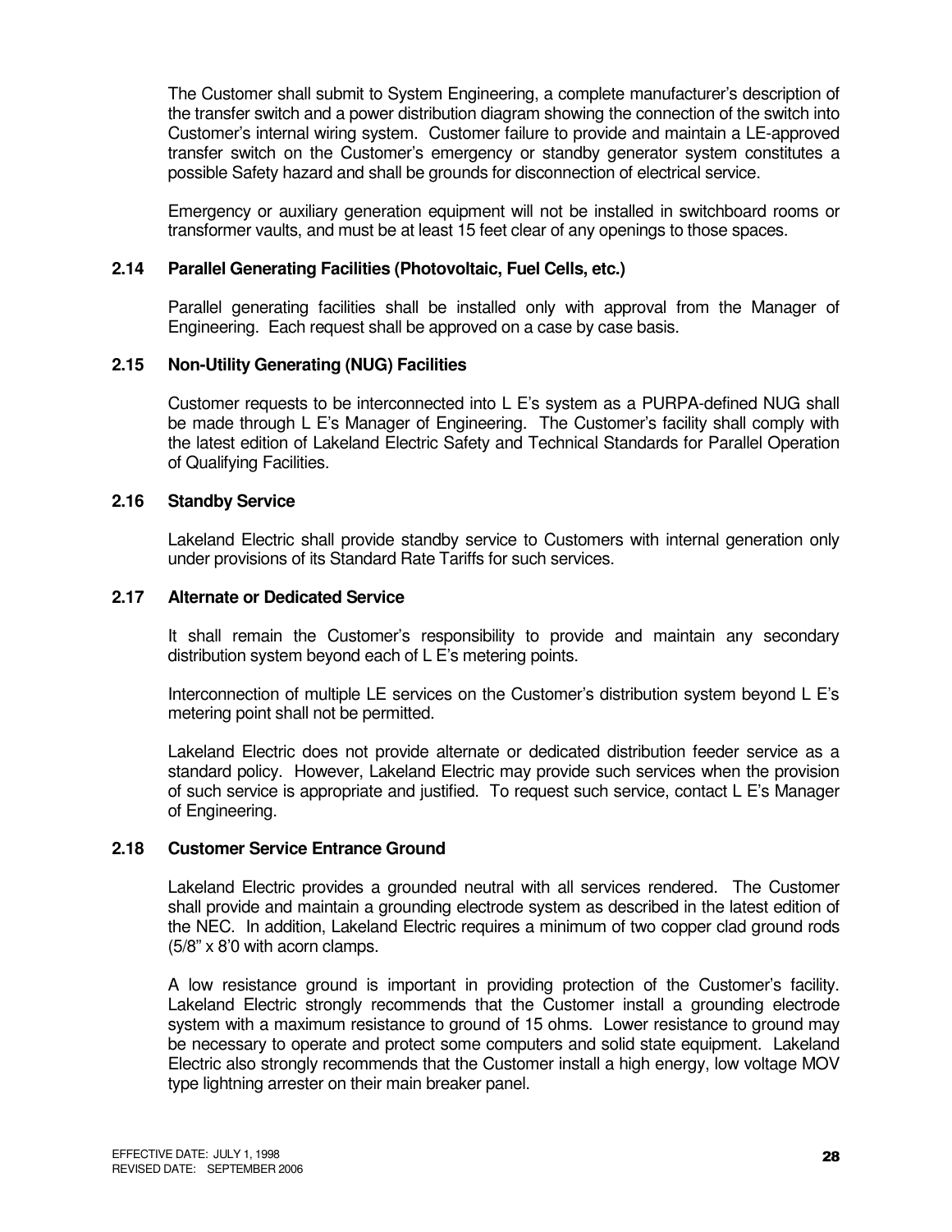The Customer shall submit to System Engineering, a complete manufacturer's description of the transfer switch and a power distribution diagram showing the connection of the switch into Customer's internal wiring system. Customer failure to provide and maintain a LE-approved transfer switch on the Customer's emergency or standby generator system constitutes a possible Safety hazard and shall be grounds for disconnection of electrical service.

Emergency or auxiliary generation equipment will not be installed in switchboard rooms or transformer vaults, and must be at least 15 feet clear of any openings to those spaces.

### 2.14 Parallel Generating Facilities (Photovoltaic, Fuel Cells, etc.)

Parallel generating facilities shall be installed only with approval from the Manager of Engineering. Each request shall be approved on a case by case basis.

### 2.15 Non-Utility Generating (NUG) Facilities

Customer requests to be interconnected into L E's system as a PURPA-defined NUG shall be made through L E's Manager of Engineering. The Customer's facility shall comply with the latest edition of Lakeland Electric Safety and Technical Standards for Parallel Operation of Qualifying Facilities.

### 2.16 Standby Service

Lakeland Electric shall provide standby service to Customers with internal generation only under provisions of its Standard Rate Tariffs for such services.

### 2.17 Alternate or Dedicated Service

It shall remain the Customer's responsibility to provide and maintain any secondary distribution system beyond each of L E's metering points.

Interconnection of multiple LE services on the Customer's distribution system beyond L E's metering point shall not be permitted.

Lakeland Electric does not provide alternate or dedicated distribution feeder service as a standard policy. However, Lakeland Electric may provide such services when the provision of such service is appropriate and justified. To request such service, contact L E's Manager of Engineering.

### 2.18 Customer Service Entrance Ground

Lakeland Electric provides a grounded neutral with all services rendered. The Customer shall provide and maintain a grounding electrode system as described in the latest edition of the NEC. In addition, Lakeland Electric requires a minimum of two copper clad ground rods (5/8" x 8'0 with acorn clamps.

A low resistance ground is important in providing protection of the Customer's facility. Lakeland Electric strongly recommends that the Customer install a grounding electrode system with a maximum resistance to ground of 15 ohms. Lower resistance to ground may be necessary to operate and protect some computers and solid state equipment. Lakeland Electric also strongly recommends that the Customer install a high energy, low voltage MOV type lightning arrester on their main breaker panel.

EFFECTIVE DATE: JULY 1, 1998
REVISED DATE: SEPTEMBER 2006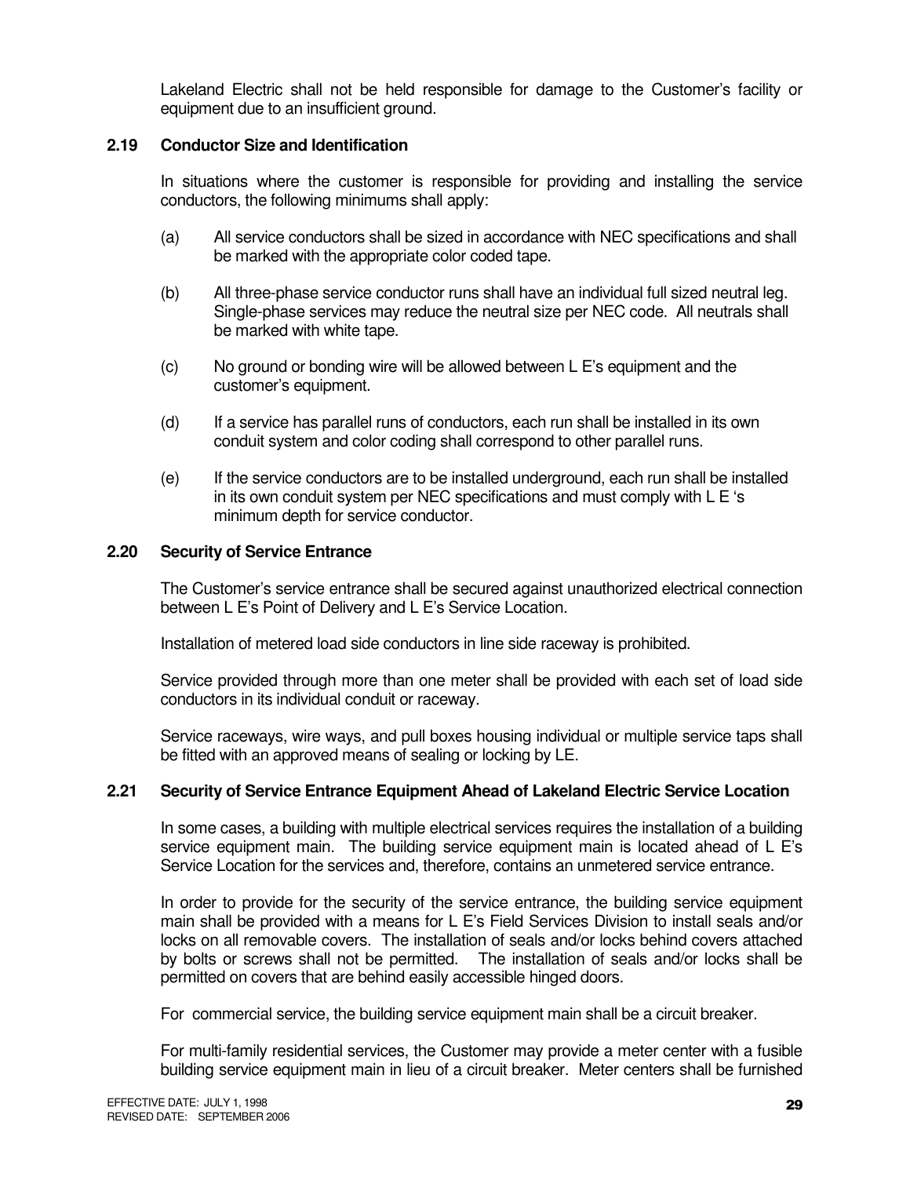Lakeland Electric shall not be held responsible for damage to the Customer's facility or equipment due to an insufficient ground.

### 2.19 Conductor Size and Identification

In situations where the customer is responsible for providing and installing the service conductors, the following minimums shall apply:

(a) All service conductors shall be sized in accordance with NEC specifications and shall be marked with the appropriate color coded tape.

(b) All three-phase service conductor runs shall have an individual full sized neutral leg. Single-phase services may reduce the neutral size per NEC code. All neutrals shall be marked with white tape.

(c) No ground or bonding wire will be allowed between L E's equipment and the customer's equipment.

(d) If a service has parallel runs of conductors, each run shall be installed in its own conduit system and color coding shall correspond to other parallel runs.

(e) If the service conductors are to be installed underground, each run shall be installed in its own conduit system per NEC specifications and must comply with L E 's minimum depth for service conductor.

### 2.20 Security of Service Entrance

The Customer's service entrance shall be secured against unauthorized electrical connection between L E's Point of Delivery and L E's Service Location.

Installation of metered load side conductors in line side raceway is prohibited.

Service provided through more than one meter shall be provided with each set of load side conductors in its individual conduit or raceway.

Service raceways, wire ways, and pull boxes housing individual or multiple service taps shall be fitted with an approved means of sealing or locking by LE.

### 2.21 Security of Service Entrance Equipment Ahead of Lakeland Electric Service Location

In some cases, a building with multiple electrical services requires the installation of a building service equipment main. The building service equipment main is located ahead of L E's Service Location for the services and, therefore, contains an unmetered service entrance.

In order to provide for the security of the service entrance, the building service equipment main shall be provided with a means for L E's Field Services Division to install seals and/or locks on all removable covers. The installation of seals and/or locks behind covers attached by bolts or screws shall not be permitted. The installation of seals and/or locks shall be permitted on covers that are behind easily accessible hinged doors.

For commercial service, the building service equipment main shall be a circuit breaker.

For multi-family residential services, the Customer may provide a meter center with a fusible building service equipment main in lieu of a circuit breaker. Meter centers shall be furnished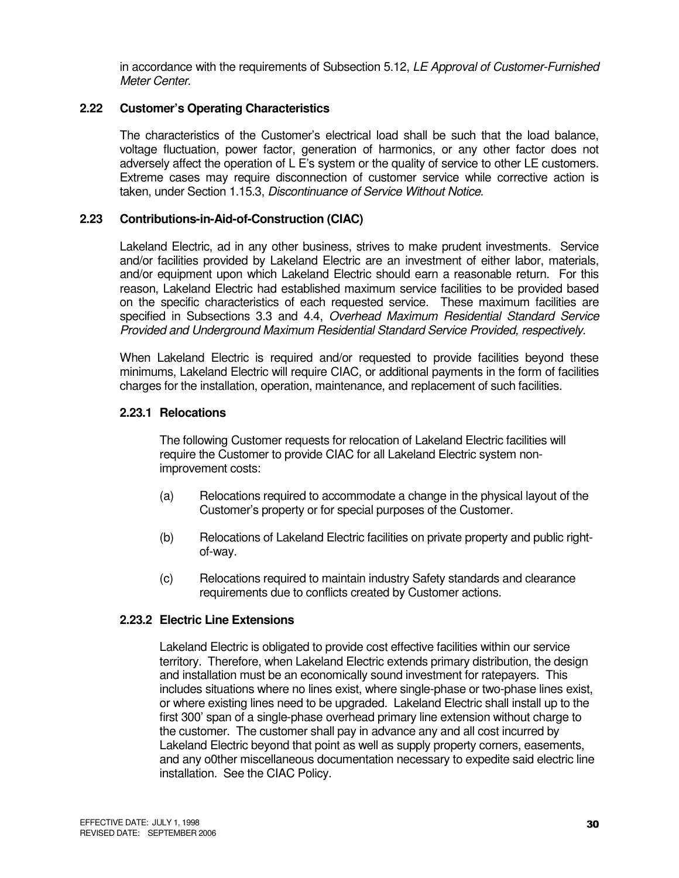in accordance with the requirements of Subsection 5.12, *LE Approval of Customer-Furnished Meter Center.*

## 2.22 Customer's Operating Characteristics

The characteristics of the Customer's electrical load shall be such that the load balance, voltage fluctuation, power factor, generation of harmonics, or any other factor does not adversely affect the operation of L E's system or the quality of service to other LE customers. Extreme cases may require disconnection of customer service while corrective action is taken, under Section 1.15.3, *Discontinuance of Service Without Notice.*

## 2.23 Contributions-in-Aid-of-Construction (CIAC)

Lakeland Electric, ad in any other business, strives to make prudent investments. Service and/or facilities provided by Lakeland Electric are an investment of either labor, materials, and/or equipment upon which Lakeland Electric should earn a reasonable return. For this reason, Lakeland Electric had established maximum service facilities to be provided based on the specific characteristics of each requested service. These maximum facilities are specified in Subsections 3.3 and 4.4, *Overhead Maximum Residential Standard Service Provided and Underground Maximum Residential Standard Service Provided, respectively.*

When Lakeland Electric is required and/or requested to provide facilities beyond these minimums, Lakeland Electric will require CIAC, or additional payments in the form of facilities charges for the installation, operation, maintenance, and replacement of such facilities.

### 2.23.1 Relocations

The following Customer requests for relocation of Lakeland Electric facilities will require the Customer to provide CIAC for all Lakeland Electric system non-improvement costs:

(a) Relocations required to accommodate a change in the physical layout of the Customer's property or for special purposes of the Customer.

(b) Relocations of Lakeland Electric facilities on private property and public right-of-way.

(c) Relocations required to maintain industry Safety standards and clearance requirements due to conflicts created by Customer actions.

### 2.23.2 Electric Line Extensions

Lakeland Electric is obligated to provide cost effective facilities within our service territory. Therefore, when Lakeland Electric extends primary distribution, the design and installation must be an economically sound investment for ratepayers. This includes situations where no lines exist, where single-phase or two-phase lines exist, or where existing lines need to be upgraded. Lakeland Electric shall install up to the first 300' span of a single-phase overhead primary line extension without charge to the customer. The customer shall pay in advance any and all cost incurred by Lakeland Electric beyond that point as well as supply property corners, easements, and any o0ther miscellaneous documentation necessary to expedite said electric line installation. See the CIAC Policy.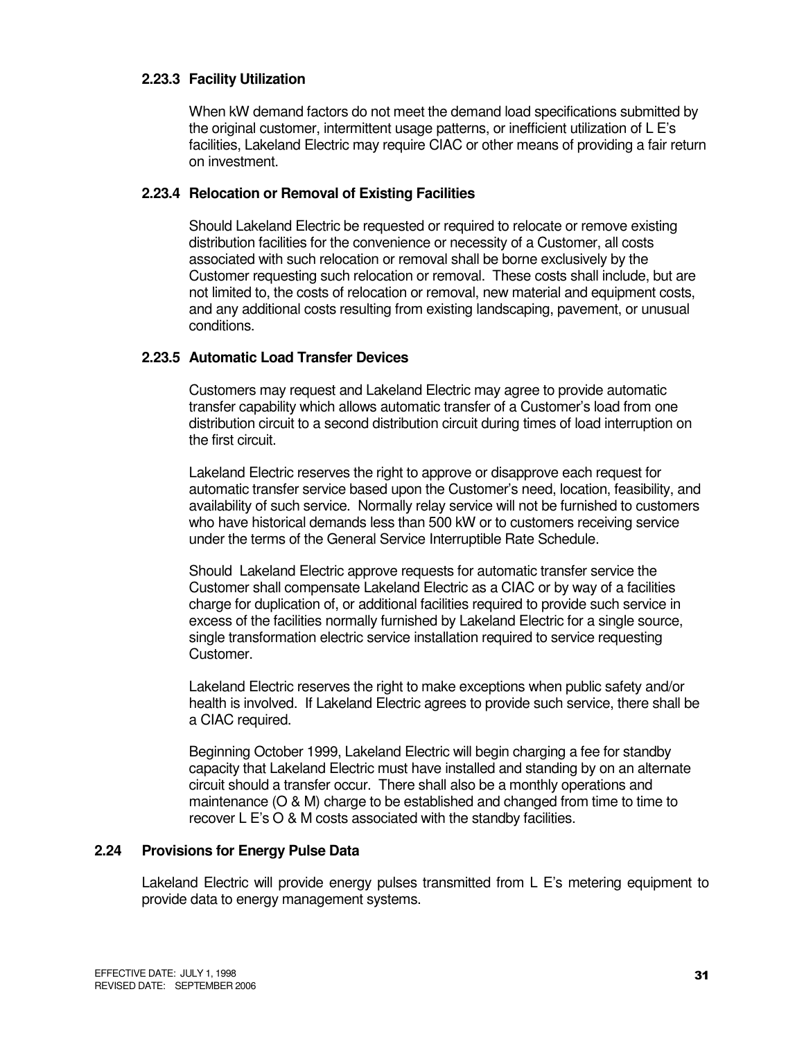#### 2.23.3 Facility Utilization

When kW demand factors do not meet the demand load specifications submitted by the original customer, intermittent usage patterns, or inefficient utilization of L E's facilities, Lakeland Electric may require CIAC or other means of providing a fair return on investment.

#### 2.23.4 Relocation or Removal of Existing Facilities

Should Lakeland Electric be requested or required to relocate or remove existing distribution facilities for the convenience or necessity of a Customer, all costs associated with such relocation or removal shall be borne exclusively by the Customer requesting such relocation or removal. These costs shall include, but are not limited to, the costs of relocation or removal, new material and equipment costs, and any additional costs resulting from existing landscaping, pavement, or unusual conditions.

#### 2.23.5 Automatic Load Transfer Devices

Customers may request and Lakeland Electric may agree to provide automatic transfer capability which allows automatic transfer of a Customer's load from one distribution circuit to a second distribution circuit during times of load interruption on the first circuit.

Lakeland Electric reserves the right to approve or disapprove each request for automatic transfer service based upon the Customer's need, location, feasibility, and availability of such service. Normally relay service will not be furnished to customers who have historical demands less than 500 kW or to customers receiving service under the terms of the General Service Interruptible Rate Schedule.

Should Lakeland Electric approve requests for automatic transfer service the Customer shall compensate Lakeland Electric as a CIAC or by way of a facilities charge for duplication of, or additional facilities required to provide such service in excess of the facilities normally furnished by Lakeland Electric for a single source, single transformation electric service installation required to service requesting Customer.

Lakeland Electric reserves the right to make exceptions when public safety and/or health is involved. If Lakeland Electric agrees to provide such service, there shall be a CIAC required.

Beginning October 1999, Lakeland Electric will begin charging a fee for standby capacity that Lakeland Electric must have installed and standing by on an alternate circuit should a transfer occur. There shall also be a monthly operations and maintenance (O & M) charge to be established and changed from time to time to recover L E's O & M costs associated with the standby facilities.

### 2.24 Provisions for Energy Pulse Data

Lakeland Electric will provide energy pulses transmitted from L E's metering equipment to provide data to energy management systems.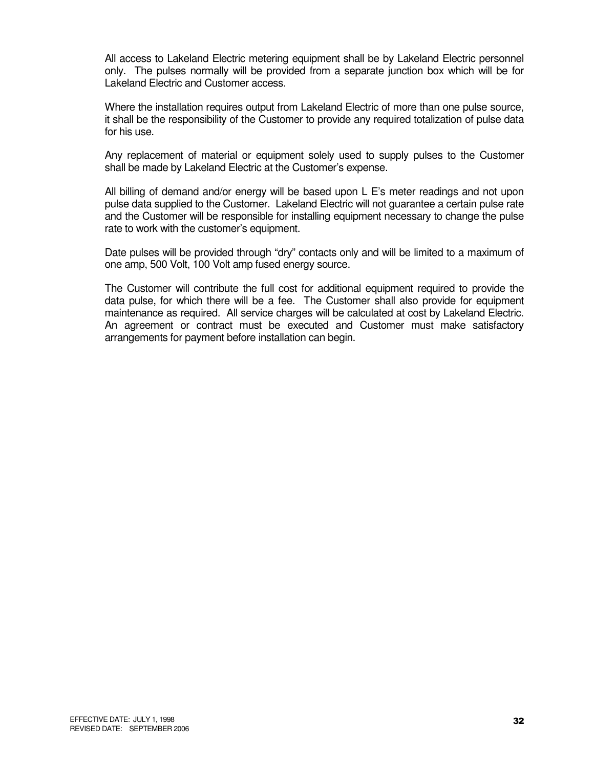All access to Lakeland Electric metering equipment shall be by Lakeland Electric personnel only. The pulses normally will be provided from a separate junction box which will be for Lakeland Electric and Customer access.

Where the installation requires output from Lakeland Electric of more than one pulse source, it shall be the responsibility of the Customer to provide any required totalization of pulse data for his use.

Any replacement of material or equipment solely used to supply pulses to the Customer shall be made by Lakeland Electric at the Customer's expense.

All billing of demand and/or energy will be based upon L E's meter readings and not upon pulse data supplied to the Customer. Lakeland Electric will not guarantee a certain pulse rate and the Customer will be responsible for installing equipment necessary to change the pulse rate to work with the customer's equipment.

Date pulses will be provided through "dry" contacts only and will be limited to a maximum of one amp, 500 Volt, 100 Volt amp fused energy source.

The Customer will contribute the full cost for additional equipment required to provide the data pulse, for which there will be a fee. The Customer shall also provide for equipment maintenance as required. All service charges will be calculated at cost by Lakeland Electric. An agreement or contract must be executed and Customer must make satisfactory arrangements for payment before installation can begin.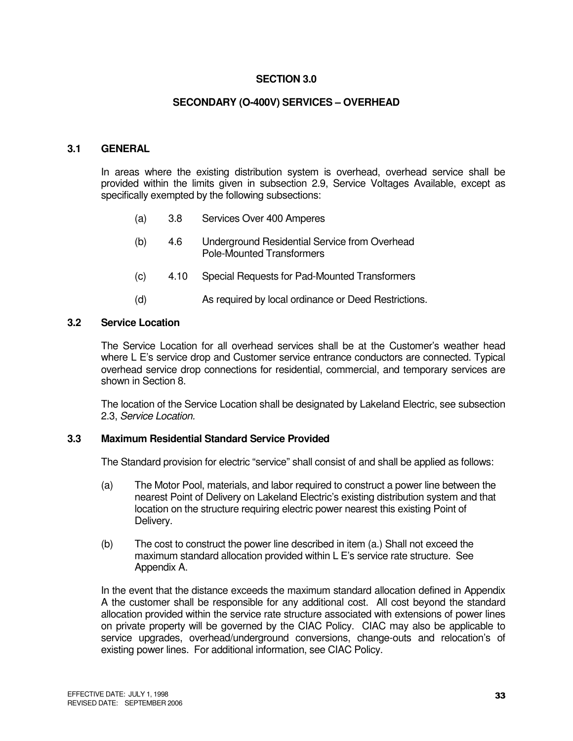# SECTION 3.0

## SECONDARY (O-400V) SERVICES – OVERHEAD

### 3.1 GENERAL

In areas where the existing distribution system is overhead, overhead service shall be provided within the limits given in subsection 2.9, Service Voltages Available, except as specifically exempted by the following subsections:

(a) 3.8 Services Over 400 Amperes

(b) 4.6 Underground Residential Service from Overhead Pole-Mounted Transformers

(c) 4.10 Special Requests for Pad-Mounted Transformers

(d) As required by local ordinance or Deed Restrictions.

### 3.2 Service Location

The Service Location for all overhead services shall be at the Customer's weather head where L E's service drop and Customer service entrance conductors are connected. Typical overhead service drop connections for residential, commercial, and temporary services are shown in Section 8.

The location of the Service Location shall be designated by Lakeland Electric, see subsection 2.3, *Service Location.*

### 3.3 Maximum Residential Standard Service Provided

The Standard provision for electric "service" shall consist of and shall be applied as follows:

(a) The Motor Pool, materials, and labor required to construct a power line between the nearest Point of Delivery on Lakeland Electric's existing distribution system and that location on the structure requiring electric power nearest this existing Point of Delivery.

(b) The cost to construct the power line described in item (a.) Shall not exceed the maximum standard allocation provided within L E's service rate structure. See Appendix A.

In the event that the distance exceeds the maximum standard allocation defined in Appendix A the customer shall be responsible for any additional cost. All cost beyond the standard allocation provided within the service rate structure associated with extensions of power lines on private property will be governed by the CIAC Policy. CIAC may also be applicable to service upgrades, overhead/underground conversions, change-outs and relocation's of existing power lines. For additional information, see CIAC Policy.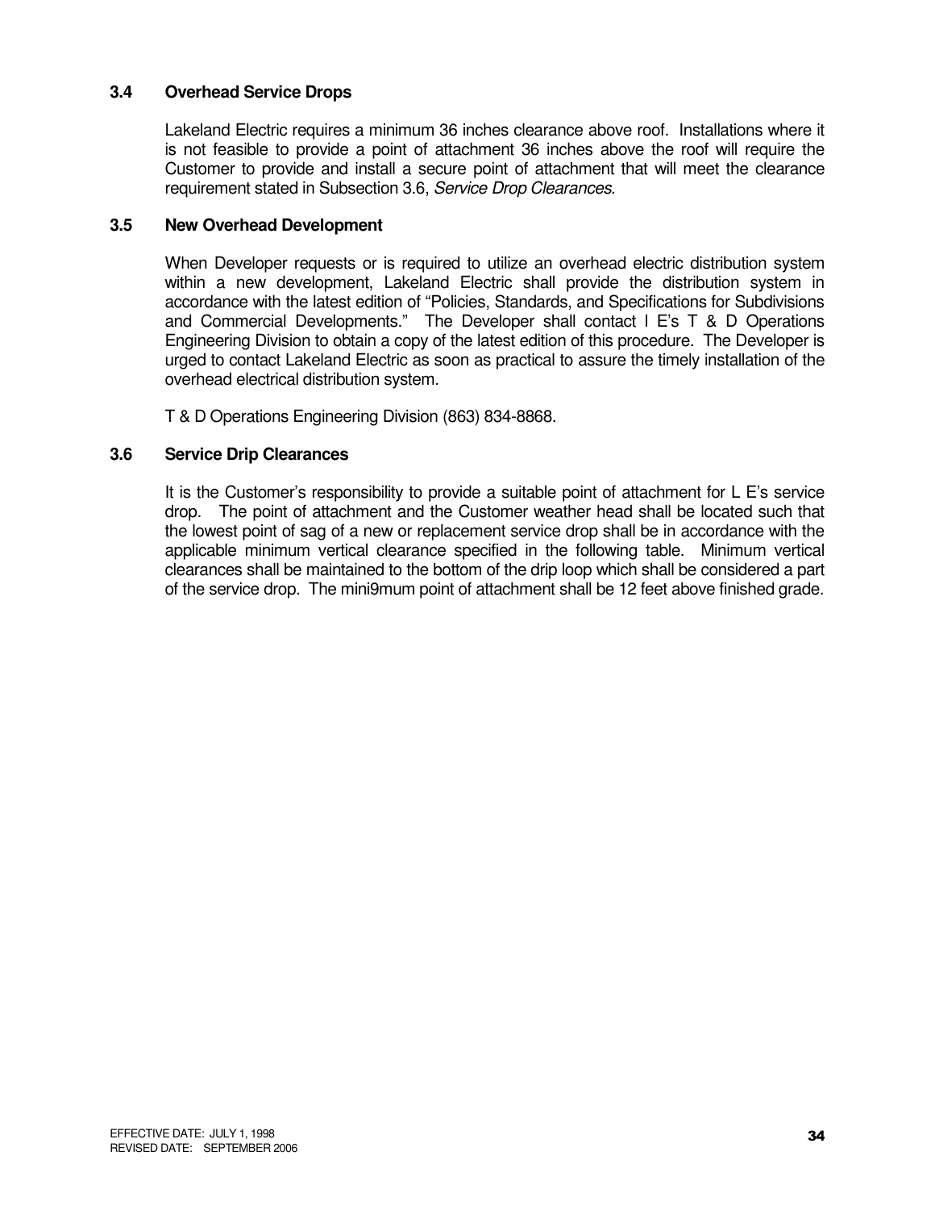### 3.4 Overhead Service Drops

Lakeland Electric requires a minimum 36 inches clearance above roof. Installations where it is not feasible to provide a point of attachment 36 inches above the roof will require the Customer to provide and install a secure point of attachment that will meet the clearance requirement stated in Subsection 3.6, *Service Drop Clearances*.

### 3.5 New Overhead Development

When Developer requests or is required to utilize an overhead electric distribution system within a new development, Lakeland Electric shall provide the distribution system in accordance with the latest edition of "Policies, Standards, and Specifications for Subdivisions and Commercial Developments." The Developer shall contact l E's T & D Operations Engineering Division to obtain a copy of the latest edition of this procedure. The Developer is urged to contact Lakeland Electric as soon as practical to assure the timely installation of the overhead electrical distribution system.

T & D Operations Engineering Division (863) 834-8868.

### 3.6 Service Drip Clearances

It is the Customer's responsibility to provide a suitable point of attachment for L E's service drop. The point of attachment and the Customer weather head shall be located such that the lowest point of sag of a new or replacement service drop shall be in accordance with the applicable minimum vertical clearance specified in the following table. Minimum vertical clearances shall be maintained to the bottom of the drip loop which shall be considered a part of the service drop. The mini9mum point of attachment shall be 12 feet above finished grade.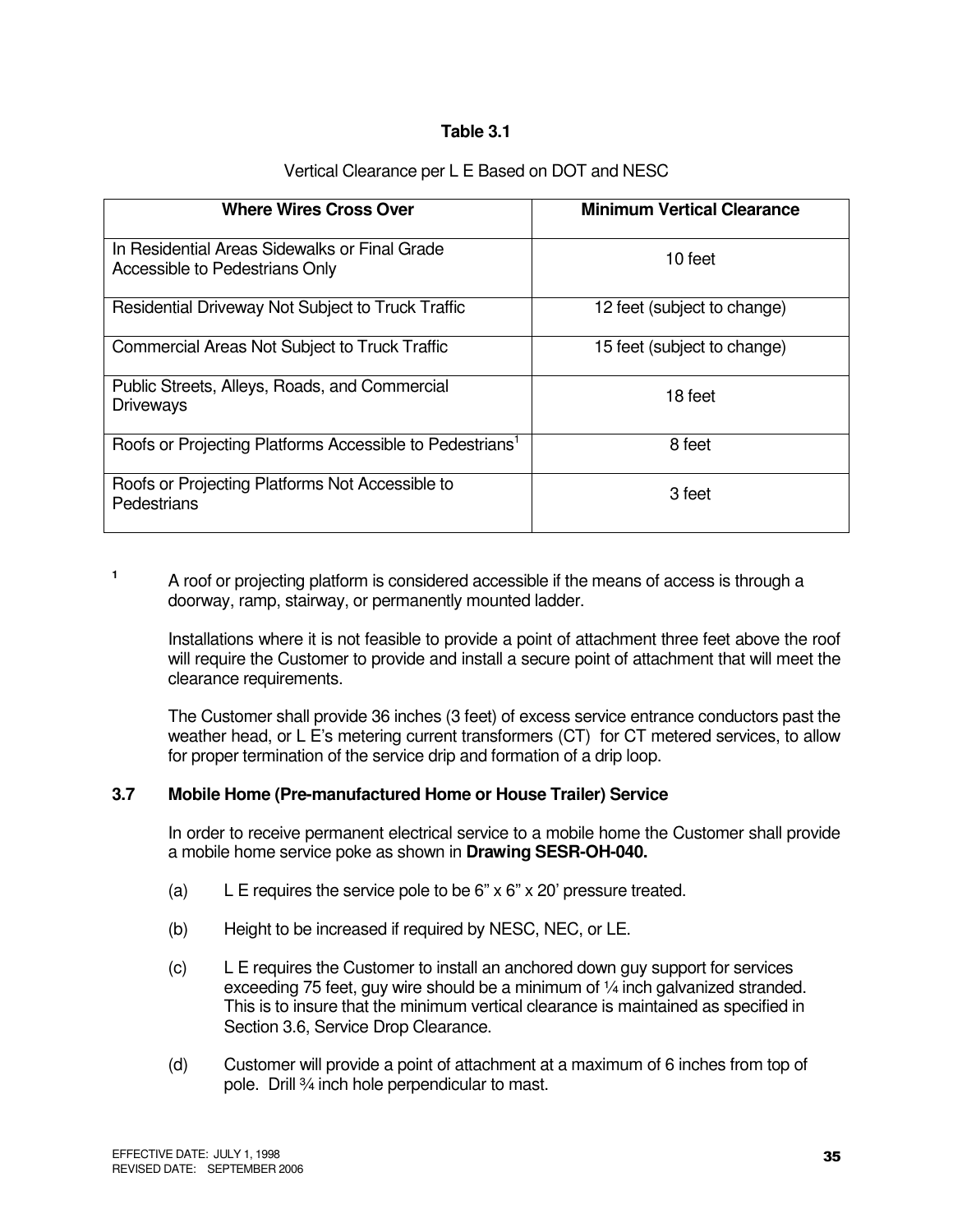**Table 3.1**

Vertical Clearance per L E Based on DOT and NESC

| Where Wires Cross Over | Minimum Vertical Clearance |
|---|---|
| In Residential Areas Sidewalks or Final Grade Accessible to Pedestrians Only | 10 feet |
| Residential Driveway Not Subject to Truck Traffic | 12 feet (subject to change) |
| Commercial Areas Not Subject to Truck Traffic | 15 feet (subject to change) |
| Public Streets, Alleys, Roads, and Commercial Driveways | 18 feet |
| Roofs or Projecting Platforms Accessible to Pedestrians[1] | 8 feet |
| Roofs or Projecting Platforms Not Accessible to Pedestrians | 3 feet |

[1] A roof or projecting platform is considered accessible if the means of access is through a doorway, ramp, stairway, or permanently mounted ladder.

Installations where it is not feasible to provide a point of attachment three feet above the roof will require the Customer to provide and install a secure point of attachment that will meet the clearance requirements.

The Customer shall provide 36 inches (3 feet) of excess service entrance conductors past the weather head, or L E's metering current transformers (CT) for CT metered services, to allow for proper termination of the service drip and formation of a drip loop.

### 3.7 Mobile Home (Pre-manufactured Home or House Trailer) Service

In order to receive permanent electrical service to a mobile home the Customer shall provide a mobile home service poke as shown in **Drawing SESR-OH-040.**

(a) L E requires the service pole to be 6" x 6" x 20' pressure treated.

(b) Height to be increased if required by NESC, NEC, or LE.

(c) L E requires the Customer to install an anchored down guy support for services exceeding 75 feet, guy wire should be a minimum of ¼ inch galvanized stranded. This is to insure that the minimum vertical clearance is maintained as specified in Section 3.6, Service Drop Clearance.

(d) Customer will provide a point of attachment at a maximum of 6 inches from top of pole. Drill ¾ inch hole perpendicular to mast.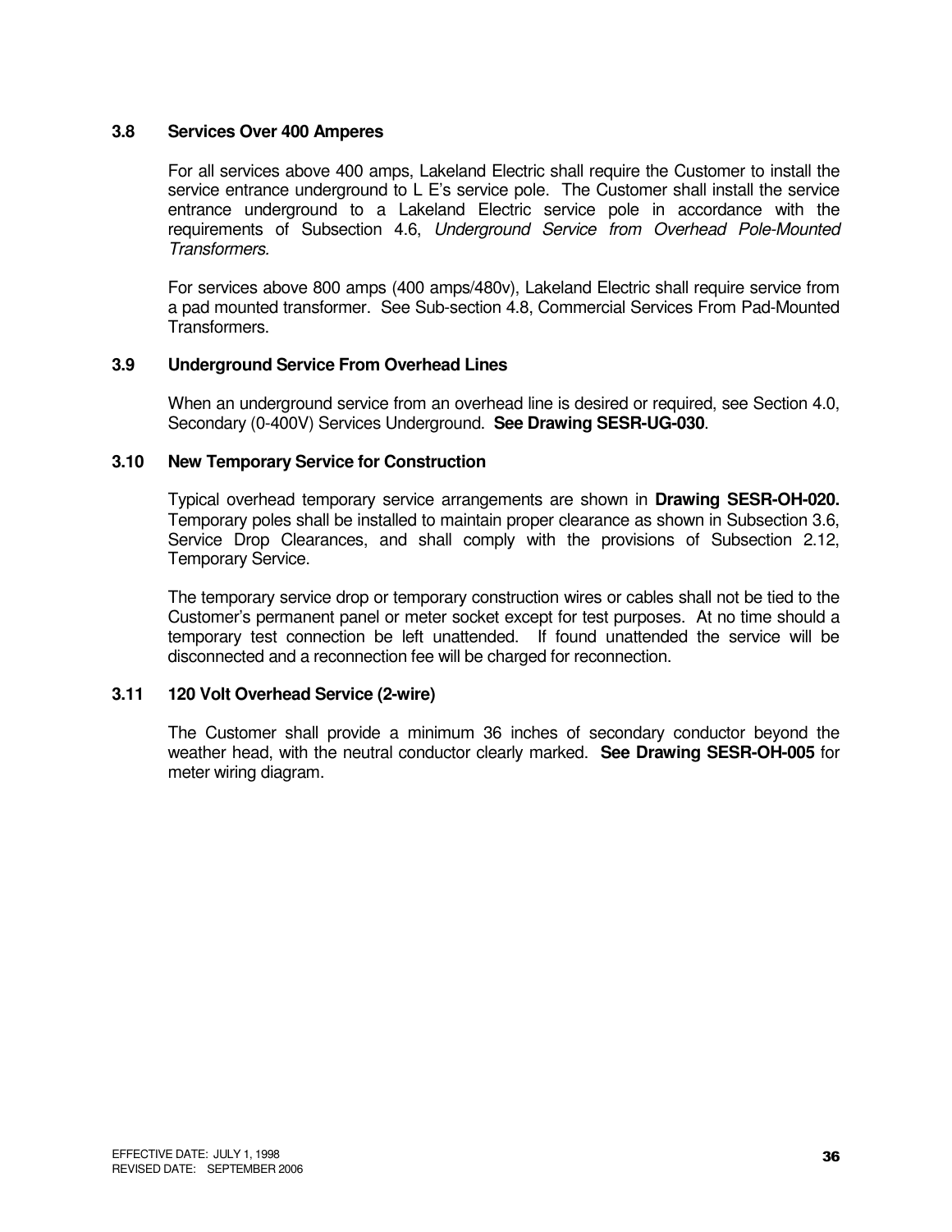### 3.8 Services Over 400 Amperes

For all services above 400 amps, Lakeland Electric shall require the Customer to install the service entrance underground to L E's service pole. The Customer shall install the service entrance underground to a Lakeland Electric service pole in accordance with the requirements of Subsection 4.6, *Underground Service from Overhead Pole-Mounted Transformers*.

For services above 800 amps (400 amps/480v), Lakeland Electric shall require service from a pad mounted transformer. See Sub-section 4.8, Commercial Services From Pad-Mounted Transformers.

### 3.9 Underground Service From Overhead Lines

When an underground service from an overhead line is desired or required, see Section 4.0, Secondary (0-400V) Services Underground. **See Drawing SESR-UG-030**.

### 3.10 New Temporary Service for Construction

Typical overhead temporary service arrangements are shown in **Drawing SESR-OH-020.** Temporary poles shall be installed to maintain proper clearance as shown in Subsection 3.6, Service Drop Clearances, and shall comply with the provisions of Subsection 2.12, Temporary Service.

The temporary service drop or temporary construction wires or cables shall not be tied to the Customer's permanent panel or meter socket except for test purposes. At no time should a temporary test connection be left unattended. If found unattended the service will be disconnected and a reconnection fee will be charged for reconnection.

### 3.11 120 Volt Overhead Service (2-wire)

The Customer shall provide a minimum 36 inches of secondary conductor beyond the weather head, with the neutral conductor clearly marked. **See Drawing SESR-OH-005** for meter wiring diagram.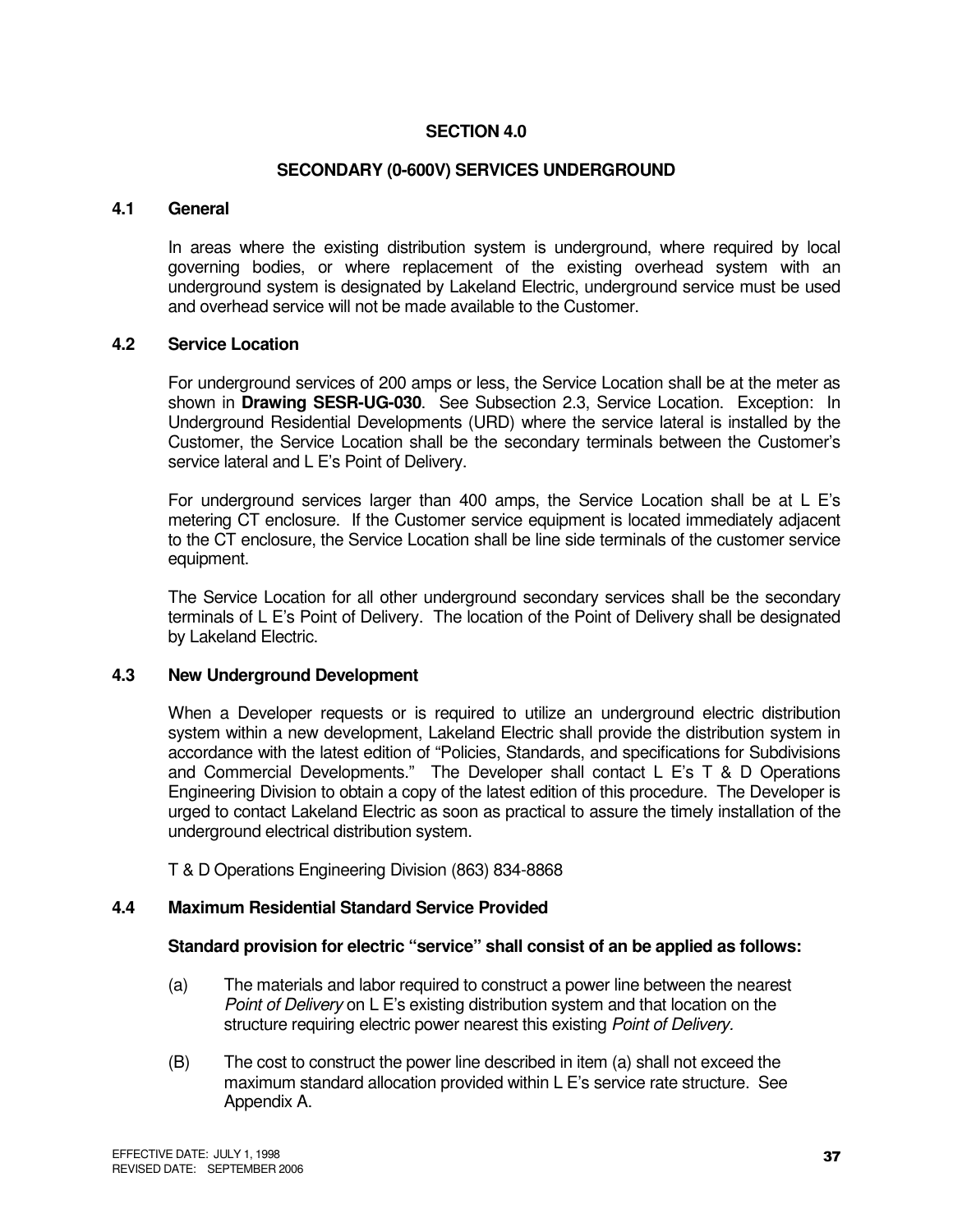# SECTION 4.0

## SECONDARY (0-600V) SERVICES UNDERGROUND

### 4.1 General

In areas where the existing distribution system is underground, where required by local governing bodies, or where replacement of the existing overhead system with an underground system is designated by Lakeland Electric, underground service must be used and overhead service will not be made available to the Customer.

### 4.2 Service Location

For underground services of 200 amps or less, the Service Location shall be at the meter as shown in **Drawing SESR-UG-030**. See Subsection 2.3, Service Location. Exception: In Underground Residential Developments (URD) where the service lateral is installed by the Customer, the Service Location shall be the secondary terminals between the Customer's service lateral and L E's Point of Delivery.

For underground services larger than 400 amps, the Service Location shall be at L E's metering CT enclosure. If the Customer service equipment is located immediately adjacent to the CT enclosure, the Service Location shall be line side terminals of the customer service equipment.

The Service Location for all other underground secondary services shall be the secondary terminals of L E's Point of Delivery. The location of the Point of Delivery shall be designated by Lakeland Electric.

### 4.3 New Underground Development

When a Developer requests or is required to utilize an underground electric distribution system within a new development, Lakeland Electric shall provide the distribution system in accordance with the latest edition of "Policies, Standards, and specifications for Subdivisions and Commercial Developments." The Developer shall contact L E's T & D Operations Engineering Division to obtain a copy of the latest edition of this procedure. The Developer is urged to contact Lakeland Electric as soon as practical to assure the timely installation of the underground electrical distribution system.

T & D Operations Engineering Division (863) 834-8868

### 4.4 Maximum Residential Standard Service Provided

**Standard provision for electric "service" shall consist of an be applied as follows:**

(a) The materials and labor required to construct a power line between the nearest *Point of Delivery* on L E's existing distribution system and that location on the structure requiring electric power nearest this existing *Point of Delivery*.

(B) The cost to construct the power line described in item (a) shall not exceed the maximum standard allocation provided within L E's service rate structure. See Appendix A.

EFFECTIVE DATE: JULY 1, 1998
REVISED DATE: SEPTEMBER 2006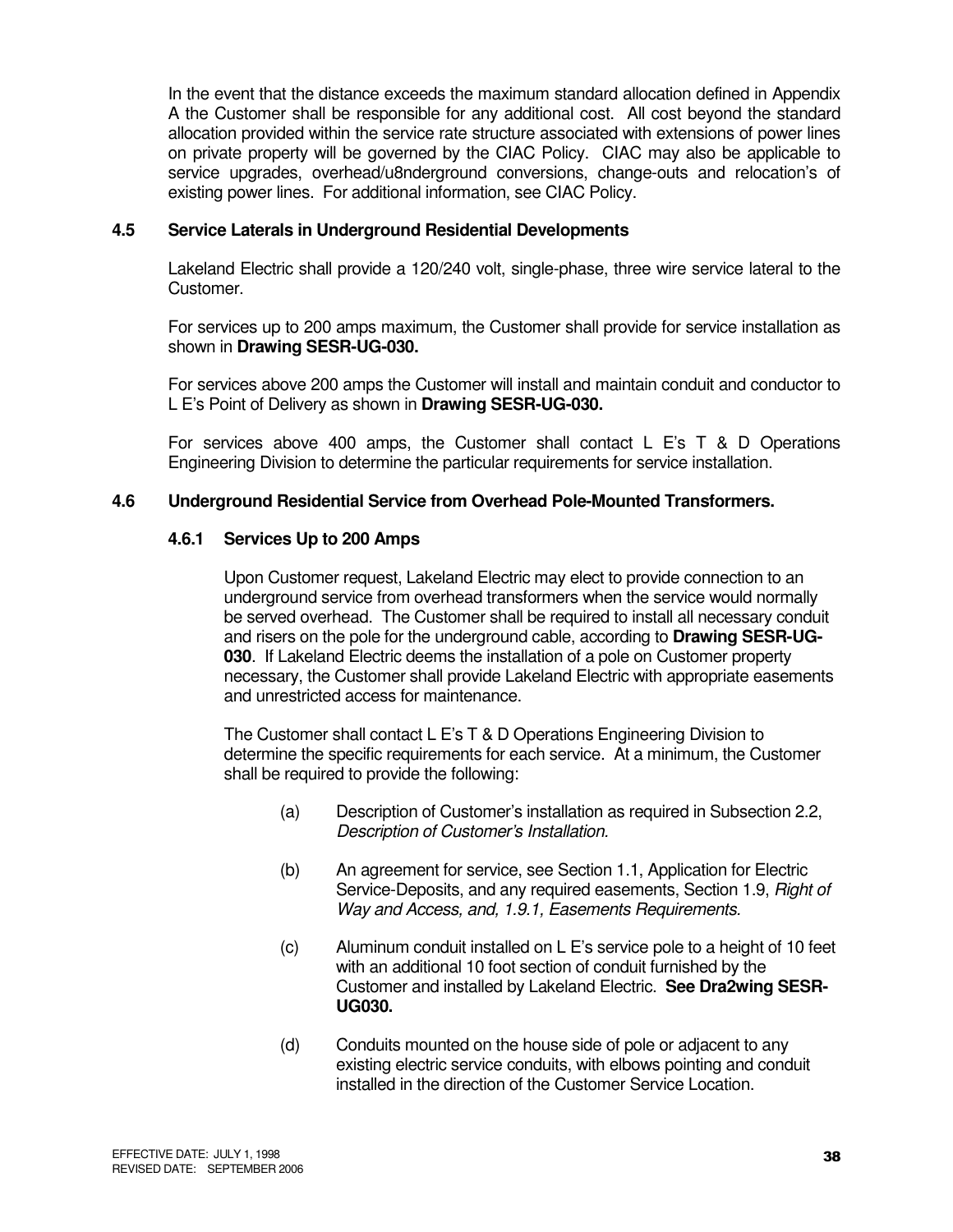In the event that the distance exceeds the maximum standard allocation defined in Appendix A the Customer shall be responsible for any additional cost. All cost beyond the standard allocation provided within the service rate structure associated with extensions of power lines on private property will be governed by the CIAC Policy. CIAC may also be applicable to service upgrades, overhead/u8nderground conversions, change-outs and relocation's of existing power lines. For additional information, see CIAC Policy.

## 4.5 Service Laterals in Underground Residential Developments

Lakeland Electric shall provide a 120/240 volt, single-phase, three wire service lateral to the Customer.

For services up to 200 amps maximum, the Customer shall provide for service installation as shown in **Drawing SESR-UG-030.**

For services above 200 amps the Customer will install and maintain conduit and conductor to L E's Point of Delivery as shown in **Drawing SESR-UG-030.**

For services above 400 amps, the Customer shall contact L E's T & D Operations Engineering Division to determine the particular requirements for service installation.

## 4.6 Underground Residential Service from Overhead Pole-Mounted Transformers.

### 4.6.1 Services Up to 200 Amps

Upon Customer request, Lakeland Electric may elect to provide connection to an underground service from overhead transformers when the service would normally be served overhead. The Customer shall be required to install all necessary conduit and risers on the pole for the underground cable, according to **Drawing SESR-UG-030**. If Lakeland Electric deems the installation of a pole on Customer property necessary, the Customer shall provide Lakeland Electric with appropriate easements and unrestricted access for maintenance.

The Customer shall contact L E's T & D Operations Engineering Division to determine the specific requirements for each service. At a minimum, the Customer shall be required to provide the following:

(a) Description of Customer's installation as required in Subsection 2.2, *Description of Customer's Installation.*

(b) An agreement for service, see Section 1.1, Application for Electric Service-Deposits, and any required easements, Section 1.9, *Right of Way and Access, and, 1.9.1, Easements Requirements.*

(c) Aluminum conduit installed on L E's service pole to a height of 10 feet with an additional 10 foot section of conduit furnished by the Customer and installed by Lakeland Electric. **See Dra2wing SESR-UG030.**

(d) Conduits mounted on the house side of pole or adjacent to any existing electric service conduits, with elbows pointing and conduit installed in the direction of the Customer Service Location.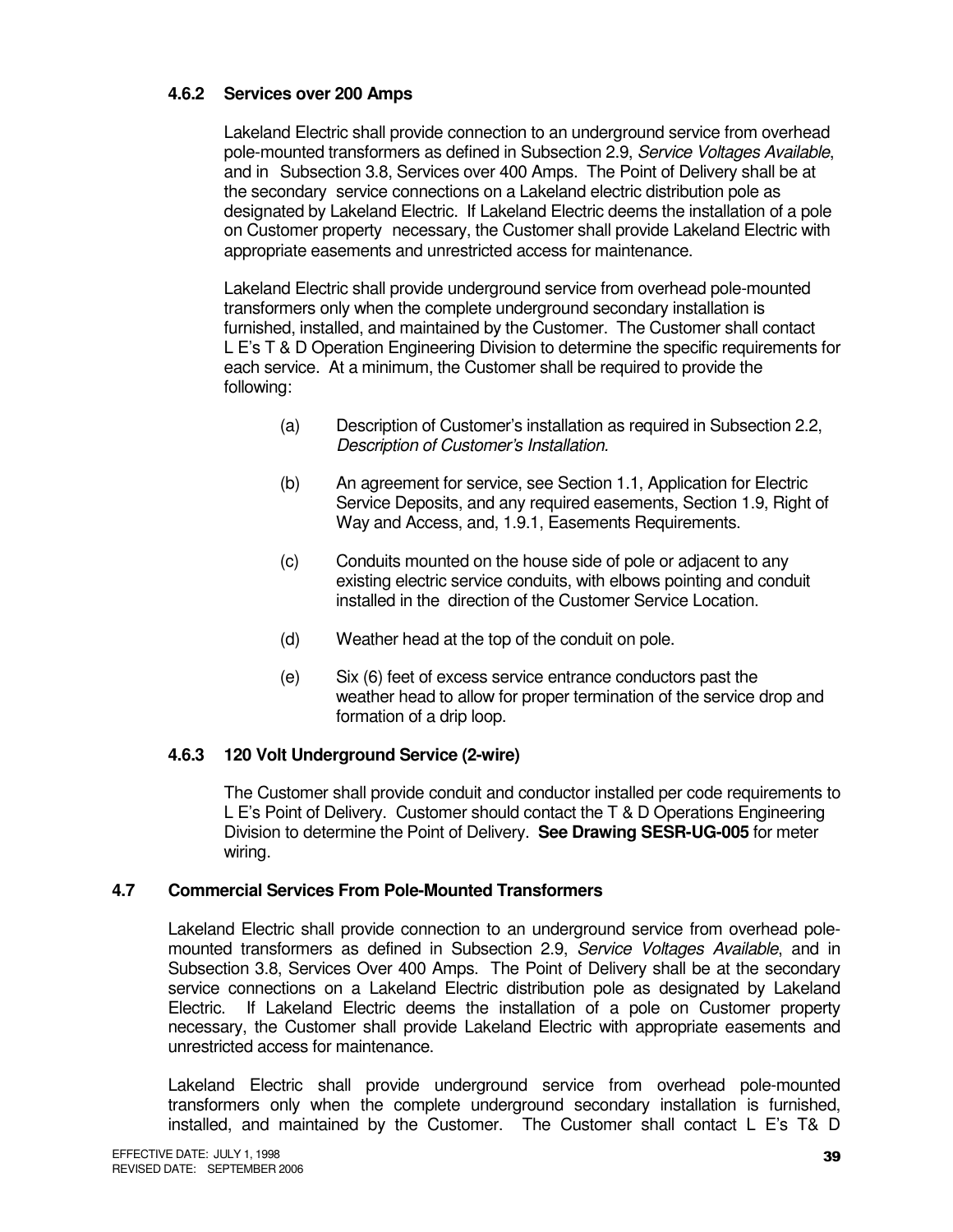### 4.6.2 Services over 200 Amps

Lakeland Electric shall provide connection to an underground service from overhead pole-mounted transformers as defined in Subsection 2.9, *Service Voltages Available*, and in Subsection 3.8, Services over 400 Amps. The Point of Delivery shall be at the secondary service connections on a Lakeland electric distribution pole as designated by Lakeland Electric. If Lakeland Electric deems the installation of a pole on Customer property necessary, the Customer shall provide Lakeland Electric with appropriate easements and unrestricted access for maintenance.

Lakeland Electric shall provide underground service from overhead pole-mounted transformers only when the complete underground secondary installation is furnished, installed, and maintained by the Customer. The Customer shall contact L E's T & D Operation Engineering Division to determine the specific requirements for each service. At a minimum, the Customer shall be required to provide the following:

(a) Description of Customer's installation as required in Subsection 2.2, *Description of Customer's Installation.*

(b) An agreement for service, see Section 1.1, Application for Electric Service Deposits, and any required easements, Section 1.9, Right of Way and Access, and, 1.9.1, Easements Requirements.

(c) Conduits mounted on the house side of pole or adjacent to any existing electric service conduits, with elbows pointing and conduit installed in the direction of the Customer Service Location.

(d) Weather head at the top of the conduit on pole.

(e) Six (6) feet of excess service entrance conductors past the weather head to allow for proper termination of the service drop and formation of a drip loop.

### 4.6.3 120 Volt Underground Service (2-wire)

The Customer shall provide conduit and conductor installed per code requirements to L E's Point of Delivery. Customer should contact the T & D Operations Engineering Division to determine the Point of Delivery. **See Drawing SESR-UG-005** for meter wiring.

## 4.7 Commercial Services From Pole-Mounted Transformers

Lakeland Electric shall provide connection to an underground service from overhead pole-mounted transformers as defined in Subsection 2.9, *Service Voltages Available*, and in Subsection 3.8, Services Over 400 Amps. The Point of Delivery shall be at the secondary service connections on a Lakeland Electric distribution pole as designated by Lakeland Electric. If Lakeland Electric deems the installation of a pole on Customer property necessary, the Customer shall provide Lakeland Electric with appropriate easements and unrestricted access for maintenance.

Lakeland Electric shall provide underground service from overhead pole-mounted transformers only when the complete underground secondary installation is furnished, installed, and maintained by the Customer. The Customer shall contact L E's T& D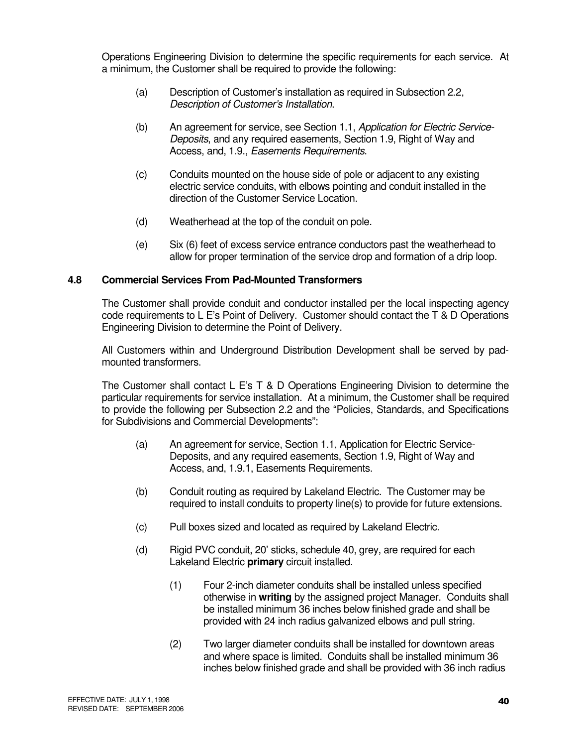Operations Engineering Division to determine the specific requirements for each service. At a minimum, the Customer shall be required to provide the following:

(a) Description of Customer's installation as required in Subsection 2.2, *Description of Customer's Installation*.

(b) An agreement for service, see Section 1.1, *Application for Electric Service-Deposits*, and any required easements, Section 1.9, Right of Way and Access, and, 1.9., *Easements Requirements*.

(c) Conduits mounted on the house side of pole or adjacent to any existing electric service conduits, with elbows pointing and conduit installed in the direction of the Customer Service Location.

(d) Weatherhead at the top of the conduit on pole.

(e) Six (6) feet of excess service entrance conductors past the weatherhead to allow for proper termination of the service drop and formation of a drip loop.

### 4.8 Commercial Services From Pad-Mounted Transformers

The Customer shall provide conduit and conductor installed per the local inspecting agency code requirements to L E's Point of Delivery. Customer should contact the T & D Operations Engineering Division to determine the Point of Delivery.

All Customers within and Underground Distribution Development shall be served by pad-mounted transformers.

The Customer shall contact L E's T & D Operations Engineering Division to determine the particular requirements for service installation. At a minimum, the Customer shall be required to provide the following per Subsection 2.2 and the "Policies, Standards, and Specifications for Subdivisions and Commercial Developments":

(a) An agreement for service, Section 1.1, Application for Electric Service-Deposits, and any required easements, Section 1.9, Right of Way and Access, and, 1.9.1, Easements Requirements.

(b) Conduit routing as required by Lakeland Electric. The Customer may be required to install conduits to property line(s) to provide for future extensions.

(c) Pull boxes sized and located as required by Lakeland Electric.

(d) Rigid PVC conduit, 20' sticks, schedule 40, grey, are required for each Lakeland Electric **primary** circuit installed.

   (1) Four 2-inch diameter conduits shall be installed unless specified otherwise in **writing** by the assigned project Manager. Conduits shall be installed minimum 36 inches below finished grade and shall be provided with 24 inch radius galvanized elbows and pull string.

   (2) Two larger diameter conduits shall be installed for downtown areas and where space is limited. Conduits shall be installed minimum 36 inches below finished grade and shall be provided with 36 inch radius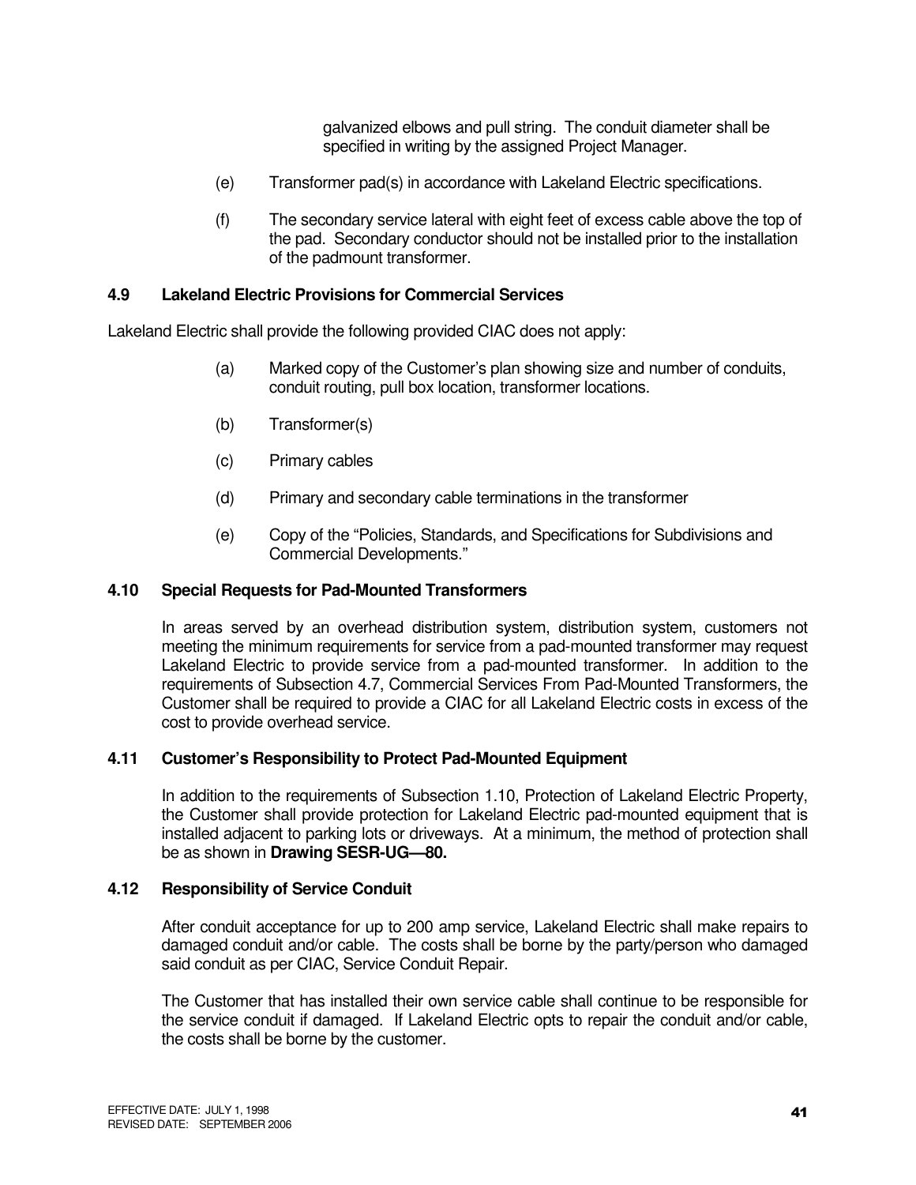galvanized elbows and pull string. The conduit diameter shall be specified in writing by the assigned Project Manager.

(e) Transformer pad(s) in accordance with Lakeland Electric specifications.

(f) The secondary service lateral with eight feet of excess cable above the top of the pad. Secondary conductor should not be installed prior to the installation of the padmount transformer.

### 4.9 Lakeland Electric Provisions for Commercial Services

Lakeland Electric shall provide the following provided CIAC does not apply:

(a) Marked copy of the Customer's plan showing size and number of conduits, conduit routing, pull box location, transformer locations.

(b) Transformer(s)

(c) Primary cables

(d) Primary and secondary cable terminations in the transformer

(e) Copy of the "Policies, Standards, and Specifications for Subdivisions and Commercial Developments."

### 4.10 Special Requests for Pad-Mounted Transformers

In areas served by an overhead distribution system, distribution system, customers not meeting the minimum requirements for service from a pad-mounted transformer may request Lakeland Electric to provide service from a pad-mounted transformer. In addition to the requirements of Subsection 4.7, Commercial Services From Pad-Mounted Transformers, the Customer shall be required to provide a CIAC for all Lakeland Electric costs in excess of the cost to provide overhead service.

### 4.11 Customer's Responsibility to Protect Pad-Mounted Equipment

In addition to the requirements of Subsection 1.10, Protection of Lakeland Electric Property, the Customer shall provide protection for Lakeland Electric pad-mounted equipment that is installed adjacent to parking lots or driveways. At a minimum, the method of protection shall be as shown in **Drawing SESR-UG—80.**

### 4.12 Responsibility of Service Conduit

After conduit acceptance for up to 200 amp service, Lakeland Electric shall make repairs to damaged conduit and/or cable. The costs shall be borne by the party/person who damaged said conduit as per CIAC, Service Conduit Repair.

The Customer that has installed their own service cable shall continue to be responsible for the service conduit if damaged. If Lakeland Electric opts to repair the conduit and/or cable, the costs shall be borne by the customer.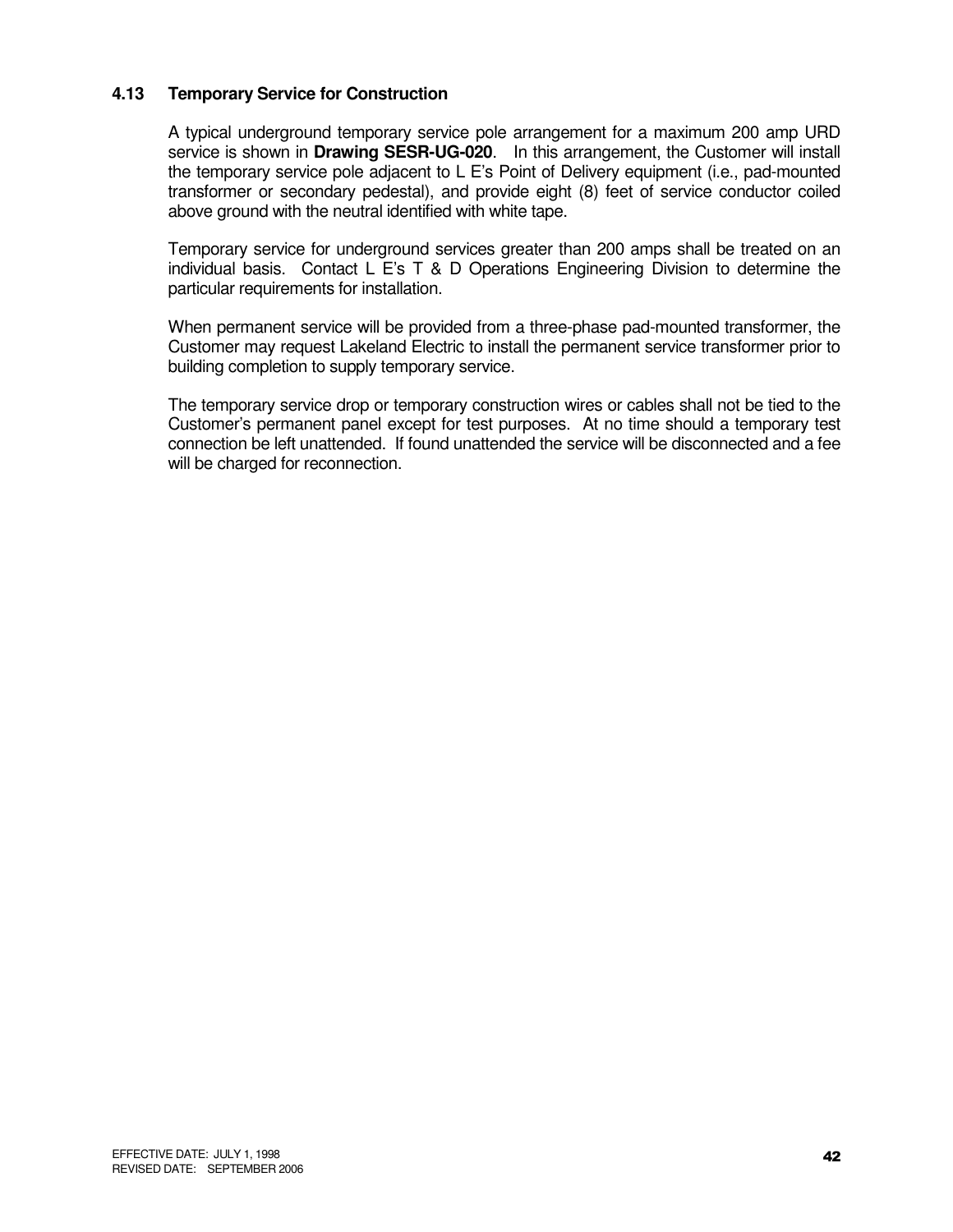### 4.13 Temporary Service for Construction

A typical underground temporary service pole arrangement for a maximum 200 amp URD service is shown in **Drawing SESR-UG-020**. In this arrangement, the Customer will install the temporary service pole adjacent to L E's Point of Delivery equipment (i.e., pad-mounted transformer or secondary pedestal), and provide eight (8) feet of service conductor coiled above ground with the neutral identified with white tape.

Temporary service for underground services greater than 200 amps shall be treated on an individual basis. Contact L E's T & D Operations Engineering Division to determine the particular requirements for installation.

When permanent service will be provided from a three-phase pad-mounted transformer, the Customer may request Lakeland Electric to install the permanent service transformer prior to building completion to supply temporary service.

The temporary service drop or temporary construction wires or cables shall not be tied to the Customer's permanent panel except for test purposes. At no time should a temporary test connection be left unattended. If found unattended the service will be disconnected and a fee will be charged for reconnection.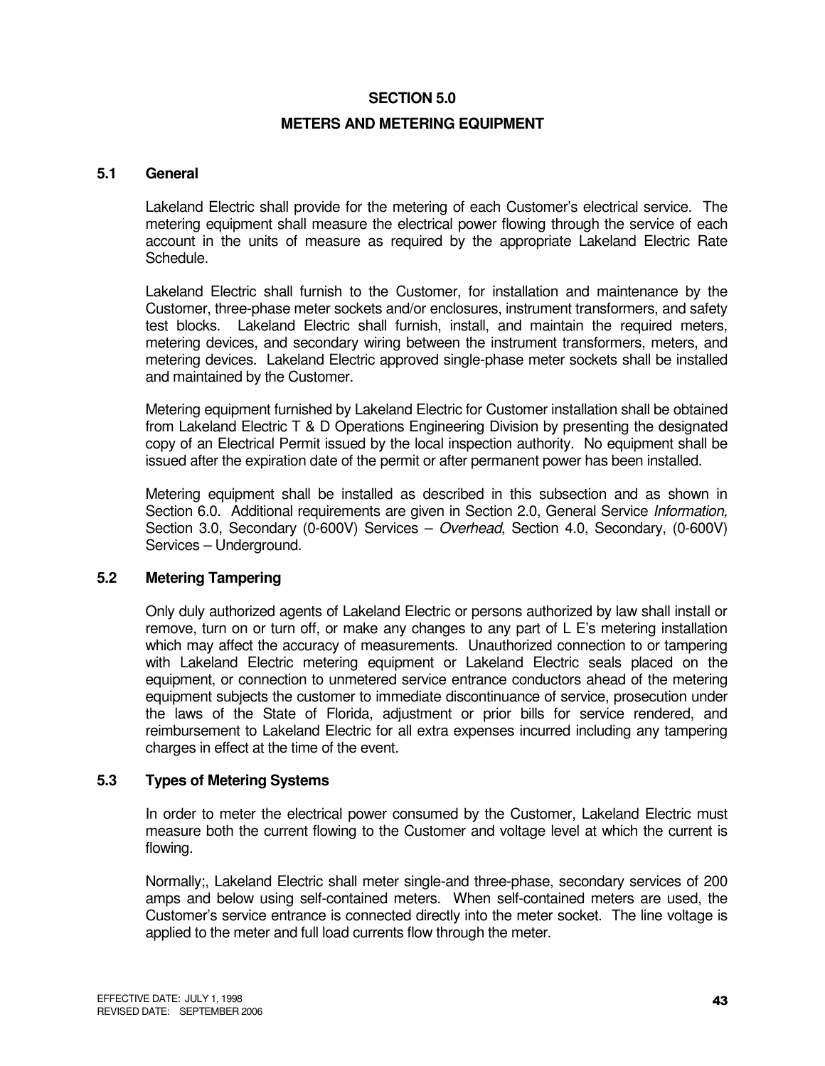# SECTION 5.0

# METERS AND METERING EQUIPMENT

## 5.1 General

Lakeland Electric shall provide for the metering of each Customer's electrical service. The metering equipment shall measure the electrical power flowing through the service of each account in the units of measure as required by the appropriate Lakeland Electric Rate Schedule.

Lakeland Electric shall furnish to the Customer, for installation and maintenance by the Customer, three-phase meter sockets and/or enclosures, instrument transformers, and safety test blocks. Lakeland Electric shall furnish, install, and maintain the required meters, metering devices, and secondary wiring between the instrument transformers, meters, and metering devices. Lakeland Electric approved single-phase meter sockets shall be installed and maintained by the Customer.

Metering equipment furnished by Lakeland Electric for Customer installation shall be obtained from Lakeland Electric T & D Operations Engineering Division by presenting the designated copy of an Electrical Permit issued by the local inspection authority. No equipment shall be issued after the expiration date of the permit or after permanent power has been installed.

Metering equipment shall be installed as described in this subsection and as shown in Section 6.0. Additional requirements are given in Section 2.0, General Service *Information,* Section 3.0, Secondary (0-600V) Services – *Overhead*, Section 4.0, Secondary, (0-600V) Services – Underground.

## 5.2 Metering Tampering

Only duly authorized agents of Lakeland Electric or persons authorized by law shall install or remove, turn on or turn off, or make any changes to any part of L E's metering installation which may affect the accuracy of measurements. Unauthorized connection to or tampering with Lakeland Electric metering equipment or Lakeland Electric seals placed on the equipment, or connection to unmetered service entrance conductors ahead of the metering equipment subjects the customer to immediate discontinuance of service, prosecution under the laws of the State of Florida, adjustment or prior bills for service rendered, and reimbursement to Lakeland Electric for all extra expenses incurred including any tampering charges in effect at the time of the event.

## 5.3 Types of Metering Systems

In order to meter the electrical power consumed by the Customer, Lakeland Electric must measure both the current flowing to the Customer and voltage level at which the current is flowing.

Normally;, Lakeland Electric shall meter single-and three-phase, secondary services of 200 amps and below using self-contained meters. When self-contained meters are used, the Customer's service entrance is connected directly into the meter socket. The line voltage is applied to the meter and full load currents flow through the meter.

EFFECTIVE DATE: JULY 1, 1998
REVISED DATE: SEPTEMBER 2006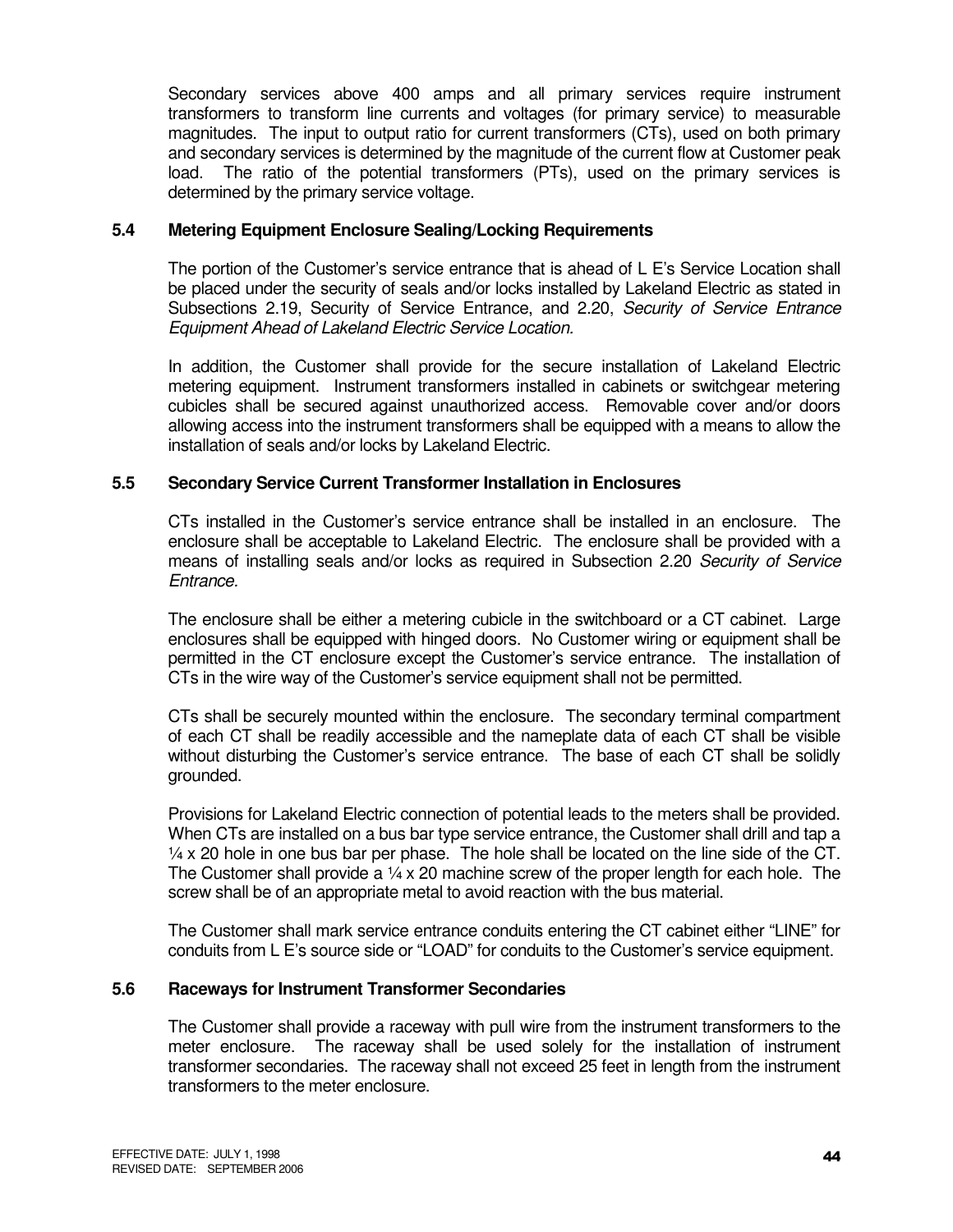Secondary services above 400 amps and all primary services require instrument transformers to transform line currents and voltages (for primary service) to measurable magnitudes. The input to output ratio for current transformers (CTs), used on both primary and secondary services is determined by the magnitude of the current flow at Customer peak load. The ratio of the potential transformers (PTs), used on the primary services is determined by the primary service voltage.

### 5.4 Metering Equipment Enclosure Sealing/Locking Requirements

The portion of the Customer's service entrance that is ahead of L E's Service Location shall be placed under the security of seals and/or locks installed by Lakeland Electric as stated in Subsections 2.19, Security of Service Entrance, and 2.20, *Security of Service Entrance Equipment Ahead of Lakeland Electric Service Location.*

In addition, the Customer shall provide for the secure installation of Lakeland Electric metering equipment. Instrument transformers installed in cabinets or switchgear metering cubicles shall be secured against unauthorized access. Removable cover and/or doors allowing access into the instrument transformers shall be equipped with a means to allow the installation of seals and/or locks by Lakeland Electric.

### 5.5 Secondary Service Current Transformer Installation in Enclosures

CTs installed in the Customer's service entrance shall be installed in an enclosure. The enclosure shall be acceptable to Lakeland Electric. The enclosure shall be provided with a means of installing seals and/or locks as required in Subsection 2.20 *Security of Service Entrance.*

The enclosure shall be either a metering cubicle in the switchboard or a CT cabinet. Large enclosures shall be equipped with hinged doors. No Customer wiring or equipment shall be permitted in the CT enclosure except the Customer's service entrance. The installation of CTs in the wire way of the Customer's service equipment shall not be permitted.

CTs shall be securely mounted within the enclosure. The secondary terminal compartment of each CT shall be readily accessible and the nameplate data of each CT shall be visible without disturbing the Customer's service entrance. The base of each CT shall be solidly grounded.

Provisions for Lakeland Electric connection of potential leads to the meters shall be provided. When CTs are installed on a bus bar type service entrance, the Customer shall drill and tap a ¼ x 20 hole in one bus bar per phase. The hole shall be located on the line side of the CT. The Customer shall provide a ¼ x 20 machine screw of the proper length for each hole. The screw shall be of an appropriate metal to avoid reaction with the bus material.

The Customer shall mark service entrance conduits entering the CT cabinet either "LINE" for conduits from L E's source side or "LOAD" for conduits to the Customer's service equipment.

### 5.6 Raceways for Instrument Transformer Secondaries

The Customer shall provide a raceway with pull wire from the instrument transformers to the meter enclosure. The raceway shall be used solely for the installation of instrument transformer secondaries. The raceway shall not exceed 25 feet in length from the instrument transformers to the meter enclosure.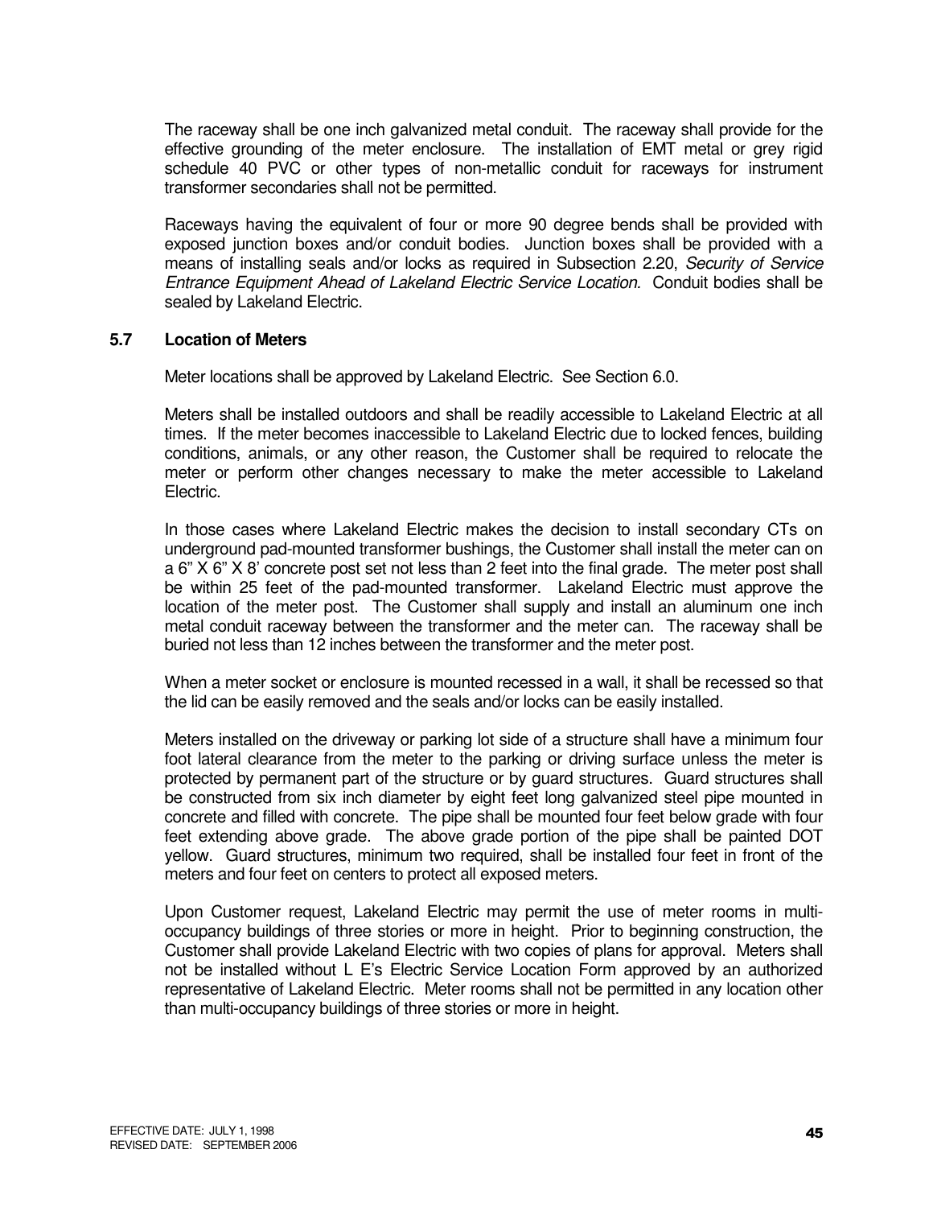The raceway shall be one inch galvanized metal conduit. The raceway shall provide for the effective grounding of the meter enclosure. The installation of EMT metal or grey rigid schedule 40 PVC or other types of non-metallic conduit for raceways for instrument transformer secondaries shall not be permitted.

Raceways having the equivalent of four or more 90 degree bends shall be provided with exposed junction boxes and/or conduit bodies. Junction boxes shall be provided with a means of installing seals and/or locks as required in Subsection 2.20, *Security of Service Entrance Equipment Ahead of Lakeland Electric Service Location*. Conduit bodies shall be sealed by Lakeland Electric.

### 5.7 Location of Meters

Meter locations shall be approved by Lakeland Electric. See Section 6.0.

Meters shall be installed outdoors and shall be readily accessible to Lakeland Electric at all times. If the meter becomes inaccessible to Lakeland Electric due to locked fences, building conditions, animals, or any other reason, the Customer shall be required to relocate the meter or perform other changes necessary to make the meter accessible to Lakeland Electric.

In those cases where Lakeland Electric makes the decision to install secondary CTs on underground pad-mounted transformer bushings, the Customer shall install the meter can on a 6" X 6" X 8' concrete post set not less than 2 feet into the final grade. The meter post shall be within 25 feet of the pad-mounted transformer. Lakeland Electric must approve the location of the meter post. The Customer shall supply and install an aluminum one inch metal conduit raceway between the transformer and the meter can. The raceway shall be buried not less than 12 inches between the transformer and the meter post.

When a meter socket or enclosure is mounted recessed in a wall, it shall be recessed so that the lid can be easily removed and the seals and/or locks can be easily installed.

Meters installed on the driveway or parking lot side of a structure shall have a minimum four foot lateral clearance from the meter to the parking or driving surface unless the meter is protected by permanent part of the structure or by guard structures. Guard structures shall be constructed from six inch diameter by eight feet long galvanized steel pipe mounted in concrete and filled with concrete. The pipe shall be mounted four feet below grade with four feet extending above grade. The above grade portion of the pipe shall be painted DOT yellow. Guard structures, minimum two required, shall be installed four feet in front of the meters and four feet on centers to protect all exposed meters.

Upon Customer request, Lakeland Electric may permit the use of meter rooms in multi-occupancy buildings of three stories or more in height. Prior to beginning construction, the Customer shall provide Lakeland Electric with two copies of plans for approval. Meters shall not be installed without L E's Electric Service Location Form approved by an authorized representative of Lakeland Electric. Meter rooms shall not be permitted in any location other than multi-occupancy buildings of three stories or more in height.

EFFECTIVE DATE: JULY 1, 1998
REVISED DATE: SEPTEMBER 2006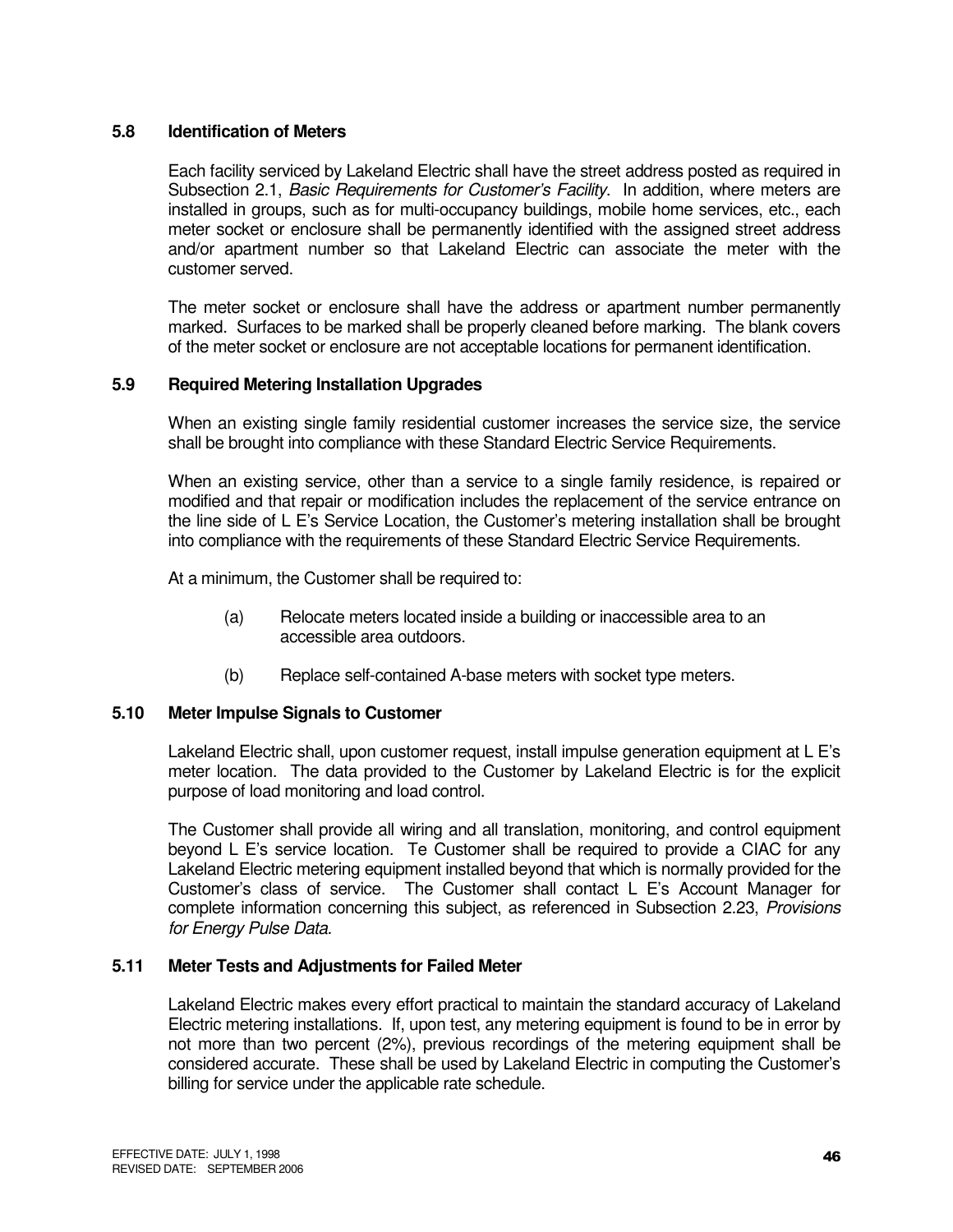### 5.8 Identification of Meters

Each facility serviced by Lakeland Electric shall have the street address posted as required in Subsection 2.1, *Basic Requirements for Customer's Facility*. In addition, where meters are installed in groups, such as for multi-occupancy buildings, mobile home services, etc., each meter socket or enclosure shall be permanently identified with the assigned street address and/or apartment number so that Lakeland Electric can associate the meter with the customer served.

The meter socket or enclosure shall have the address or apartment number permanently marked. Surfaces to be marked shall be properly cleaned before marking. The blank covers of the meter socket or enclosure are not acceptable locations for permanent identification.

### 5.9 Required Metering Installation Upgrades

When an existing single family residential customer increases the service size, the service shall be brought into compliance with these Standard Electric Service Requirements.

When an existing service, other than a service to a single family residence, is repaired or modified and that repair or modification includes the replacement of the service entrance on the line side of L E's Service Location, the Customer's metering installation shall be brought into compliance with the requirements of these Standard Electric Service Requirements.

At a minimum, the Customer shall be required to:

(a) Relocate meters located inside a building or inaccessible area to an accessible area outdoors.

(b) Replace self-contained A-base meters with socket type meters.

### 5.10 Meter Impulse Signals to Customer

Lakeland Electric shall, upon customer request, install impulse generation equipment at L E's meter location. The data provided to the Customer by Lakeland Electric is for the explicit purpose of load monitoring and load control.

The Customer shall provide all wiring and all translation, monitoring, and control equipment beyond L E's service location. Te Customer shall be required to provide a CIAC for any Lakeland Electric metering equipment installed beyond that which is normally provided for the Customer's class of service. The Customer shall contact L E's Account Manager for complete information concerning this subject, as referenced in Subsection 2.23, *Provisions for Energy Pulse Data.*

### 5.11 Meter Tests and Adjustments for Failed Meter

Lakeland Electric makes every effort practical to maintain the standard accuracy of Lakeland Electric metering installations. If, upon test, any metering equipment is found to be in error by not more than two percent (2%), previous recordings of the metering equipment shall be considered accurate. These shall be used by Lakeland Electric in computing the Customer's billing for service under the applicable rate schedule.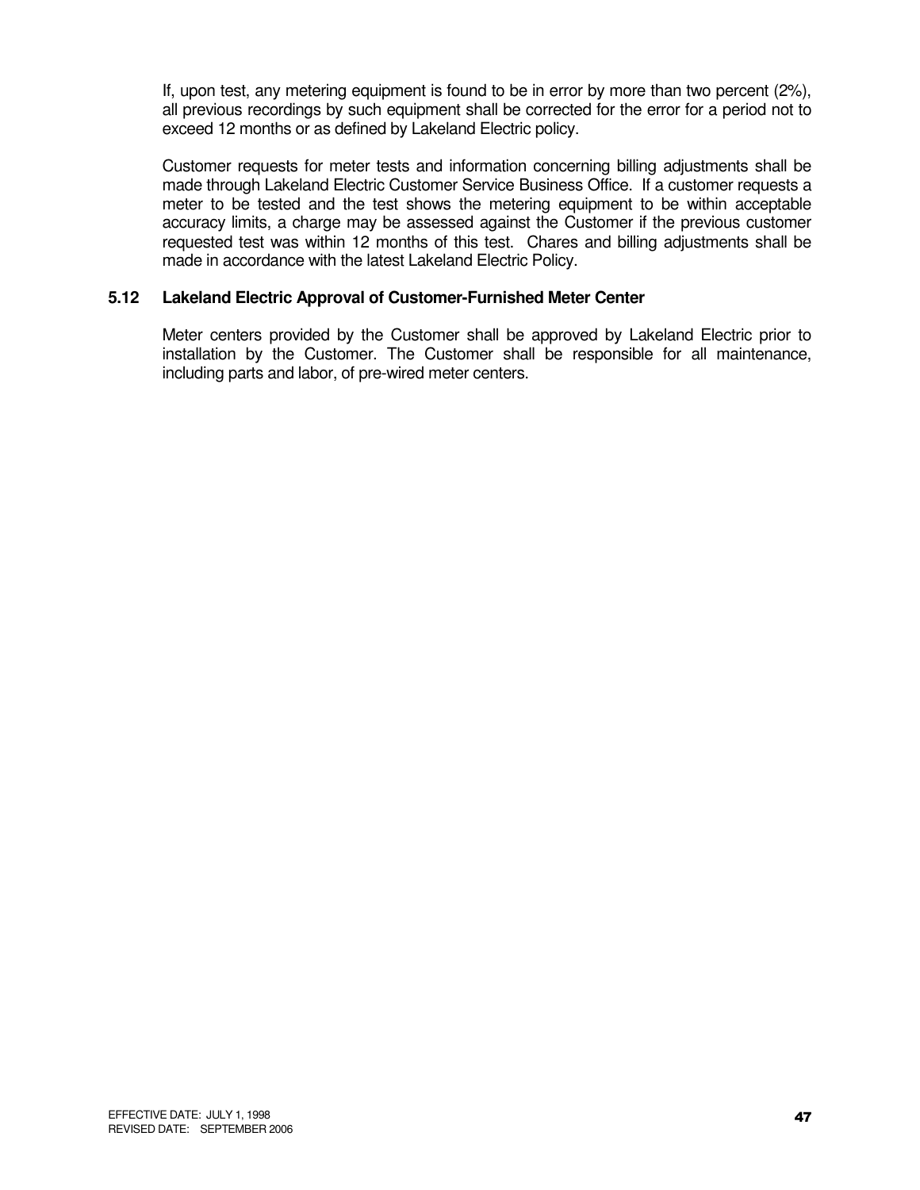If, upon test, any metering equipment is found to be in error by more than two percent (2%), all previous recordings by such equipment shall be corrected for the error for a period not to exceed 12 months or as defined by Lakeland Electric policy.

Customer requests for meter tests and information concerning billing adjustments shall be made through Lakeland Electric Customer Service Business Office. If a customer requests a meter to be tested and the test shows the metering equipment to be within acceptable accuracy limits, a charge may be assessed against the Customer if the previous customer requested test was within 12 months of this test. Chares and billing adjustments shall be made in accordance with the latest Lakeland Electric Policy.

### 5.12 Lakeland Electric Approval of Customer-Furnished Meter Center

Meter centers provided by the Customer shall be approved by Lakeland Electric prior to installation by the Customer. The Customer shall be responsible for all maintenance, including parts and labor, of pre-wired meter centers.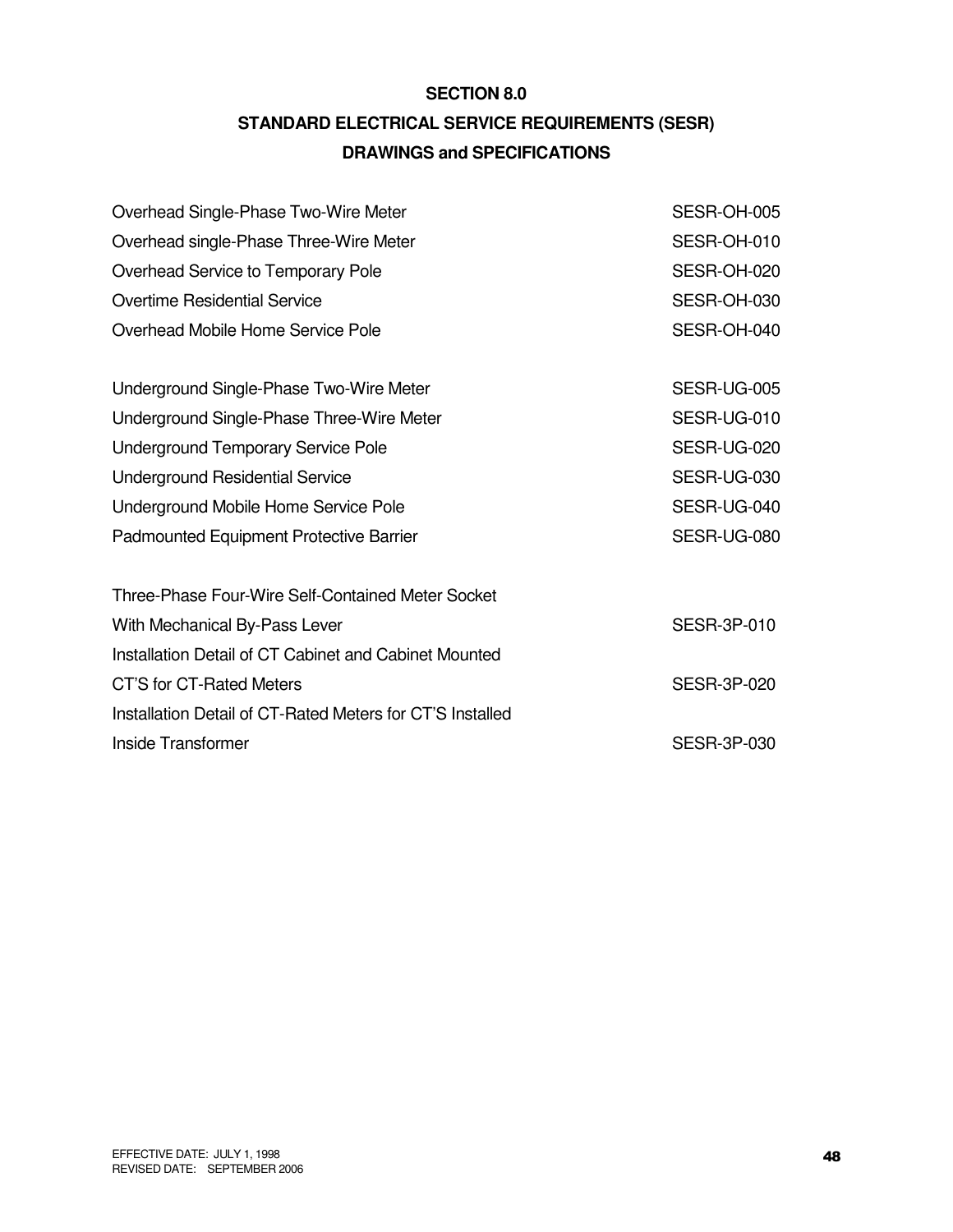## SECTION 8.0

## STANDARD ELECTRICAL SERVICE REQUIREMENTS (SESR)

## DRAWINGS and SPECIFICATIONS

| | |
|---|---|
| Overhead Single-Phase Two-Wire Meter | SESR-OH-005 |
| Overhead single-Phase Three-Wire Meter | SESR-OH-010 |
| Overhead Service to Temporary Pole | SESR-OH-020 |
| Overtime Residential Service | SESR-OH-030 |
| Overhead Mobile Home Service Pole | SESR-OH-040 |
| | |
| Underground Single-Phase Two-Wire Meter | SESR-UG-005 |
| Underground Single-Phase Three-Wire Meter | SESR-UG-010 |
| Underground Temporary Service Pole | SESR-UG-020 |
| Underground Residential Service | SESR-UG-030 |
| Underground Mobile Home Service Pole | SESR-UG-040 |
| Padmounted Equipment Protective Barrier | SESR-UG-080 |
| | |
| Three-Phase Four-Wire Self-Contained Meter Socket With Mechanical By-Pass Lever | SESR-3P-010 |
| Installation Detail of CT Cabinet and Cabinet Mounted CT'S for CT-Rated Meters | SESR-3P-020 |
| Installation Detail of CT-Rated Meters for CT'S Installed Inside Transformer | SESR-3P-030 |

EFFECTIVE DATE: JULY 1, 1998
REVISED DATE: SEPTEMBER 2006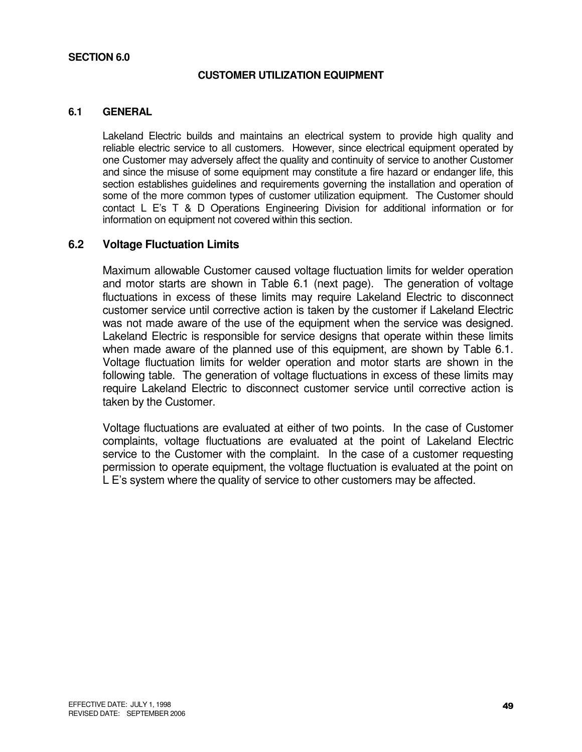## SECTION 6.0

### CUSTOMER UTILIZATION EQUIPMENT

### 6.1 GENERAL

Lakeland Electric builds and maintains an electrical system to provide high quality and reliable electric service to all customers. However, since electrical equipment operated by one Customer may adversely affect the quality and continuity of service to another Customer and since the misuse of some equipment may constitute a fire hazard or endanger life, this section establishes guidelines and requirements governing the installation and operation of some of the more common types of customer utilization equipment. The Customer should contact L E's T & D Operations Engineering Division for additional information or for information on equipment not covered within this section.

### 6.2 Voltage Fluctuation Limits

Maximum allowable Customer caused voltage fluctuation limits for welder operation and motor starts are shown in Table 6.1 (next page). The generation of voltage fluctuations in excess of these limits may require Lakeland Electric to disconnect customer service until corrective action is taken by the customer if Lakeland Electric was not made aware of the use of the equipment when the service was designed. Lakeland Electric is responsible for service designs that operate within these limits when made aware of the planned use of this equipment, are shown by Table 6.1. Voltage fluctuation limits for welder operation and motor starts are shown in the following table. The generation of voltage fluctuations in excess of these limits may require Lakeland Electric to disconnect customer service until corrective action is taken by the Customer.

Voltage fluctuations are evaluated at either of two points. In the case of Customer complaints, voltage fluctuations are evaluated at the point of Lakeland Electric service to the Customer with the complaint. In the case of a customer requesting permission to operate equipment, the voltage fluctuation is evaluated at the point on L E's system where the quality of service to other customers may be affected.

EFFECTIVE DATE: JULY 1, 1998
REVISED DATE: SEPTEMBER 2006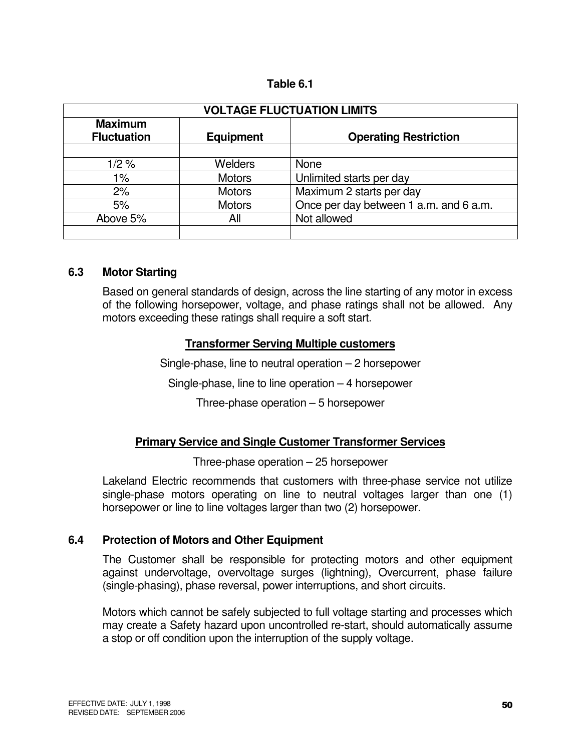**Table 6.1**

| VOLTAGE FLUCTUATION LIMITS | | |
|---|---|---|
| **Maximum Fluctuation** | **Equipment** | **Operating Restriction** |
| | | |
| 1/2 % | Welders | None |
| 1% | Motors | Unlimited starts per day |
| 2% | Motors | Maximum 2 starts per day |
| 5% | Motors | Once per day between 1 a.m. and 6 a.m. |
| Above 5% | All | Not allowed |
| | | |

### 6.3 Motor Starting

Based on general standards of design, across the line starting of any motor in excess of the following horsepower, voltage, and phase ratings shall not be allowed. Any motors exceeding these ratings shall require a soft start.

**Transformer Serving Multiple customers**

Single-phase, line to neutral operation – 2 horsepower

Single-phase, line to line operation – 4 horsepower

Three-phase operation – 5 horsepower

**Primary Service and Single Customer Transformer Services**

Three-phase operation – 25 horsepower

Lakeland Electric recommends that customers with three-phase service not utilize single-phase motors operating on line to neutral voltages larger than one (1) horsepower or line to line voltages larger than two (2) horsepower.

### 6.4 Protection of Motors and Other Equipment

The Customer shall be responsible for protecting motors and other equipment against undervoltage, overvoltage surges (lightning), Overcurrent, phase failure (single-phasing), phase reversal, power interruptions, and short circuits.

Motors which cannot be safely subjected to full voltage starting and processes which may create a Safety hazard upon uncontrolled re-start, should automatically assume a stop or off condition upon the interruption of the supply voltage.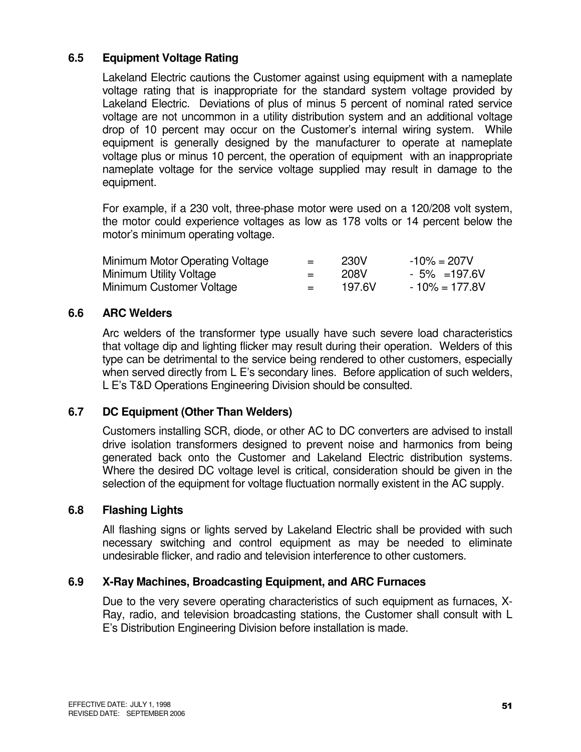## 6.5 Equipment Voltage Rating

Lakeland Electric cautions the Customer against using equipment with a nameplate voltage rating that is inappropriate for the standard system voltage provided by Lakeland Electric. Deviations of plus of minus 5 percent of nominal rated service voltage are not uncommon in a utility distribution system and an additional voltage drop of 10 percent may occur on the Customer's internal wiring system. While equipment is generally designed by the manufacturer to operate at nameplate voltage plus or minus 10 percent, the operation of equipment with an inappropriate nameplate voltage for the service voltage supplied may result in damage to the equipment.

For example, if a 230 volt, three-phase motor were used on a 120/208 volt system, the motor could experience voltages as low as 178 volts or 14 percent below the motor's minimum operating voltage.

| | | | |
|---|---|---|---|
| Minimum Motor Operating Voltage | = | 230V | -10% = 207V |
| Minimum Utility Voltage | = | 208V | - 5% =197.6V |
| Minimum Customer Voltage | = | 197.6V | - 10% = 177.8V |

## 6.6 ARC Welders

Arc welders of the transformer type usually have such severe load characteristics that voltage dip and lighting flicker may result during their operation. Welders of this type can be detrimental to the service being rendered to other customers, especially when served directly from L E's secondary lines. Before application of such welders, L E's T&D Operations Engineering Division should be consulted.

## 6.7 DC Equipment (Other Than Welders)

Customers installing SCR, diode, or other AC to DC converters are advised to install drive isolation transformers designed to prevent noise and harmonics from being generated back onto the Customer and Lakeland Electric distribution systems. Where the desired DC voltage level is critical, consideration should be given in the selection of the equipment for voltage fluctuation normally existent in the AC supply.

## 6.8 Flashing Lights

All flashing signs or lights served by Lakeland Electric shall be provided with such necessary switching and control equipment as may be needed to eliminate undesirable flicker, and radio and television interference to other customers.

## 6.9 X-Ray Machines, Broadcasting Equipment, and ARC Furnaces

Due to the very severe operating characteristics of such equipment as furnaces, X-Ray, radio, and television broadcasting stations, the Customer shall consult with L E's Distribution Engineering Division before installation is made.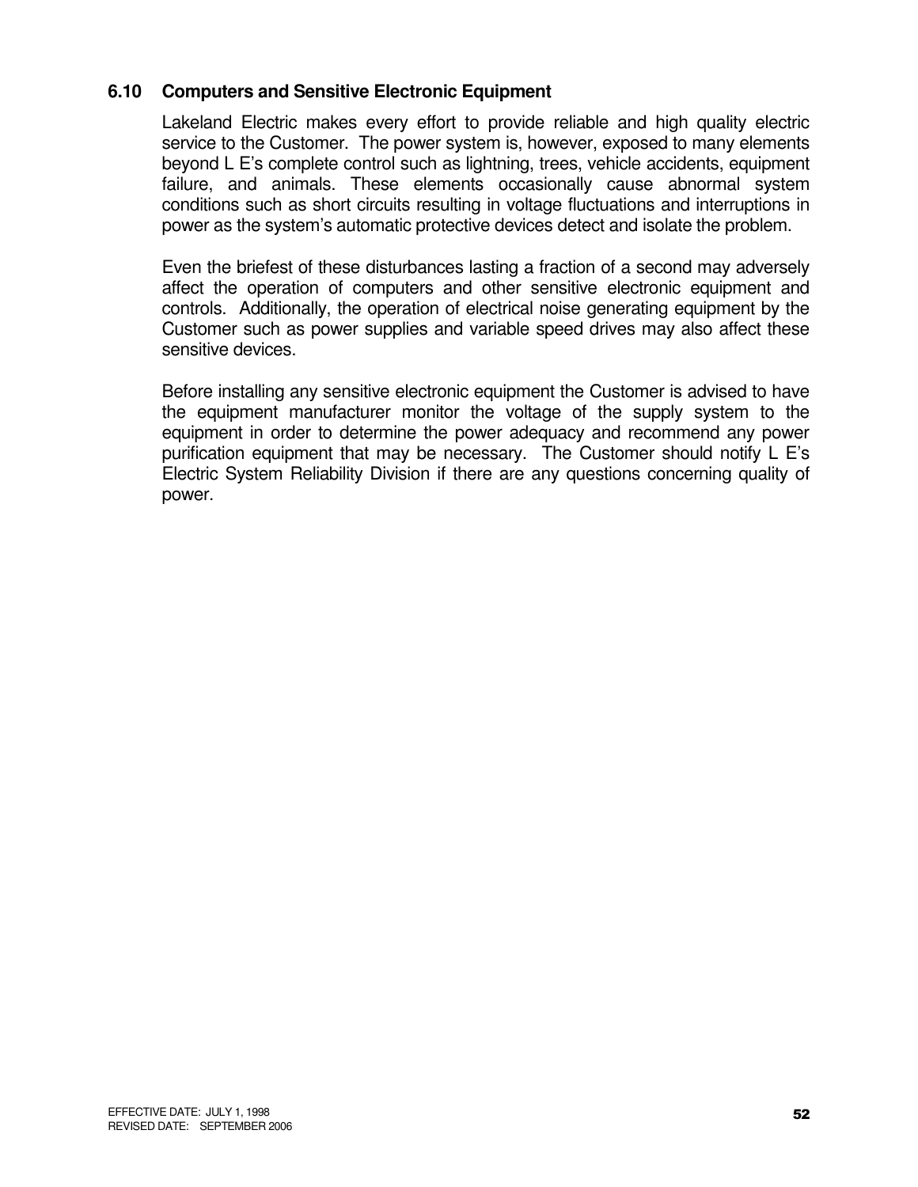### 6.10 Computers and Sensitive Electronic Equipment

Lakeland Electric makes every effort to provide reliable and high quality electric service to the Customer. The power system is, however, exposed to many elements beyond L E's complete control such as lightning, trees, vehicle accidents, equipment failure, and animals. These elements occasionally cause abnormal system conditions such as short circuits resulting in voltage fluctuations and interruptions in power as the system's automatic protective devices detect and isolate the problem.

Even the briefest of these disturbances lasting a fraction of a second may adversely affect the operation of computers and other sensitive electronic equipment and controls. Additionally, the operation of electrical noise generating equipment by the Customer such as power supplies and variable speed drives may also affect these sensitive devices.

Before installing any sensitive electronic equipment the Customer is advised to have the equipment manufacturer monitor the voltage of the supply system to the equipment in order to determine the power adequacy and recommend any power purification equipment that may be necessary. The Customer should notify L E's Electric System Reliability Division if there are any questions concerning quality of power.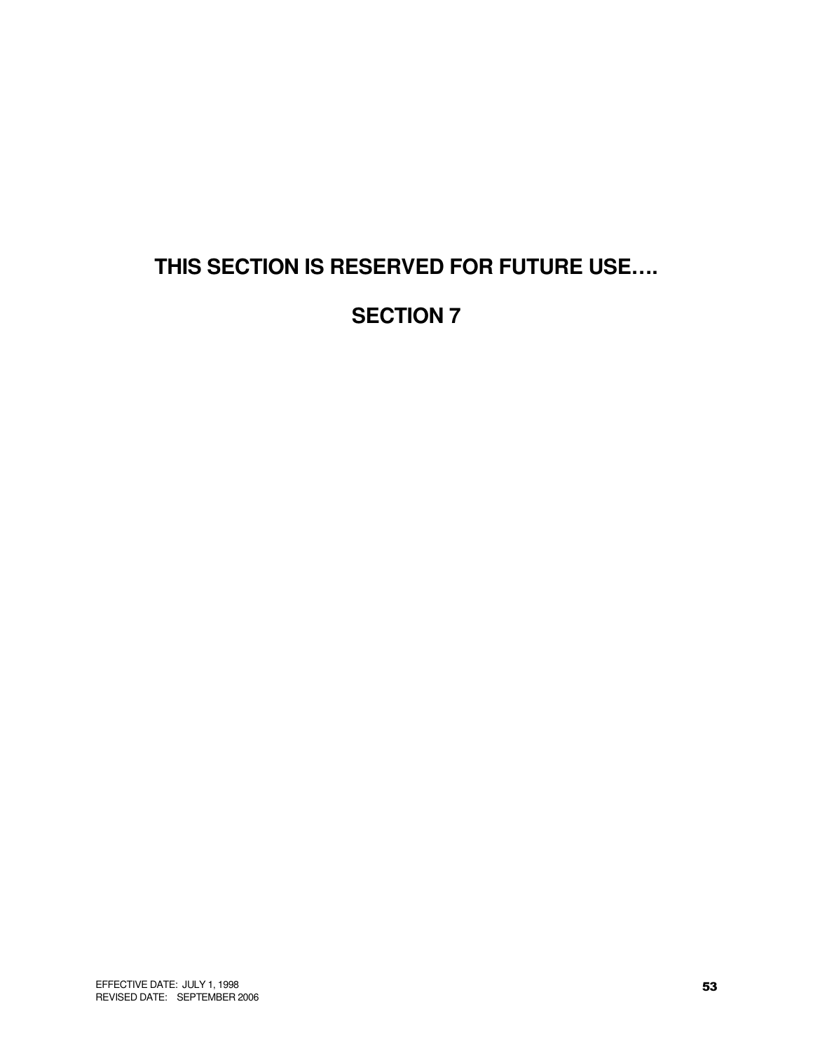**THIS SECTION IS RESERVED FOR FUTURE USE….**

# SECTION 7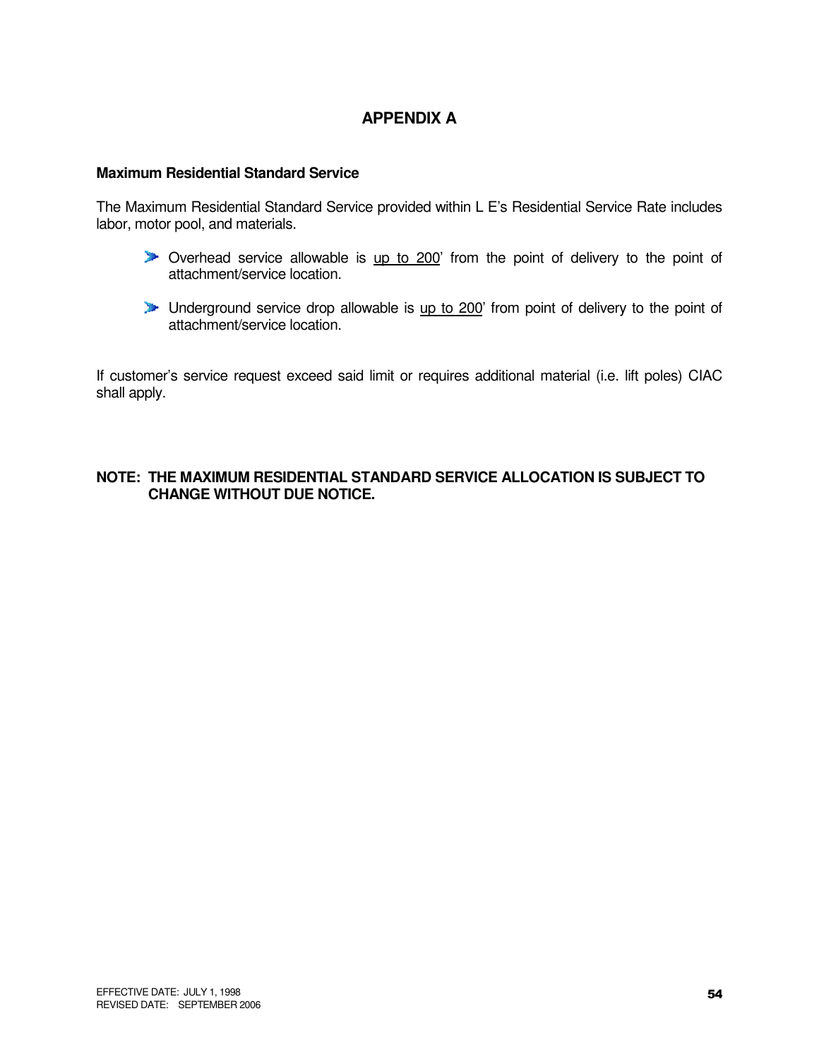# APPENDIX A

**Maximum Residential Standard Service**

The Maximum Residential Standard Service provided within L E's Residential Service Rate includes labor, motor pool, and materials.

- Overhead service allowable is <u>up to 200</u>' from the point of delivery to the point of attachment/service location.
- Underground service drop allowable is <u>up to 200</u>' from point of delivery to the point of attachment/service location.

If customer's service request exceed said limit or requires additional material (i.e. lift poles) CIAC shall apply.

**NOTE: THE MAXIMUM RESIDENTIAL STANDARD SERVICE ALLOCATION IS SUBJECT TO CHANGE WITHOUT DUE NOTICE.**

EFFECTIVE DATE: JULY 1, 1998
REVISED DATE: SEPTEMBER 2006